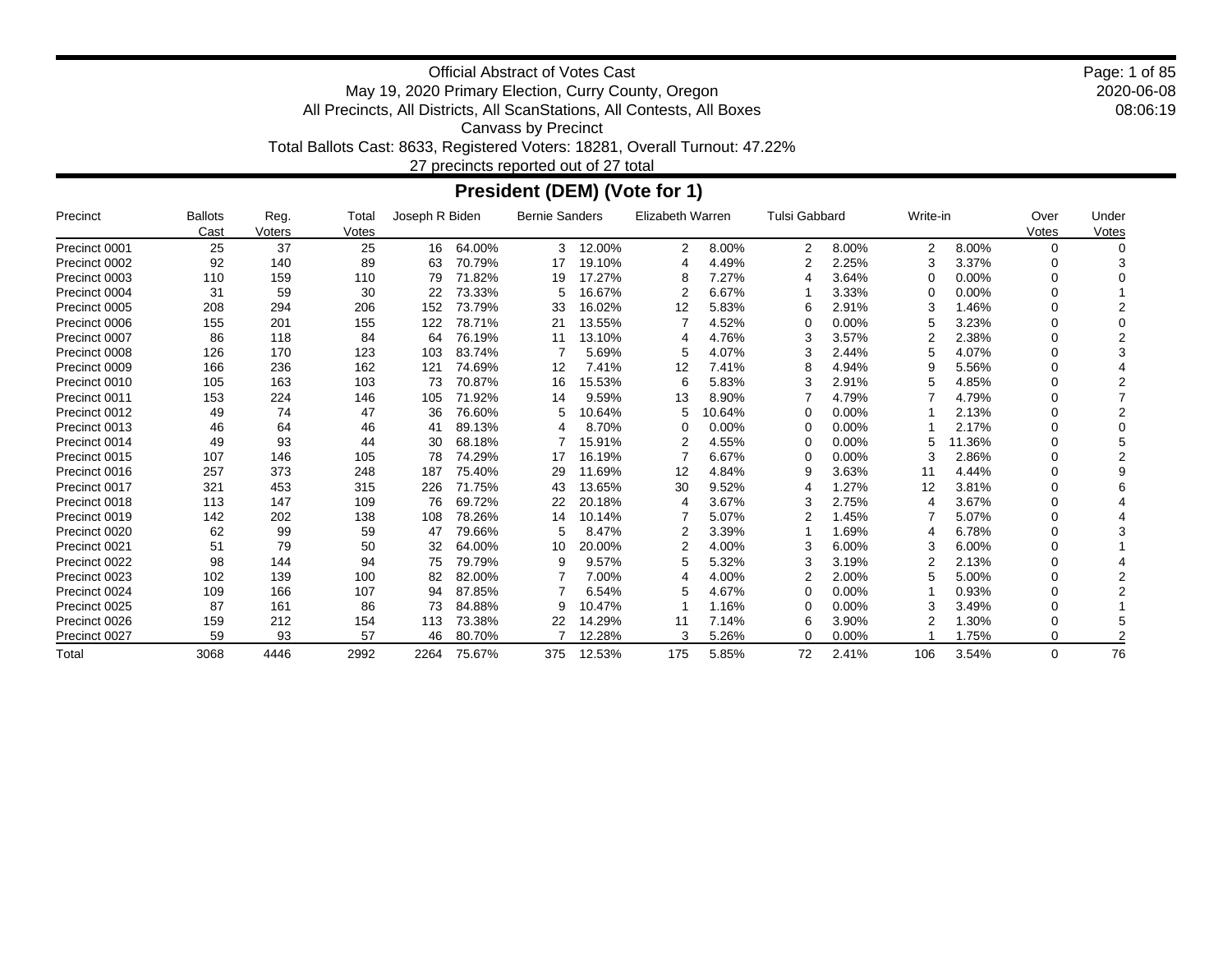Official Abstract of Votes Cast
May 19, 2020 Primary Election, Curry County, Oregon
All Precincts, All Districts, All ScanStations, All Contests, All Boxes
Canvass by Precinct
Total Ballots Cast: 8633, Registered Voters: 18281, Overall Turnout: 47.22%
27 precincts reported out of 27 total

2020-06-08
08:06:19

## President (DEM) (Vote for 1)

| Precinct | Ballots Cast | Reg. Voters | Total Votes | Joseph R Biden | | Bernie Sanders | | Elizabeth Warren | | Tulsi Gabbard | | Write-in | | Over Votes | Under Votes |
|---|---|---|---|---|---|---|---|---|---|---|---|---|---|---|---|
| Precinct 0001 | 25 | 37 | 25 | 16 | 64.00% | 3 | 12.00% | 2 | 8.00% | 2 | 8.00% | 2 | 8.00% | 0 | 0 |
| Precinct 0002 | 92 | 140 | 89 | 63 | 70.79% | 17 | 19.10% | 4 | 4.49% | 2 | 2.25% | 3 | 3.37% | 0 | 3 |
| Precinct 0003 | 110 | 159 | 110 | 79 | 71.82% | 19 | 17.27% | 8 | 7.27% | 4 | 3.64% | 0 | 0.00% | 0 | 0 |
| Precinct 0004 | 31 | 59 | 30 | 22 | 73.33% | 5 | 16.67% | 2 | 6.67% | 1 | 3.33% | 0 | 0.00% | 0 | 1 |
| Precinct 0005 | 208 | 294 | 206 | 152 | 73.79% | 33 | 16.02% | 12 | 5.83% | 6 | 2.91% | 3 | 1.46% | 0 | 2 |
| Precinct 0006 | 155 | 201 | 155 | 122 | 78.71% | 21 | 13.55% | 7 | 4.52% | 0 | 0.00% | 5 | 3.23% | 0 | 0 |
| Precinct 0007 | 86 | 118 | 84 | 64 | 76.19% | 11 | 13.10% | 4 | 4.76% | 3 | 3.57% | 2 | 2.38% | 0 | 2 |
| Precinct 0008 | 126 | 170 | 123 | 103 | 83.74% | 7 | 5.69% | 5 | 4.07% | 3 | 2.44% | 5 | 4.07% | 0 | 3 |
| Precinct 0009 | 166 | 236 | 162 | 121 | 74.69% | 12 | 7.41% | 12 | 7.41% | 8 | 4.94% | 9 | 5.56% | 0 | 4 |
| Precinct 0010 | 105 | 163 | 103 | 73 | 70.87% | 16 | 15.53% | 6 | 5.83% | 3 | 2.91% | 5 | 4.85% | 0 | 2 |
| Precinct 0011 | 153 | 224 | 146 | 105 | 71.92% | 14 | 9.59% | 13 | 8.90% | 7 | 4.79% | 7 | 4.79% | 0 | 7 |
| Precinct 0012 | 49 | 74 | 47 | 36 | 76.60% | 5 | 10.64% | 5 | 10.64% | 0 | 0.00% | 1 | 2.13% | 0 | 2 |
| Precinct 0013 | 46 | 64 | 46 | 41 | 89.13% | 4 | 8.70% | 0 | 0.00% | 0 | 0.00% | 1 | 2.17% | 0 | 0 |
| Precinct 0014 | 49 | 93 | 44 | 30 | 68.18% | 7 | 15.91% | 2 | 4.55% | 0 | 0.00% | 5 | 11.36% | 0 | 5 |
| Precinct 0015 | 107 | 146 | 105 | 78 | 74.29% | 17 | 16.19% | 7 | 6.67% | 0 | 0.00% | 3 | 2.86% | 0 | 2 |
| Precinct 0016 | 257 | 373 | 248 | 187 | 75.40% | 29 | 11.69% | 12 | 4.84% | 9 | 3.63% | 11 | 4.44% | 0 | 9 |
| Precinct 0017 | 321 | 453 | 315 | 226 | 71.75% | 43 | 13.65% | 30 | 9.52% | 4 | 1.27% | 12 | 3.81% | 0 | 6 |
| Precinct 0018 | 113 | 147 | 109 | 76 | 69.72% | 22 | 20.18% | 4 | 3.67% | 3 | 2.75% | 4 | 3.67% | 0 | 4 |
| Precinct 0019 | 142 | 202 | 138 | 108 | 78.26% | 14 | 10.14% | 7 | 5.07% | 2 | 1.45% | 7 | 5.07% | 0 | 4 |
| Precinct 0020 | 62 | 99 | 59 | 47 | 79.66% | 5 | 8.47% | 2 | 3.39% | 1 | 1.69% | 4 | 6.78% | 0 | 3 |
| Precinct 0021 | 51 | 79 | 50 | 32 | 64.00% | 10 | 20.00% | 2 | 4.00% | 3 | 6.00% | 3 | 6.00% | 0 | 1 |
| Precinct 0022 | 98 | 144 | 94 | 75 | 79.79% | 9 | 9.57% | 5 | 5.32% | 3 | 3.19% | 2 | 2.13% | 0 | 4 |
| Precinct 0023 | 102 | 139 | 100 | 82 | 82.00% | 7 | 7.00% | 4 | 4.00% | 2 | 2.00% | 5 | 5.00% | 0 | 2 |
| Precinct 0024 | 109 | 166 | 107 | 94 | 87.85% | 7 | 6.54% | 5 | 4.67% | 0 | 0.00% | 1 | 0.93% | 0 | 2 |
| Precinct 0025 | 87 | 161 | 86 | 73 | 84.88% | 9 | 10.47% | 1 | 1.16% | 0 | 0.00% | 3 | 3.49% | 0 | 1 |
| Precinct 0026 | 159 | 212 | 154 | 113 | 73.38% | 22 | 14.29% | 11 | 7.14% | 6 | 3.90% | 2 | 1.30% | 0 | 5 |
| Precinct 0027 | 59 | 93 | 57 | 46 | 80.70% | 7 | 12.28% | 3 | 5.26% | 0 | 0.00% | 1 | 1.75% | 0 | 2 |
| Total | 3068 | 4446 | 2992 | 2264 | 75.67% | 375 | 12.53% | 175 | 5.85% | 72 | 2.41% | 106 | 3.54% | 0 | 76 |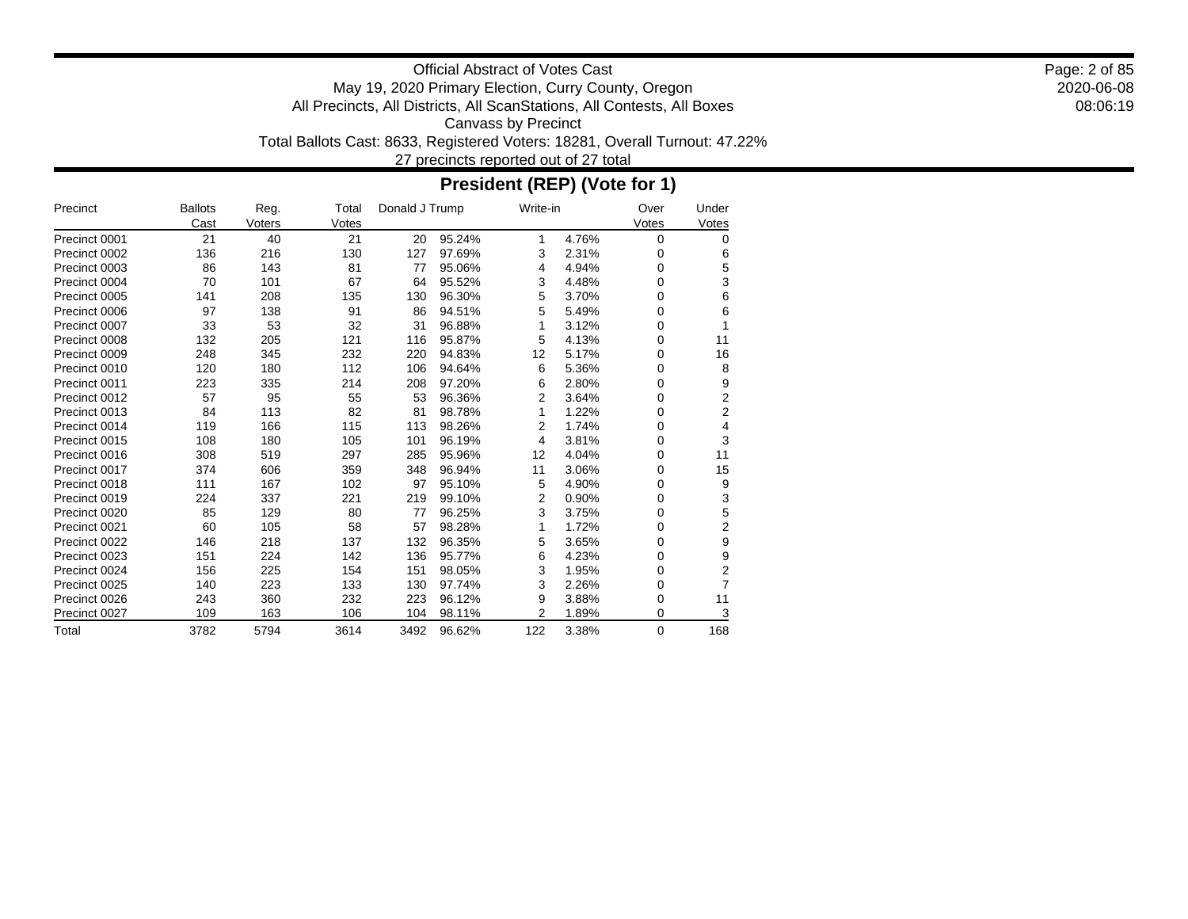Official Abstract of Votes Cast
May 19, 2020 Primary Election, Curry County, Oregon
All Precincts, All Districts, All ScanStations, All Contests, All Boxes
Canvass by Precinct
Total Ballots Cast: 8633, Registered Voters: 18281, Overall Turnout: 47.22%
27 precincts reported out of 27 total

## President (REP) (Vote for 1)

| Precinct | Ballots Cast | Reg. Voters | Total Votes | Donald J Trump | | Write-in | | Over Votes | Under Votes |
|---|---|---|---|---|---|---|---|---|---|
| Precinct 0001 | 21 | 40 | 21 | 20 | 95.24% | 1 | 4.76% | 0 | 0 |
| Precinct 0002 | 136 | 216 | 130 | 127 | 97.69% | 3 | 2.31% | 0 | 6 |
| Precinct 0003 | 86 | 143 | 81 | 77 | 95.06% | 4 | 4.94% | 0 | 5 |
| Precinct 0004 | 70 | 101 | 67 | 64 | 95.52% | 3 | 4.48% | 0 | 3 |
| Precinct 0005 | 141 | 208 | 135 | 130 | 96.30% | 5 | 3.70% | 0 | 6 |
| Precinct 0006 | 97 | 138 | 91 | 86 | 94.51% | 5 | 5.49% | 0 | 6 |
| Precinct 0007 | 33 | 53 | 32 | 31 | 96.88% | 1 | 3.12% | 0 | 1 |
| Precinct 0008 | 132 | 205 | 121 | 116 | 95.87% | 5 | 4.13% | 0 | 11 |
| Precinct 0009 | 248 | 345 | 232 | 220 | 94.83% | 12 | 5.17% | 0 | 16 |
| Precinct 0010 | 120 | 180 | 112 | 106 | 94.64% | 6 | 5.36% | 0 | 8 |
| Precinct 0011 | 223 | 335 | 214 | 208 | 97.20% | 6 | 2.80% | 0 | 9 |
| Precinct 0012 | 57 | 95 | 55 | 53 | 96.36% | 2 | 3.64% | 0 | 2 |
| Precinct 0013 | 84 | 113 | 82 | 81 | 98.78% | 1 | 1.22% | 0 | 2 |
| Precinct 0014 | 119 | 166 | 115 | 113 | 98.26% | 2 | 1.74% | 0 | 4 |
| Precinct 0015 | 108 | 180 | 105 | 101 | 96.19% | 4 | 3.81% | 0 | 3 |
| Precinct 0016 | 308 | 519 | 297 | 285 | 95.96% | 12 | 4.04% | 0 | 11 |
| Precinct 0017 | 374 | 606 | 359 | 348 | 96.94% | 11 | 3.06% | 0 | 15 |
| Precinct 0018 | 111 | 167 | 102 | 97 | 95.10% | 5 | 4.90% | 0 | 9 |
| Precinct 0019 | 224 | 337 | 221 | 219 | 99.10% | 2 | 0.90% | 0 | 3 |
| Precinct 0020 | 85 | 129 | 80 | 77 | 96.25% | 3 | 3.75% | 0 | 5 |
| Precinct 0021 | 60 | 105 | 58 | 57 | 98.28% | 1 | 1.72% | 0 | 2 |
| Precinct 0022 | 146 | 218 | 137 | 132 | 96.35% | 5 | 3.65% | 0 | 9 |
| Precinct 0023 | 151 | 224 | 142 | 136 | 95.77% | 6 | 4.23% | 0 | 9 |
| Precinct 0024 | 156 | 225 | 154 | 151 | 98.05% | 3 | 1.95% | 0 | 2 |
| Precinct 0025 | 140 | 223 | 133 | 130 | 97.74% | 3 | 2.26% | 0 | 7 |
| Precinct 0026 | 243 | 360 | 232 | 223 | 96.12% | 9 | 3.88% | 0 | 11 |
| Precinct 0027 | 109 | 163 | 106 | 104 | 98.11% | 2 | 1.89% | 0 | 3 |
| Total | 3782 | 5794 | 3614 | 3492 | 96.62% | 122 | 3.38% | 0 | 168 |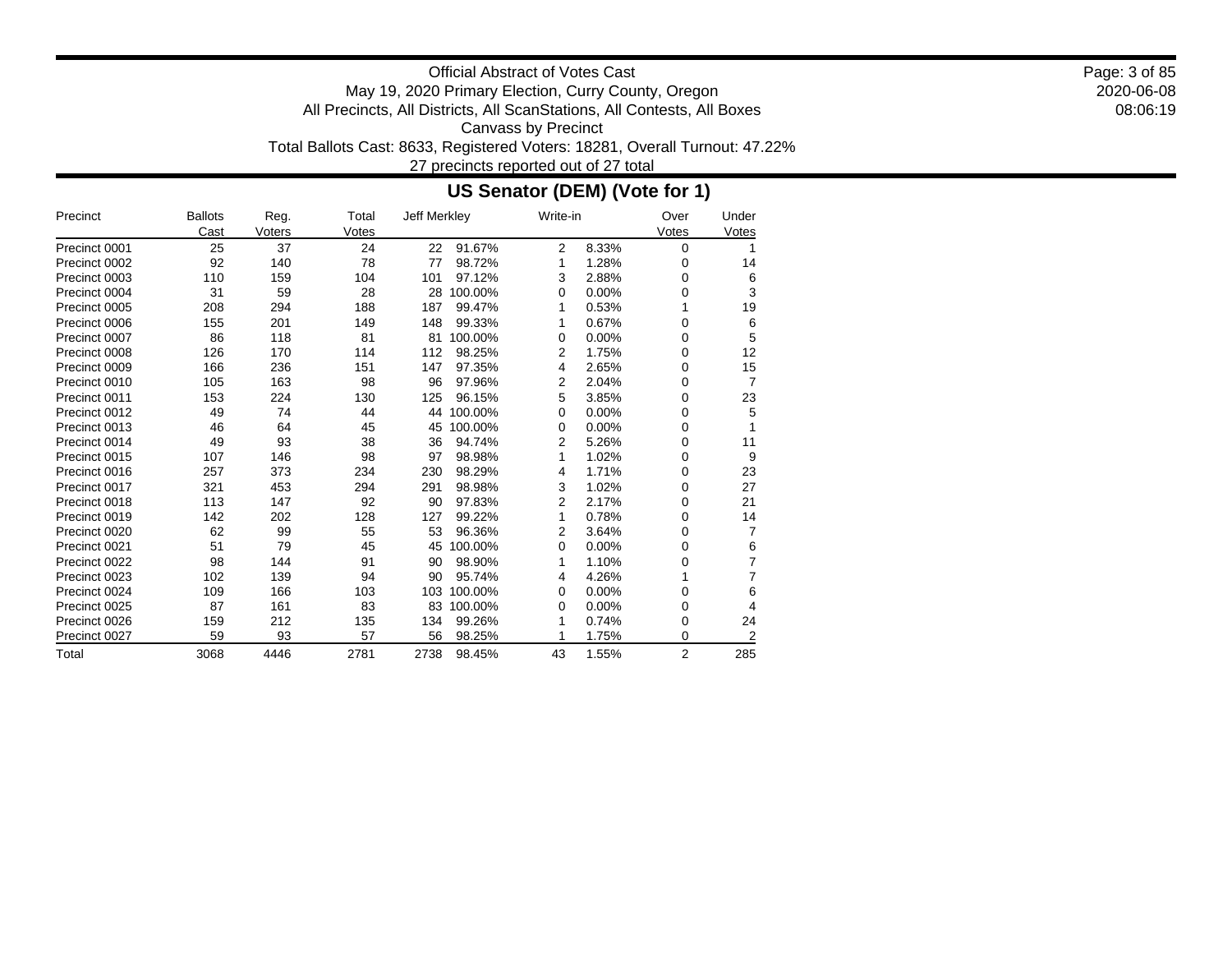Official Abstract of Votes Cast

May 19, 2020 Primary Election, Curry County, Oregon

All Precincts, All Districts, All ScanStations, All Contests, All Boxes

Canvass by Precinct

Total Ballots Cast: 8633, Registered Voters: 18281, Overall Turnout: 47.22%

27 precincts reported out of 27 total

## US Senator (DEM) (Vote for 1)

| Precinct | Ballots Cast | Reg. Voters | Total Votes | Jeff Merkley | | Write-in | | Over Votes | Under Votes |
|---|---|---|---|---|---|---|---|---|---|
| Precinct 0001 | 25 | 37 | 24 | 22 | 91.67% | 2 | 8.33% | 0 | 1 |
| Precinct 0002 | 92 | 140 | 78 | 77 | 98.72% | 1 | 1.28% | 0 | 14 |
| Precinct 0003 | 110 | 159 | 104 | 101 | 97.12% | 3 | 2.88% | 0 | 6 |
| Precinct 0004 | 31 | 59 | 28 | 28 | 100.00% | 0 | 0.00% | 0 | 3 |
| Precinct 0005 | 208 | 294 | 188 | 187 | 99.47% | 1 | 0.53% | 1 | 19 |
| Precinct 0006 | 155 | 201 | 149 | 148 | 99.33% | 1 | 0.67% | 0 | 6 |
| Precinct 0007 | 86 | 118 | 81 | 81 | 100.00% | 0 | 0.00% | 0 | 5 |
| Precinct 0008 | 126 | 170 | 114 | 112 | 98.25% | 2 | 1.75% | 0 | 12 |
| Precinct 0009 | 166 | 236 | 151 | 147 | 97.35% | 4 | 2.65% | 0 | 15 |
| Precinct 0010 | 105 | 163 | 98 | 96 | 97.96% | 2 | 2.04% | 0 | 7 |
| Precinct 0011 | 153 | 224 | 130 | 125 | 96.15% | 5 | 3.85% | 0 | 23 |
| Precinct 0012 | 49 | 74 | 44 | 44 | 100.00% | 0 | 0.00% | 0 | 5 |
| Precinct 0013 | 46 | 64 | 45 | 45 | 100.00% | 0 | 0.00% | 0 | 1 |
| Precinct 0014 | 49 | 93 | 38 | 36 | 94.74% | 2 | 5.26% | 0 | 11 |
| Precinct 0015 | 107 | 146 | 98 | 97 | 98.98% | 1 | 1.02% | 0 | 9 |
| Precinct 0016 | 257 | 373 | 234 | 230 | 98.29% | 4 | 1.71% | 0 | 23 |
| Precinct 0017 | 321 | 453 | 294 | 291 | 98.98% | 3 | 1.02% | 0 | 27 |
| Precinct 0018 | 113 | 147 | 92 | 90 | 97.83% | 2 | 2.17% | 0 | 21 |
| Precinct 0019 | 142 | 202 | 128 | 127 | 99.22% | 1 | 0.78% | 0 | 14 |
| Precinct 0020 | 62 | 99 | 55 | 53 | 96.36% | 2 | 3.64% | 0 | 7 |
| Precinct 0021 | 51 | 79 | 45 | 45 | 100.00% | 0 | 0.00% | 0 | 6 |
| Precinct 0022 | 98 | 144 | 91 | 90 | 98.90% | 1 | 1.10% | 0 | 7 |
| Precinct 0023 | 102 | 139 | 94 | 90 | 95.74% | 4 | 4.26% | 1 | 7 |
| Precinct 0024 | 109 | 166 | 103 | 103 | 100.00% | 0 | 0.00% | 0 | 6 |
| Precinct 0025 | 87 | 161 | 83 | 83 | 100.00% | 0 | 0.00% | 0 | 4 |
| Precinct 0026 | 159 | 212 | 135 | 134 | 99.26% | 1 | 0.74% | 0 | 24 |
| Precinct 0027 | 59 | 93 | 57 | 56 | 98.25% | 1 | 1.75% | 0 | 2 |
| Total | 3068 | 4446 | 2781 | 2738 | 98.45% | 43 | 1.55% | 2 | 285 |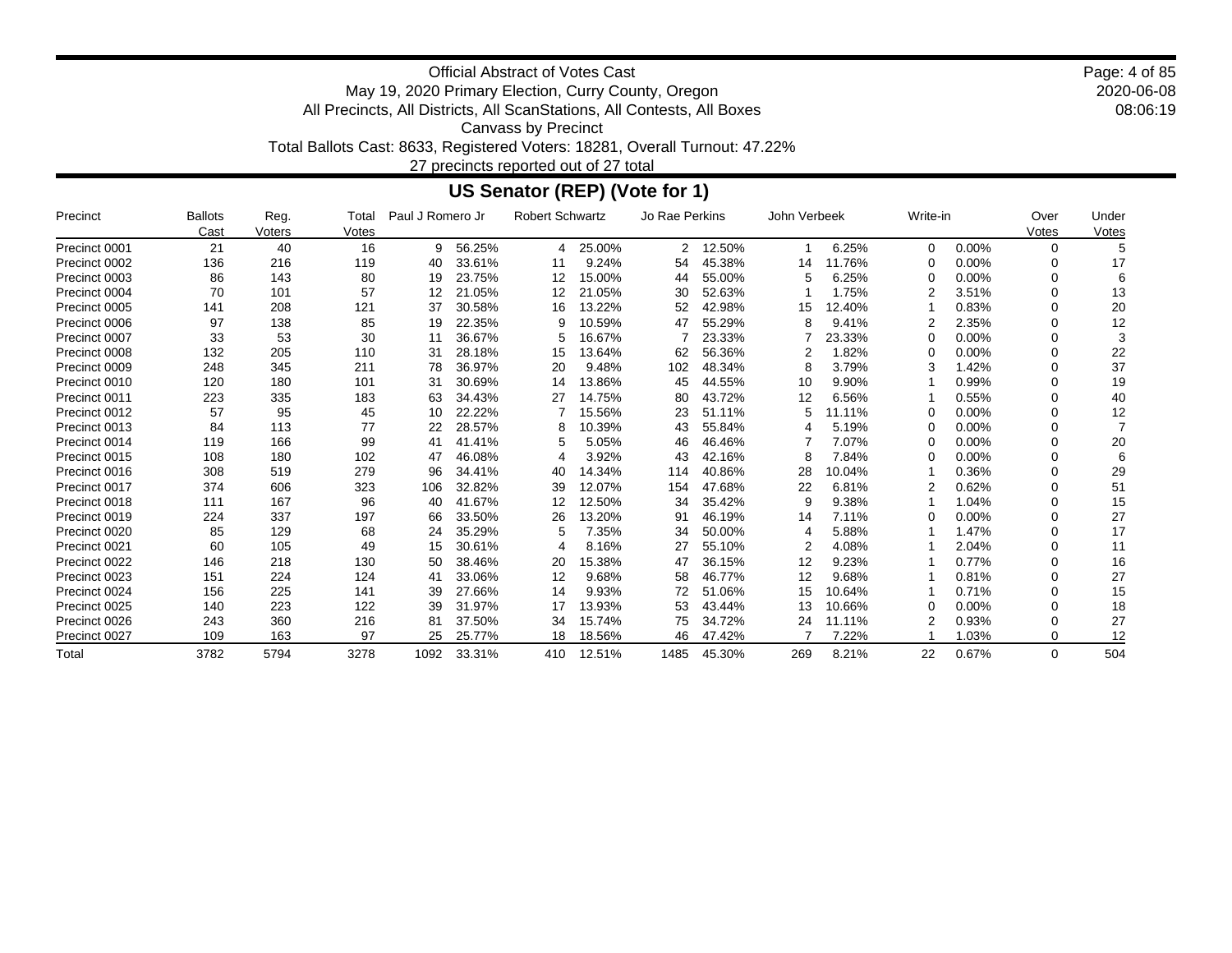Official Abstract of Votes Cast
May 19, 2020 Primary Election, Curry County, Oregon
All Precincts, All Districts, All ScanStations, All Contests, All Boxes
Canvass by Precinct
Total Ballots Cast: 8633, Registered Voters: 18281, Overall Turnout: 47.22%
27 precincts reported out of 27 total

2020-06-08
08:06:19

## US Senator (REP) (Vote for 1)

| Precinct | Ballots Cast | Reg. Voters | Total Votes | Paul J Romero Jr | | Robert Schwartz | | Jo Rae Perkins | | John Verbeek | | Write-in | | Over Votes | Under Votes |
|---|---|---|---|---|---|---|---|---|---|---|---|---|---|---|---|
| Precinct 0001 | 21 | 40 | 16 | 9 | 56.25% | 4 | 25.00% | 2 | 12.50% | 1 | 6.25% | 0 | 0.00% | 0 | 5 |
| Precinct 0002 | 136 | 216 | 119 | 40 | 33.61% | 11 | 9.24% | 54 | 45.38% | 14 | 11.76% | 0 | 0.00% | 0 | 17 |
| Precinct 0003 | 86 | 143 | 80 | 19 | 23.75% | 12 | 15.00% | 44 | 55.00% | 5 | 6.25% | 0 | 0.00% | 0 | 6 |
| Precinct 0004 | 70 | 101 | 57 | 12 | 21.05% | 12 | 21.05% | 30 | 52.63% | 1 | 1.75% | 2 | 3.51% | 0 | 13 |
| Precinct 0005 | 141 | 208 | 121 | 37 | 30.58% | 16 | 13.22% | 52 | 42.98% | 15 | 12.40% | 1 | 0.83% | 0 | 20 |
| Precinct 0006 | 97 | 138 | 85 | 19 | 22.35% | 9 | 10.59% | 47 | 55.29% | 8 | 9.41% | 2 | 2.35% | 0 | 12 |
| Precinct 0007 | 33 | 53 | 30 | 11 | 36.67% | 5 | 16.67% | 7 | 23.33% | 7 | 23.33% | 0 | 0.00% | 0 | 3 |
| Precinct 0008 | 132 | 205 | 110 | 31 | 28.18% | 15 | 13.64% | 62 | 56.36% | 2 | 1.82% | 0 | 0.00% | 0 | 22 |
| Precinct 0009 | 248 | 345 | 211 | 78 | 36.97% | 20 | 9.48% | 102 | 48.34% | 8 | 3.79% | 3 | 1.42% | 0 | 37 |
| Precinct 0010 | 120 | 180 | 101 | 31 | 30.69% | 14 | 13.86% | 45 | 44.55% | 10 | 9.90% | 1 | 0.99% | 0 | 19 |
| Precinct 0011 | 223 | 335 | 183 | 63 | 34.43% | 27 | 14.75% | 80 | 43.72% | 12 | 6.56% | 1 | 0.55% | 0 | 40 |
| Precinct 0012 | 57 | 95 | 45 | 10 | 22.22% | 7 | 15.56% | 23 | 51.11% | 5 | 11.11% | 0 | 0.00% | 0 | 12 |
| Precinct 0013 | 84 | 113 | 77 | 22 | 28.57% | 8 | 10.39% | 43 | 55.84% | 4 | 5.19% | 0 | 0.00% | 0 | 7 |
| Precinct 0014 | 119 | 166 | 99 | 41 | 41.41% | 5 | 5.05% | 46 | 46.46% | 7 | 7.07% | 0 | 0.00% | 0 | 20 |
| Precinct 0015 | 108 | 180 | 102 | 47 | 46.08% | 4 | 3.92% | 43 | 42.16% | 8 | 7.84% | 0 | 0.00% | 0 | 6 |
| Precinct 0016 | 308 | 519 | 279 | 96 | 34.41% | 40 | 14.34% | 114 | 40.86% | 28 | 10.04% | 1 | 0.36% | 0 | 29 |
| Precinct 0017 | 374 | 606 | 323 | 106 | 32.82% | 39 | 12.07% | 154 | 47.68% | 22 | 6.81% | 2 | 0.62% | 0 | 51 |
| Precinct 0018 | 111 | 167 | 96 | 40 | 41.67% | 12 | 12.50% | 34 | 35.42% | 9 | 9.38% | 1 | 1.04% | 0 | 15 |
| Precinct 0019 | 224 | 337 | 197 | 66 | 33.50% | 26 | 13.20% | 91 | 46.19% | 14 | 7.11% | 0 | 0.00% | 0 | 27 |
| Precinct 0020 | 85 | 129 | 68 | 24 | 35.29% | 5 | 7.35% | 34 | 50.00% | 4 | 5.88% | 1 | 1.47% | 0 | 17 |
| Precinct 0021 | 60 | 105 | 49 | 15 | 30.61% | 4 | 8.16% | 27 | 55.10% | 2 | 4.08% | 1 | 2.04% | 0 | 11 |
| Precinct 0022 | 146 | 218 | 130 | 50 | 38.46% | 20 | 15.38% | 47 | 36.15% | 12 | 9.23% | 1 | 0.77% | 0 | 16 |
| Precinct 0023 | 151 | 224 | 124 | 41 | 33.06% | 12 | 9.68% | 58 | 46.77% | 12 | 9.68% | 1 | 0.81% | 0 | 27 |
| Precinct 0024 | 156 | 225 | 141 | 39 | 27.66% | 14 | 9.93% | 72 | 51.06% | 15 | 10.64% | 1 | 0.71% | 0 | 15 |
| Precinct 0025 | 140 | 223 | 122 | 39 | 31.97% | 17 | 13.93% | 53 | 43.44% | 13 | 10.66% | 0 | 0.00% | 0 | 18 |
| Precinct 0026 | 243 | 360 | 216 | 81 | 37.50% | 34 | 15.74% | 75 | 34.72% | 24 | 11.11% | 2 | 0.93% | 0 | 27 |
| Precinct 0027 | 109 | 163 | 97 | 25 | 25.77% | 18 | 18.56% | 46 | 47.42% | 7 | 7.22% | 1 | 1.03% | 0 | 12 |
| Total | 3782 | 5794 | 3278 | 1092 | 33.31% | 410 | 12.51% | 1485 | 45.30% | 269 | 8.21% | 22 | 0.67% | 0 | 504 |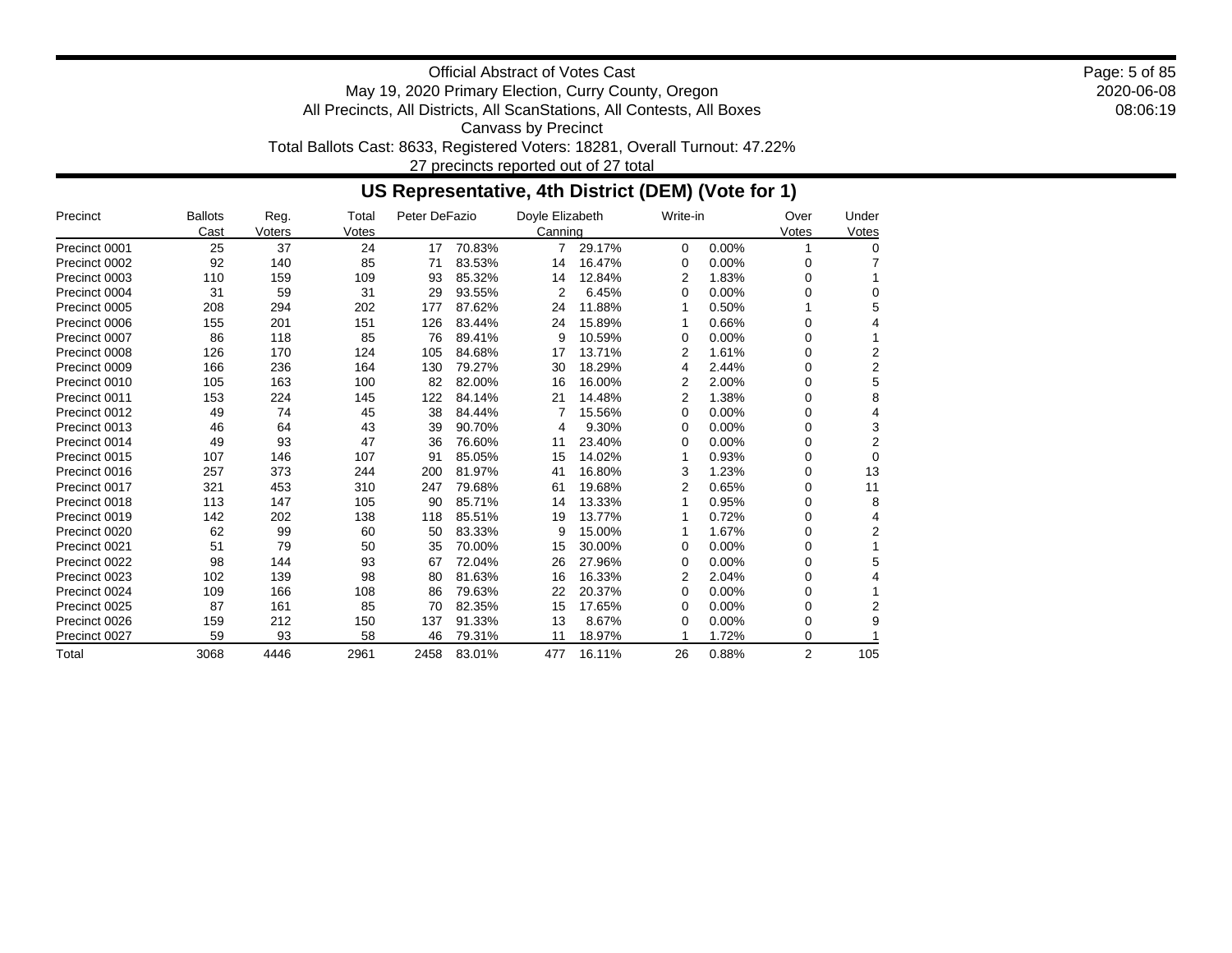Official Abstract of Votes Cast
May 19, 2020 Primary Election, Curry County, Oregon
All Precincts, All Districts, All ScanStations, All Contests, All Boxes
Canvass by Precinct
Total Ballots Cast: 8633, Registered Voters: 18281, Overall Turnout: 47.22%
27 precincts reported out of 27 total

## US Representative, 4th District (DEM) (Vote for 1)

| Precinct | Ballots Cast | Reg. Voters | Total Votes | Peter DeFazio | | Doyle Elizabeth Canning | | Write-in | | Over Votes | Under Votes |
|---|---|---|---|---|---|---|---|---|---|---|---|
| Precinct 0001 | 25 | 37 | 24 | 17 | 70.83% | 7 | 29.17% | 0 | 0.00% | 1 | 0 |
| Precinct 0002 | 92 | 140 | 85 | 71 | 83.53% | 14 | 16.47% | 0 | 0.00% | 0 | 7 |
| Precinct 0003 | 110 | 159 | 109 | 93 | 85.32% | 14 | 12.84% | 2 | 1.83% | 0 | 1 |
| Precinct 0004 | 31 | 59 | 31 | 29 | 93.55% | 2 | 6.45% | 0 | 0.00% | 0 | 0 |
| Precinct 0005 | 208 | 294 | 202 | 177 | 87.62% | 24 | 11.88% | 1 | 0.50% | 1 | 5 |
| Precinct 0006 | 155 | 201 | 151 | 126 | 83.44% | 24 | 15.89% | 1 | 0.66% | 0 | 4 |
| Precinct 0007 | 86 | 118 | 85 | 76 | 89.41% | 9 | 10.59% | 0 | 0.00% | 0 | 1 |
| Precinct 0008 | 126 | 170 | 124 | 105 | 84.68% | 17 | 13.71% | 2 | 1.61% | 0 | 2 |
| Precinct 0009 | 166 | 236 | 164 | 130 | 79.27% | 30 | 18.29% | 4 | 2.44% | 0 | 2 |
| Precinct 0010 | 105 | 163 | 100 | 82 | 82.00% | 16 | 16.00% | 2 | 2.00% | 0 | 5 |
| Precinct 0011 | 153 | 224 | 145 | 122 | 84.14% | 21 | 14.48% | 2 | 1.38% | 0 | 8 |
| Precinct 0012 | 49 | 74 | 45 | 38 | 84.44% | 7 | 15.56% | 0 | 0.00% | 0 | 4 |
| Precinct 0013 | 46 | 64 | 43 | 39 | 90.70% | 4 | 9.30% | 0 | 0.00% | 0 | 3 |
| Precinct 0014 | 49 | 93 | 47 | 36 | 76.60% | 11 | 23.40% | 0 | 0.00% | 0 | 2 |
| Precinct 0015 | 107 | 146 | 107 | 91 | 85.05% | 15 | 14.02% | 1 | 0.93% | 0 | 0 |
| Precinct 0016 | 257 | 373 | 244 | 200 | 81.97% | 41 | 16.80% | 3 | 1.23% | 0 | 13 |
| Precinct 0017 | 321 | 453 | 310 | 247 | 79.68% | 61 | 19.68% | 2 | 0.65% | 0 | 11 |
| Precinct 0018 | 113 | 147 | 105 | 90 | 85.71% | 14 | 13.33% | 1 | 0.95% | 0 | 8 |
| Precinct 0019 | 142 | 202 | 138 | 118 | 85.51% | 19 | 13.77% | 1 | 0.72% | 0 | 4 |
| Precinct 0020 | 62 | 99 | 60 | 50 | 83.33% | 9 | 15.00% | 1 | 1.67% | 0 | 2 |
| Precinct 0021 | 51 | 79 | 50 | 35 | 70.00% | 15 | 30.00% | 0 | 0.00% | 0 | 1 |
| Precinct 0022 | 98 | 144 | 93 | 67 | 72.04% | 26 | 27.96% | 0 | 0.00% | 0 | 5 |
| Precinct 0023 | 102 | 139 | 98 | 80 | 81.63% | 16 | 16.33% | 2 | 2.04% | 0 | 4 |
| Precinct 0024 | 109 | 166 | 108 | 86 | 79.63% | 22 | 20.37% | 0 | 0.00% | 0 | 1 |
| Precinct 0025 | 87 | 161 | 85 | 70 | 82.35% | 15 | 17.65% | 0 | 0.00% | 0 | 2 |
| Precinct 0026 | 159 | 212 | 150 | 137 | 91.33% | 13 | 8.67% | 0 | 0.00% | 0 | 9 |
| Precinct 0027 | 59 | 93 | 58 | 46 | 79.31% | 11 | 18.97% | 1 | 1.72% | 0 | 1 |
| Total | 3068 | 4446 | 2961 | 2458 | 83.01% | 477 | 16.11% | 26 | 0.88% | 2 | 105 |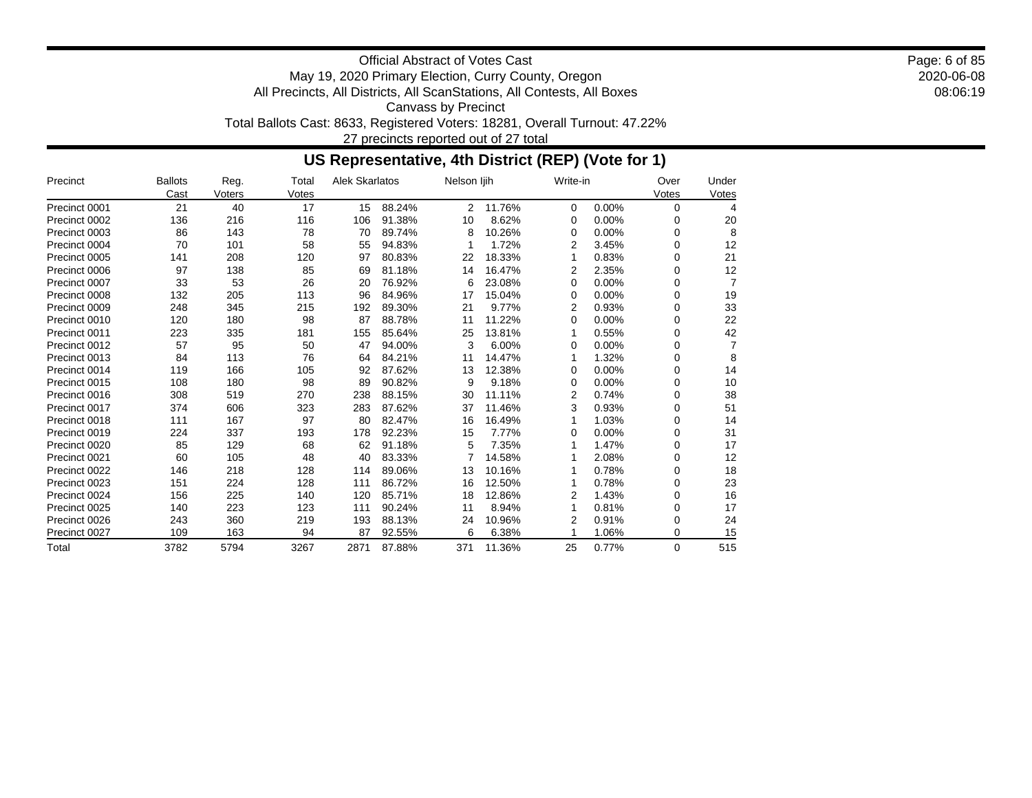Official Abstract of Votes Cast
May 19, 2020 Primary Election, Curry County, Oregon
All Precincts, All Districts, All ScanStations, All Contests, All Boxes
Canvass by Precinct
Total Ballots Cast: 8633, Registered Voters: 18281, Overall Turnout: 47.22%
27 precincts reported out of 27 total

## US Representative, 4th District (REP) (Vote for 1)

| Precinct | Ballots Cast | Reg. Voters | Total Votes | Alek Skarlatos | | Nelson Ijih | | Write-in | | Over Votes | Under Votes |
|---|---|---|---|---|---|---|---|---|---|---|---|
| Precinct 0001 | 21 | 40 | 17 | 15 | 88.24% | 2 | 11.76% | 0 | 0.00% | 0 | 4 |
| Precinct 0002 | 136 | 216 | 116 | 106 | 91.38% | 10 | 8.62% | 0 | 0.00% | 0 | 20 |
| Precinct 0003 | 86 | 143 | 78 | 70 | 89.74% | 8 | 10.26% | 0 | 0.00% | 0 | 8 |
| Precinct 0004 | 70 | 101 | 58 | 55 | 94.83% | 1 | 1.72% | 2 | 3.45% | 0 | 12 |
| Precinct 0005 | 141 | 208 | 120 | 97 | 80.83% | 22 | 18.33% | 1 | 0.83% | 0 | 21 |
| Precinct 0006 | 97 | 138 | 85 | 69 | 81.18% | 14 | 16.47% | 2 | 2.35% | 0 | 12 |
| Precinct 0007 | 33 | 53 | 26 | 20 | 76.92% | 6 | 23.08% | 0 | 0.00% | 0 | 7 |
| Precinct 0008 | 132 | 205 | 113 | 96 | 84.96% | 17 | 15.04% | 0 | 0.00% | 0 | 19 |
| Precinct 0009 | 248 | 345 | 215 | 192 | 89.30% | 21 | 9.77% | 2 | 0.93% | 0 | 33 |
| Precinct 0010 | 120 | 180 | 98 | 87 | 88.78% | 11 | 11.22% | 0 | 0.00% | 0 | 22 |
| Precinct 0011 | 223 | 335 | 181 | 155 | 85.64% | 25 | 13.81% | 1 | 0.55% | 0 | 42 |
| Precinct 0012 | 57 | 95 | 50 | 47 | 94.00% | 3 | 6.00% | 0 | 0.00% | 0 | 7 |
| Precinct 0013 | 84 | 113 | 76 | 64 | 84.21% | 11 | 14.47% | 1 | 1.32% | 0 | 8 |
| Precinct 0014 | 119 | 166 | 105 | 92 | 87.62% | 13 | 12.38% | 0 | 0.00% | 0 | 14 |
| Precinct 0015 | 108 | 180 | 98 | 89 | 90.82% | 9 | 9.18% | 0 | 0.00% | 0 | 10 |
| Precinct 0016 | 308 | 519 | 270 | 238 | 88.15% | 30 | 11.11% | 2 | 0.74% | 0 | 38 |
| Precinct 0017 | 374 | 606 | 323 | 283 | 87.62% | 37 | 11.46% | 3 | 0.93% | 0 | 51 |
| Precinct 0018 | 111 | 167 | 97 | 80 | 82.47% | 16 | 16.49% | 1 | 1.03% | 0 | 14 |
| Precinct 0019 | 224 | 337 | 193 | 178 | 92.23% | 15 | 7.77% | 0 | 0.00% | 0 | 31 |
| Precinct 0020 | 85 | 129 | 68 | 62 | 91.18% | 5 | 7.35% | 1 | 1.47% | 0 | 17 |
| Precinct 0021 | 60 | 105 | 48 | 40 | 83.33% | 7 | 14.58% | 1 | 2.08% | 0 | 12 |
| Precinct 0022 | 146 | 218 | 128 | 114 | 89.06% | 13 | 10.16% | 1 | 0.78% | 0 | 18 |
| Precinct 0023 | 151 | 224 | 128 | 111 | 86.72% | 16 | 12.50% | 1 | 0.78% | 0 | 23 |
| Precinct 0024 | 156 | 225 | 140 | 120 | 85.71% | 18 | 12.86% | 2 | 1.43% | 0 | 16 |
| Precinct 0025 | 140 | 223 | 123 | 111 | 90.24% | 11 | 8.94% | 1 | 0.81% | 0 | 17 |
| Precinct 0026 | 243 | 360 | 219 | 193 | 88.13% | 24 | 10.96% | 2 | 0.91% | 0 | 24 |
| Precinct 0027 | 109 | 163 | 94 | 87 | 92.55% | 6 | 6.38% | 1 | 1.06% | 0 | 15 |
| Total | 3782 | 5794 | 3267 | 2871 | 87.88% | 371 | 11.36% | 25 | 0.77% | 0 | 515 |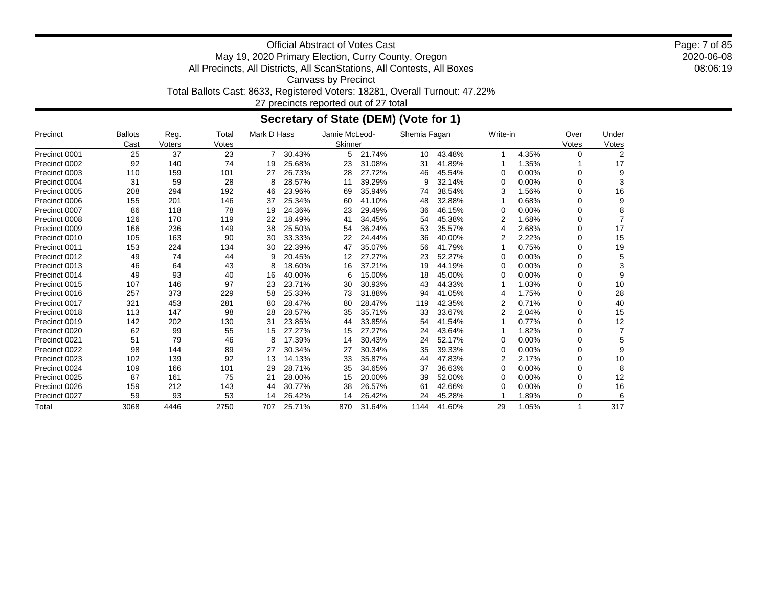Official Abstract of Votes Cast

May 19, 2020 Primary Election, Curry County, Oregon

All Precincts, All Districts, All ScanStations, All Contests, All Boxes

Canvass by Precinct

Total Ballots Cast: 8633, Registered Voters: 18281, Overall Turnout: 47.22%

27 precincts reported out of 27 total

## Secretary of State (DEM) (Vote for 1)

| Precinct | Ballots Cast | Reg. Voters | Total Votes | Mark D Hass | | Jamie McLeod-Skinner | | Shemia Fagan | | Write-in | | Over Votes | Under Votes |
|---|---|---|---|---|---|---|---|---|---|---|---|---|---|
| Precinct 0001 | 25 | 37 | 23 | 7 | 30.43% | 5 | 21.74% | 10 | 43.48% | 1 | 4.35% | 0 | 2 |
| Precinct 0002 | 92 | 140 | 74 | 19 | 25.68% | 23 | 31.08% | 31 | 41.89% | 1 | 1.35% | 1 | 17 |
| Precinct 0003 | 110 | 159 | 101 | 27 | 26.73% | 28 | 27.72% | 46 | 45.54% | 0 | 0.00% | 0 | 9 |
| Precinct 0004 | 31 | 59 | 28 | 8 | 28.57% | 11 | 39.29% | 9 | 32.14% | 0 | 0.00% | 0 | 3 |
| Precinct 0005 | 208 | 294 | 192 | 46 | 23.96% | 69 | 35.94% | 74 | 38.54% | 3 | 1.56% | 0 | 16 |
| Precinct 0006 | 155 | 201 | 146 | 37 | 25.34% | 60 | 41.10% | 48 | 32.88% | 1 | 0.68% | 0 | 9 |
| Precinct 0007 | 86 | 118 | 78 | 19 | 24.36% | 23 | 29.49% | 36 | 46.15% | 0 | 0.00% | 0 | 8 |
| Precinct 0008 | 126 | 170 | 119 | 22 | 18.49% | 41 | 34.45% | 54 | 45.38% | 2 | 1.68% | 0 | 7 |
| Precinct 0009 | 166 | 236 | 149 | 38 | 25.50% | 54 | 36.24% | 53 | 35.57% | 4 | 2.68% | 0 | 17 |
| Precinct 0010 | 105 | 163 | 90 | 30 | 33.33% | 22 | 24.44% | 36 | 40.00% | 2 | 2.22% | 0 | 15 |
| Precinct 0011 | 153 | 224 | 134 | 30 | 22.39% | 47 | 35.07% | 56 | 41.79% | 1 | 0.75% | 0 | 19 |
| Precinct 0012 | 49 | 74 | 44 | 9 | 20.45% | 12 | 27.27% | 23 | 52.27% | 0 | 0.00% | 0 | 5 |
| Precinct 0013 | 46 | 64 | 43 | 8 | 18.60% | 16 | 37.21% | 19 | 44.19% | 0 | 0.00% | 0 | 3 |
| Precinct 0014 | 49 | 93 | 40 | 16 | 40.00% | 6 | 15.00% | 18 | 45.00% | 0 | 0.00% | 0 | 9 |
| Precinct 0015 | 107 | 146 | 97 | 23 | 23.71% | 30 | 30.93% | 43 | 44.33% | 1 | 1.03% | 0 | 10 |
| Precinct 0016 | 257 | 373 | 229 | 58 | 25.33% | 73 | 31.88% | 94 | 41.05% | 4 | 1.75% | 0 | 28 |
| Precinct 0017 | 321 | 453 | 281 | 80 | 28.47% | 80 | 28.47% | 119 | 42.35% | 2 | 0.71% | 0 | 40 |
| Precinct 0018 | 113 | 147 | 98 | 28 | 28.57% | 35 | 35.71% | 33 | 33.67% | 2 | 2.04% | 0 | 15 |
| Precinct 0019 | 142 | 202 | 130 | 31 | 23.85% | 44 | 33.85% | 54 | 41.54% | 1 | 0.77% | 0 | 12 |
| Precinct 0020 | 62 | 99 | 55 | 15 | 27.27% | 15 | 27.27% | 24 | 43.64% | 1 | 1.82% | 0 | 7 |
| Precinct 0021 | 51 | 79 | 46 | 8 | 17.39% | 14 | 30.43% | 24 | 52.17% | 0 | 0.00% | 0 | 5 |
| Precinct 0022 | 98 | 144 | 89 | 27 | 30.34% | 27 | 30.34% | 35 | 39.33% | 0 | 0.00% | 0 | 9 |
| Precinct 0023 | 102 | 139 | 92 | 13 | 14.13% | 33 | 35.87% | 44 | 47.83% | 2 | 2.17% | 0 | 10 |
| Precinct 0024 | 109 | 166 | 101 | 29 | 28.71% | 35 | 34.65% | 37 | 36.63% | 0 | 0.00% | 0 | 8 |
| Precinct 0025 | 87 | 161 | 75 | 21 | 28.00% | 15 | 20.00% | 39 | 52.00% | 0 | 0.00% | 0 | 12 |
| Precinct 0026 | 159 | 212 | 143 | 44 | 30.77% | 38 | 26.57% | 61 | 42.66% | 0 | 0.00% | 0 | 16 |
| Precinct 0027 | 59 | 93 | 53 | 14 | 26.42% | 14 | 26.42% | 24 | 45.28% | 1 | 1.89% | 0 | 6 |
| Total | 3068 | 4446 | 2750 | 707 | 25.71% | 870 | 31.64% | 1144 | 41.60% | 29 | 1.05% | 1 | 317 |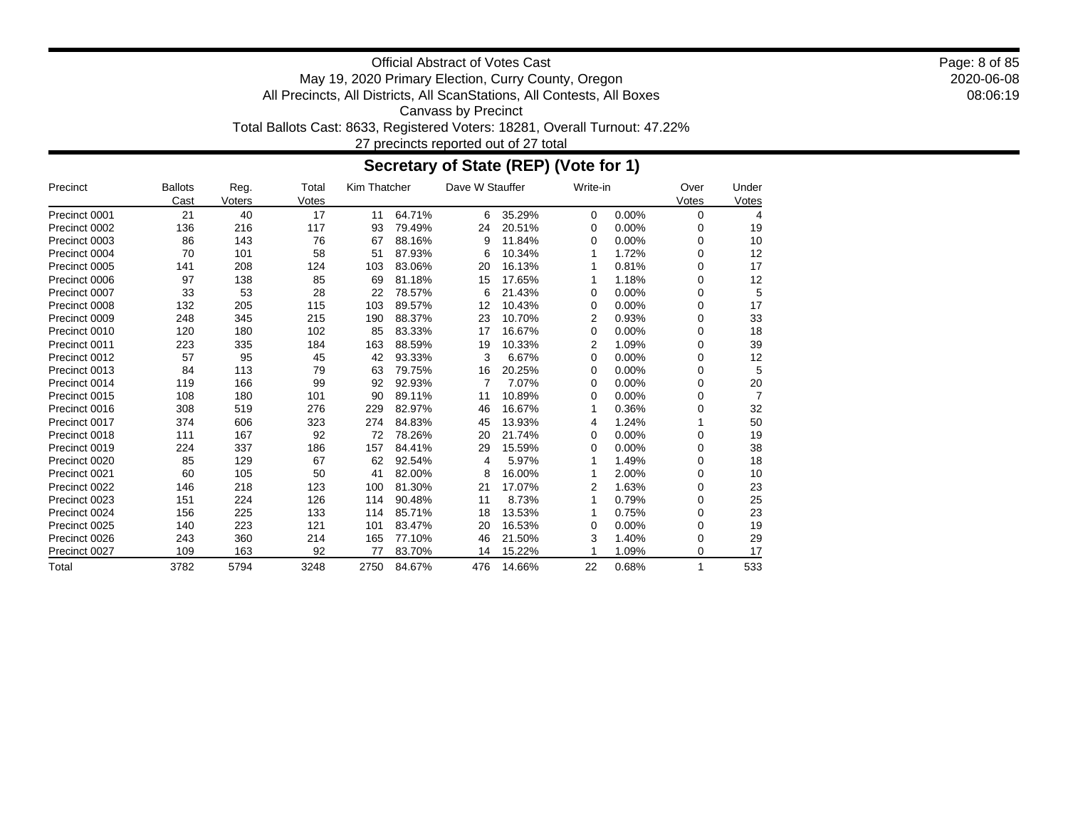Official Abstract of Votes Cast
May 19, 2020 Primary Election, Curry County, Oregon
All Precincts, All Districts, All ScanStations, All Contests, All Boxes
Canvass by Precinct
Total Ballots Cast: 8633, Registered Voters: 18281, Overall Turnout: 47.22%
27 precincts reported out of 27 total

## Secretary of State (REP) (Vote for 1)

| Precinct | Ballots Cast | Reg. Voters | Total Votes | Kim Thatcher | | Dave W Stauffer | | Write-in | | Over Votes | Under Votes |
|---|---|---|---|---|---|---|---|---|---|---|---|
| Precinct 0001 | 21 | 40 | 17 | 11 | 64.71% | 6 | 35.29% | 0 | 0.00% | 0 | 4 |
| Precinct 0002 | 136 | 216 | 117 | 93 | 79.49% | 24 | 20.51% | 0 | 0.00% | 0 | 19 |
| Precinct 0003 | 86 | 143 | 76 | 67 | 88.16% | 9 | 11.84% | 0 | 0.00% | 0 | 10 |
| Precinct 0004 | 70 | 101 | 58 | 51 | 87.93% | 6 | 10.34% | 1 | 1.72% | 0 | 12 |
| Precinct 0005 | 141 | 208 | 124 | 103 | 83.06% | 20 | 16.13% | 1 | 0.81% | 0 | 17 |
| Precinct 0006 | 97 | 138 | 85 | 69 | 81.18% | 15 | 17.65% | 1 | 1.18% | 0 | 12 |
| Precinct 0007 | 33 | 53 | 28 | 22 | 78.57% | 6 | 21.43% | 0 | 0.00% | 0 | 5 |
| Precinct 0008 | 132 | 205 | 115 | 103 | 89.57% | 12 | 10.43% | 0 | 0.00% | 0 | 17 |
| Precinct 0009 | 248 | 345 | 215 | 190 | 88.37% | 23 | 10.70% | 2 | 0.93% | 0 | 33 |
| Precinct 0010 | 120 | 180 | 102 | 85 | 83.33% | 17 | 16.67% | 0 | 0.00% | 0 | 18 |
| Precinct 0011 | 223 | 335 | 184 | 163 | 88.59% | 19 | 10.33% | 2 | 1.09% | 0 | 39 |
| Precinct 0012 | 57 | 95 | 45 | 42 | 93.33% | 3 | 6.67% | 0 | 0.00% | 0 | 12 |
| Precinct 0013 | 84 | 113 | 79 | 63 | 79.75% | 16 | 20.25% | 0 | 0.00% | 0 | 5 |
| Precinct 0014 | 119 | 166 | 99 | 92 | 92.93% | 7 | 7.07% | 0 | 0.00% | 0 | 20 |
| Precinct 0015 | 108 | 180 | 101 | 90 | 89.11% | 11 | 10.89% | 0 | 0.00% | 0 | 7 |
| Precinct 0016 | 308 | 519 | 276 | 229 | 82.97% | 46 | 16.67% | 1 | 0.36% | 0 | 32 |
| Precinct 0017 | 374 | 606 | 323 | 274 | 84.83% | 45 | 13.93% | 4 | 1.24% | 1 | 50 |
| Precinct 0018 | 111 | 167 | 92 | 72 | 78.26% | 20 | 21.74% | 0 | 0.00% | 0 | 19 |
| Precinct 0019 | 224 | 337 | 186 | 157 | 84.41% | 29 | 15.59% | 0 | 0.00% | 0 | 38 |
| Precinct 0020 | 85 | 129 | 67 | 62 | 92.54% | 4 | 5.97% | 1 | 1.49% | 0 | 18 |
| Precinct 0021 | 60 | 105 | 50 | 41 | 82.00% | 8 | 16.00% | 1 | 2.00% | 0 | 10 |
| Precinct 0022 | 146 | 218 | 123 | 100 | 81.30% | 21 | 17.07% | 2 | 1.63% | 0 | 23 |
| Precinct 0023 | 151 | 224 | 126 | 114 | 90.48% | 11 | 8.73% | 1 | 0.79% | 0 | 25 |
| Precinct 0024 | 156 | 225 | 133 | 114 | 85.71% | 18 | 13.53% | 1 | 0.75% | 0 | 23 |
| Precinct 0025 | 140 | 223 | 121 | 101 | 83.47% | 20 | 16.53% | 0 | 0.00% | 0 | 19 |
| Precinct 0026 | 243 | 360 | 214 | 165 | 77.10% | 46 | 21.50% | 3 | 1.40% | 0 | 29 |
| Precinct 0027 | 109 | 163 | 92 | 77 | 83.70% | 14 | 15.22% | 1 | 1.09% | 0 | 17 |
| Total | 3782 | 5794 | 3248 | 2750 | 84.67% | 476 | 14.66% | 22 | 0.68% | 1 | 533 |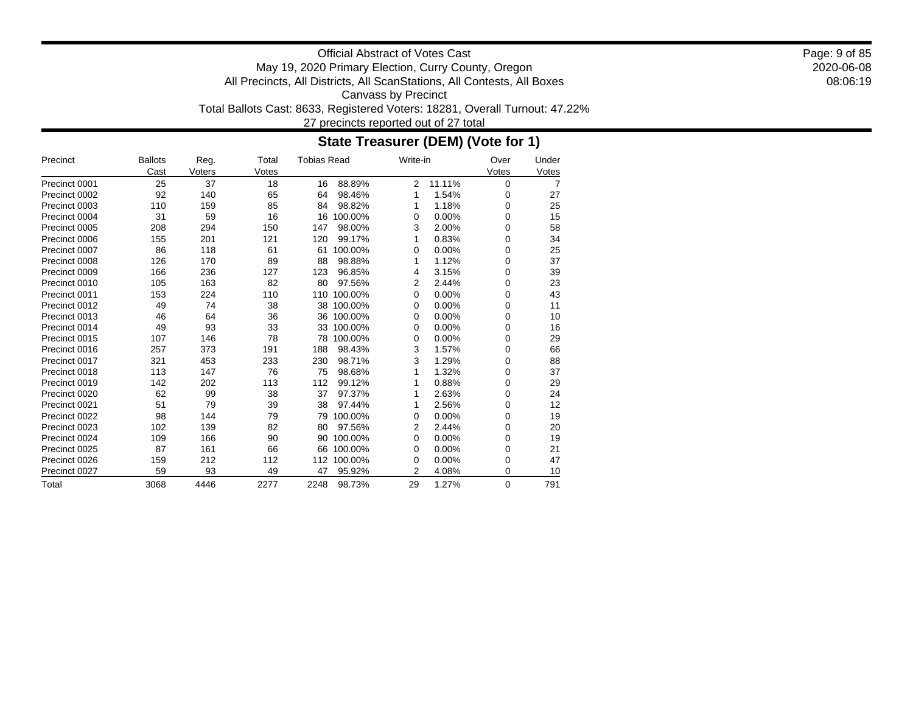Official Abstract of Votes Cast
May 19, 2020 Primary Election, Curry County, Oregon
All Precincts, All Districts, All ScanStations, All Contests, All Boxes
Canvass by Precinct
Total Ballots Cast: 8633, Registered Voters: 18281, Overall Turnout: 47.22%
27 precincts reported out of 27 total

## State Treasurer (DEM) (Vote for 1)

| Precinct | Ballots Cast | Reg. Voters | Total Votes | Tobias Read | | Write-in | | Over Votes | Under Votes |
|---|---|---|---|---|---|---|---|---|---|
| Precinct 0001 | 25 | 37 | 18 | 16 | 88.89% | 2 | 11.11% | 0 | 7 |
| Precinct 0002 | 92 | 140 | 65 | 64 | 98.46% | 1 | 1.54% | 0 | 27 |
| Precinct 0003 | 110 | 159 | 85 | 84 | 98.82% | 1 | 1.18% | 0 | 25 |
| Precinct 0004 | 31 | 59 | 16 | 16 | 100.00% | 0 | 0.00% | 0 | 15 |
| Precinct 0005 | 208 | 294 | 150 | 147 | 98.00% | 3 | 2.00% | 0 | 58 |
| Precinct 0006 | 155 | 201 | 121 | 120 | 99.17% | 1 | 0.83% | 0 | 34 |
| Precinct 0007 | 86 | 118 | 61 | 61 | 100.00% | 0 | 0.00% | 0 | 25 |
| Precinct 0008 | 126 | 170 | 89 | 88 | 98.88% | 1 | 1.12% | 0 | 37 |
| Precinct 0009 | 166 | 236 | 127 | 123 | 96.85% | 4 | 3.15% | 0 | 39 |
| Precinct 0010 | 105 | 163 | 82 | 80 | 97.56% | 2 | 2.44% | 0 | 23 |
| Precinct 0011 | 153 | 224 | 110 | 110 | 100.00% | 0 | 0.00% | 0 | 43 |
| Precinct 0012 | 49 | 74 | 38 | 38 | 100.00% | 0 | 0.00% | 0 | 11 |
| Precinct 0013 | 46 | 64 | 36 | 36 | 100.00% | 0 | 0.00% | 0 | 10 |
| Precinct 0014 | 49 | 93 | 33 | 33 | 100.00% | 0 | 0.00% | 0 | 16 |
| Precinct 0015 | 107 | 146 | 78 | 78 | 100.00% | 0 | 0.00% | 0 | 29 |
| Precinct 0016 | 257 | 373 | 191 | 188 | 98.43% | 3 | 1.57% | 0 | 66 |
| Precinct 0017 | 321 | 453 | 233 | 230 | 98.71% | 3 | 1.29% | 0 | 88 |
| Precinct 0018 | 113 | 147 | 76 | 75 | 98.68% | 1 | 1.32% | 0 | 37 |
| Precinct 0019 | 142 | 202 | 113 | 112 | 99.12% | 1 | 0.88% | 0 | 29 |
| Precinct 0020 | 62 | 99 | 38 | 37 | 97.37% | 1 | 2.63% | 0 | 24 |
| Precinct 0021 | 51 | 79 | 39 | 38 | 97.44% | 1 | 2.56% | 0 | 12 |
| Precinct 0022 | 98 | 144 | 79 | 79 | 100.00% | 0 | 0.00% | 0 | 19 |
| Precinct 0023 | 102 | 139 | 82 | 80 | 97.56% | 2 | 2.44% | 0 | 20 |
| Precinct 0024 | 109 | 166 | 90 | 90 | 100.00% | 0 | 0.00% | 0 | 19 |
| Precinct 0025 | 87 | 161 | 66 | 66 | 100.00% | 0 | 0.00% | 0 | 21 |
| Precinct 0026 | 159 | 212 | 112 | 112 | 100.00% | 0 | 0.00% | 0 | 47 |
| Precinct 0027 | 59 | 93 | 49 | 47 | 95.92% | 2 | 4.08% | 0 | 10 |
| Total | 3068 | 4446 | 2277 | 2248 | 98.73% | 29 | 1.27% | 0 | 791 |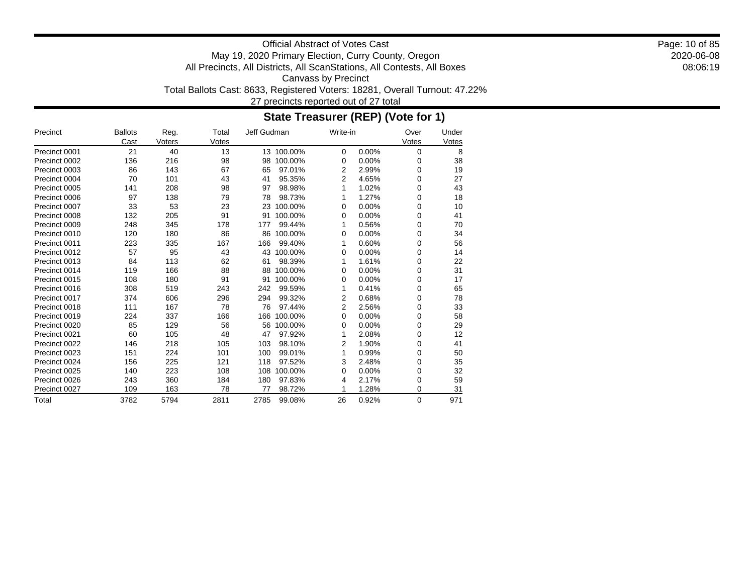Official Abstract of Votes Cast
May 19, 2020 Primary Election, Curry County, Oregon
All Precincts, All Districts, All ScanStations, All Contests, All Boxes
Canvass by Precinct
Total Ballots Cast: 8633, Registered Voters: 18281, Overall Turnout: 47.22%
27 precincts reported out of 27 total

## State Treasurer (REP) (Vote for 1)

| Precinct | Ballots Cast | Reg. Voters | Total Votes | Jeff Gudman | | Write-in | | Over Votes | Under Votes |
|---|---|---|---|---|---|---|---|---|---|
| Precinct 0001 | 21 | 40 | 13 | 13 | 100.00% | 0 | 0.00% | 0 | 8 |
| Precinct 0002 | 136 | 216 | 98 | 98 | 100.00% | 0 | 0.00% | 0 | 38 |
| Precinct 0003 | 86 | 143 | 67 | 65 | 97.01% | 2 | 2.99% | 0 | 19 |
| Precinct 0004 | 70 | 101 | 43 | 41 | 95.35% | 2 | 4.65% | 0 | 27 |
| Precinct 0005 | 141 | 208 | 98 | 97 | 98.98% | 1 | 1.02% | 0 | 43 |
| Precinct 0006 | 97 | 138 | 79 | 78 | 98.73% | 1 | 1.27% | 0 | 18 |
| Precinct 0007 | 33 | 53 | 23 | 23 | 100.00% | 0 | 0.00% | 0 | 10 |
| Precinct 0008 | 132 | 205 | 91 | 91 | 100.00% | 0 | 0.00% | 0 | 41 |
| Precinct 0009 | 248 | 345 | 178 | 177 | 99.44% | 1 | 0.56% | 0 | 70 |
| Precinct 0010 | 120 | 180 | 86 | 86 | 100.00% | 0 | 0.00% | 0 | 34 |
| Precinct 0011 | 223 | 335 | 167 | 166 | 99.40% | 1 | 0.60% | 0 | 56 |
| Precinct 0012 | 57 | 95 | 43 | 43 | 100.00% | 0 | 0.00% | 0 | 14 |
| Precinct 0013 | 84 | 113 | 62 | 61 | 98.39% | 1 | 1.61% | 0 | 22 |
| Precinct 0014 | 119 | 166 | 88 | 88 | 100.00% | 0 | 0.00% | 0 | 31 |
| Precinct 0015 | 108 | 180 | 91 | 91 | 100.00% | 0 | 0.00% | 0 | 17 |
| Precinct 0016 | 308 | 519 | 243 | 242 | 99.59% | 1 | 0.41% | 0 | 65 |
| Precinct 0017 | 374 | 606 | 296 | 294 | 99.32% | 2 | 0.68% | 0 | 78 |
| Precinct 0018 | 111 | 167 | 78 | 76 | 97.44% | 2 | 2.56% | 0 | 33 |
| Precinct 0019 | 224 | 337 | 166 | 166 | 100.00% | 0 | 0.00% | 0 | 58 |
| Precinct 0020 | 85 | 129 | 56 | 56 | 100.00% | 0 | 0.00% | 0 | 29 |
| Precinct 0021 | 60 | 105 | 48 | 47 | 97.92% | 1 | 2.08% | 0 | 12 |
| Precinct 0022 | 146 | 218 | 105 | 103 | 98.10% | 2 | 1.90% | 0 | 41 |
| Precinct 0023 | 151 | 224 | 101 | 100 | 99.01% | 1 | 0.99% | 0 | 50 |
| Precinct 0024 | 156 | 225 | 121 | 118 | 97.52% | 3 | 2.48% | 0 | 35 |
| Precinct 0025 | 140 | 223 | 108 | 108 | 100.00% | 0 | 0.00% | 0 | 32 |
| Precinct 0026 | 243 | 360 | 184 | 180 | 97.83% | 4 | 2.17% | 0 | 59 |
| Precinct 0027 | 109 | 163 | 78 | 77 | 98.72% | 1 | 1.28% | 0 | 31 |
| Total | 3782 | 5794 | 2811 | 2785 | 99.08% | 26 | 0.92% | 0 | 971 |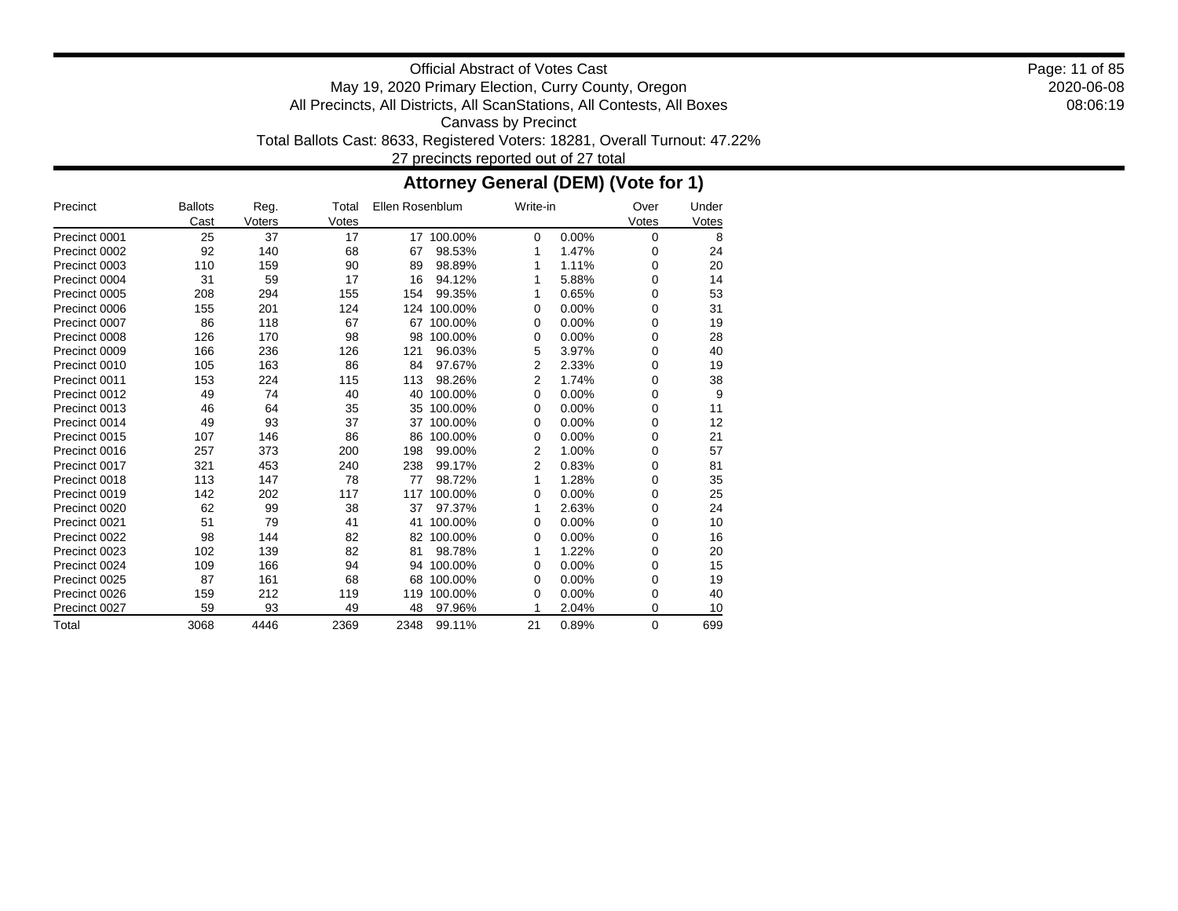Official Abstract of Votes Cast
May 19, 2020 Primary Election, Curry County, Oregon
All Precincts, All Districts, All ScanStations, All Contests, All Boxes
Canvass by Precinct
Total Ballots Cast: 8633, Registered Voters: 18281, Overall Turnout: 47.22%
27 precincts reported out of 27 total

## Attorney General (DEM) (Vote for 1)

| Precinct | Ballots Cast | Reg. Voters | Total Votes | Ellen Rosenblum | | Write-in | | Over Votes | Under Votes |
|---|---|---|---|---|---|---|---|---|---|
| Precinct 0001 | 25 | 37 | 17 | 17 | 100.00% | 0 | 0.00% | 0 | 8 |
| Precinct 0002 | 92 | 140 | 68 | 67 | 98.53% | 1 | 1.47% | 0 | 24 |
| Precinct 0003 | 110 | 159 | 90 | 89 | 98.89% | 1 | 1.11% | 0 | 20 |
| Precinct 0004 | 31 | 59 | 17 | 16 | 94.12% | 1 | 5.88% | 0 | 14 |
| Precinct 0005 | 208 | 294 | 155 | 154 | 99.35% | 1 | 0.65% | 0 | 53 |
| Precinct 0006 | 155 | 201 | 124 | 124 | 100.00% | 0 | 0.00% | 0 | 31 |
| Precinct 0007 | 86 | 118 | 67 | 67 | 100.00% | 0 | 0.00% | 0 | 19 |
| Precinct 0008 | 126 | 170 | 98 | 98 | 100.00% | 0 | 0.00% | 0 | 28 |
| Precinct 0009 | 166 | 236 | 126 | 121 | 96.03% | 5 | 3.97% | 0 | 40 |
| Precinct 0010 | 105 | 163 | 86 | 84 | 97.67% | 2 | 2.33% | 0 | 19 |
| Precinct 0011 | 153 | 224 | 115 | 113 | 98.26% | 2 | 1.74% | 0 | 38 |
| Precinct 0012 | 49 | 74 | 40 | 40 | 100.00% | 0 | 0.00% | 0 | 9 |
| Precinct 0013 | 46 | 64 | 35 | 35 | 100.00% | 0 | 0.00% | 0 | 11 |
| Precinct 0014 | 49 | 93 | 37 | 37 | 100.00% | 0 | 0.00% | 0 | 12 |
| Precinct 0015 | 107 | 146 | 86 | 86 | 100.00% | 0 | 0.00% | 0 | 21 |
| Precinct 0016 | 257 | 373 | 200 | 198 | 99.00% | 2 | 1.00% | 0 | 57 |
| Precinct 0017 | 321 | 453 | 240 | 238 | 99.17% | 2 | 0.83% | 0 | 81 |
| Precinct 0018 | 113 | 147 | 78 | 77 | 98.72% | 1 | 1.28% | 0 | 35 |
| Precinct 0019 | 142 | 202 | 117 | 117 | 100.00% | 0 | 0.00% | 0 | 25 |
| Precinct 0020 | 62 | 99 | 38 | 37 | 97.37% | 1 | 2.63% | 0 | 24 |
| Precinct 0021 | 51 | 79 | 41 | 41 | 100.00% | 0 | 0.00% | 0 | 10 |
| Precinct 0022 | 98 | 144 | 82 | 82 | 100.00% | 0 | 0.00% | 0 | 16 |
| Precinct 0023 | 102 | 139 | 82 | 81 | 98.78% | 1 | 1.22% | 0 | 20 |
| Precinct 0024 | 109 | 166 | 94 | 94 | 100.00% | 0 | 0.00% | 0 | 15 |
| Precinct 0025 | 87 | 161 | 68 | 68 | 100.00% | 0 | 0.00% | 0 | 19 |
| Precinct 0026 | 159 | 212 | 119 | 119 | 100.00% | 0 | 0.00% | 0 | 40 |
| Precinct 0027 | 59 | 93 | 49 | 48 | 97.96% | 1 | 2.04% | 0 | 10 |
| Total | 3068 | 4446 | 2369 | 2348 | 99.11% | 21 | 0.89% | 0 | 699 |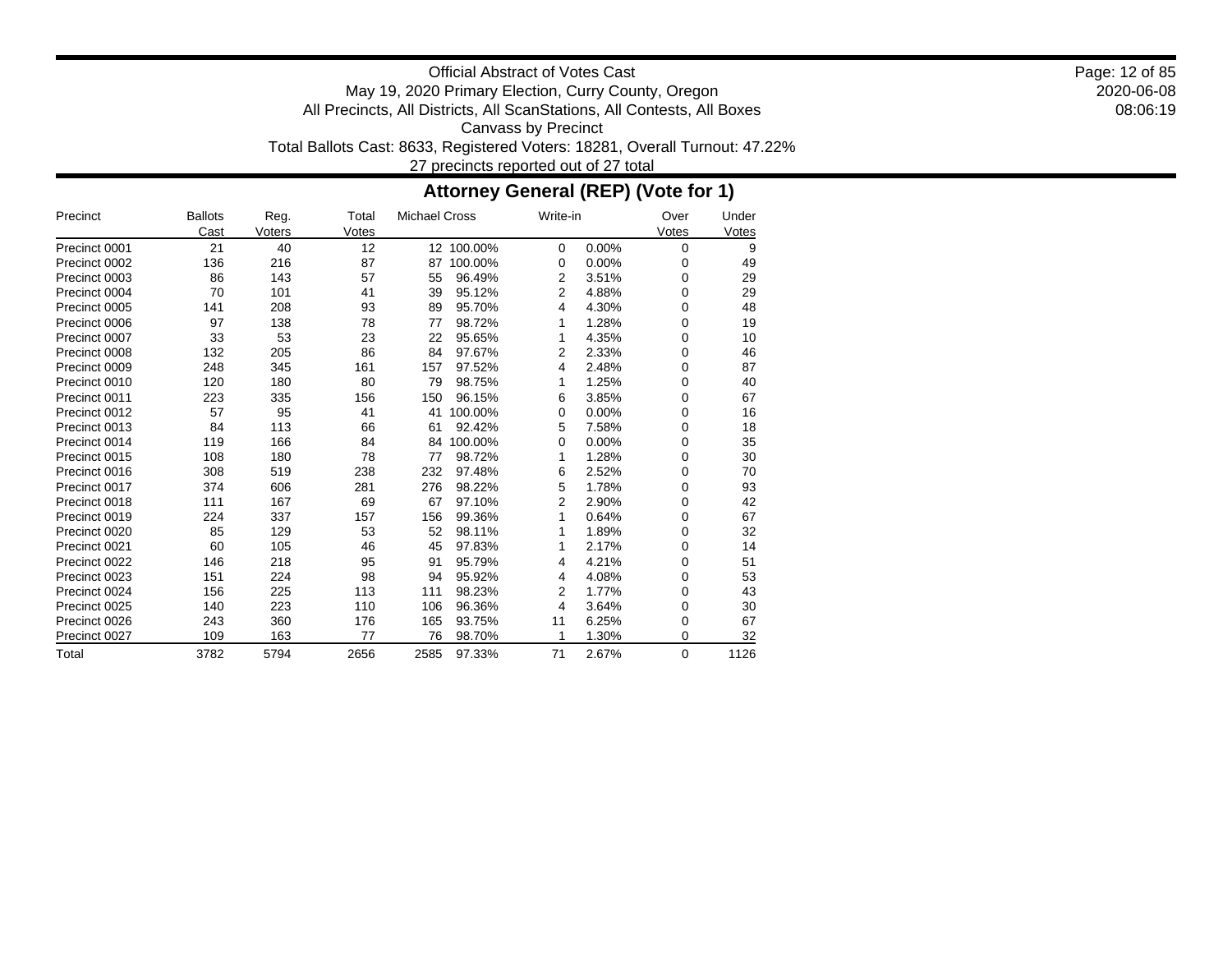Official Abstract of Votes Cast
May 19, 2020 Primary Election, Curry County, Oregon
All Precincts, All Districts, All ScanStations, All Contests, All Boxes
Canvass by Precinct
Total Ballots Cast: 8633, Registered Voters: 18281, Overall Turnout: 47.22%
27 precincts reported out of 27 total

## Attorney General (REP) (Vote for 1)

| Precinct | Ballots Cast | Reg. Voters | Total Votes | Michael Cross | | Write-in | | Over Votes | Under Votes |
|---|---|---|---|---|---|---|---|---|---|
| Precinct 0001 | 21 | 40 | 12 | 12 | 100.00% | 0 | 0.00% | 0 | 9 |
| Precinct 0002 | 136 | 216 | 87 | 87 | 100.00% | 0 | 0.00% | 0 | 49 |
| Precinct 0003 | 86 | 143 | 57 | 55 | 96.49% | 2 | 3.51% | 0 | 29 |
| Precinct 0004 | 70 | 101 | 41 | 39 | 95.12% | 2 | 4.88% | 0 | 29 |
| Precinct 0005 | 141 | 208 | 93 | 89 | 95.70% | 4 | 4.30% | 0 | 48 |
| Precinct 0006 | 97 | 138 | 78 | 77 | 98.72% | 1 | 1.28% | 0 | 19 |
| Precinct 0007 | 33 | 53 | 23 | 22 | 95.65% | 1 | 4.35% | 0 | 10 |
| Precinct 0008 | 132 | 205 | 86 | 84 | 97.67% | 2 | 2.33% | 0 | 46 |
| Precinct 0009 | 248 | 345 | 161 | 157 | 97.52% | 4 | 2.48% | 0 | 87 |
| Precinct 0010 | 120 | 180 | 80 | 79 | 98.75% | 1 | 1.25% | 0 | 40 |
| Precinct 0011 | 223 | 335 | 156 | 150 | 96.15% | 6 | 3.85% | 0 | 67 |
| Precinct 0012 | 57 | 95 | 41 | 41 | 100.00% | 0 | 0.00% | 0 | 16 |
| Precinct 0013 | 84 | 113 | 66 | 61 | 92.42% | 5 | 7.58% | 0 | 18 |
| Precinct 0014 | 119 | 166 | 84 | 84 | 100.00% | 0 | 0.00% | 0 | 35 |
| Precinct 0015 | 108 | 180 | 78 | 77 | 98.72% | 1 | 1.28% | 0 | 30 |
| Precinct 0016 | 308 | 519 | 238 | 232 | 97.48% | 6 | 2.52% | 0 | 70 |
| Precinct 0017 | 374 | 606 | 281 | 276 | 98.22% | 5 | 1.78% | 0 | 93 |
| Precinct 0018 | 111 | 167 | 69 | 67 | 97.10% | 2 | 2.90% | 0 | 42 |
| Precinct 0019 | 224 | 337 | 157 | 156 | 99.36% | 1 | 0.64% | 0 | 67 |
| Precinct 0020 | 85 | 129 | 53 | 52 | 98.11% | 1 | 1.89% | 0 | 32 |
| Precinct 0021 | 60 | 105 | 46 | 45 | 97.83% | 1 | 2.17% | 0 | 14 |
| Precinct 0022 | 146 | 218 | 95 | 91 | 95.79% | 4 | 4.21% | 0 | 51 |
| Precinct 0023 | 151 | 224 | 98 | 94 | 95.92% | 4 | 4.08% | 0 | 53 |
| Precinct 0024 | 156 | 225 | 113 | 111 | 98.23% | 2 | 1.77% | 0 | 43 |
| Precinct 0025 | 140 | 223 | 110 | 106 | 96.36% | 4 | 3.64% | 0 | 30 |
| Precinct 0026 | 243 | 360 | 176 | 165 | 93.75% | 11 | 6.25% | 0 | 67 |
| Precinct 0027 | 109 | 163 | 77 | 76 | 98.70% | 1 | 1.30% | 0 | 32 |
| Total | 3782 | 5794 | 2656 | 2585 | 97.33% | 71 | 2.67% | 0 | 1126 |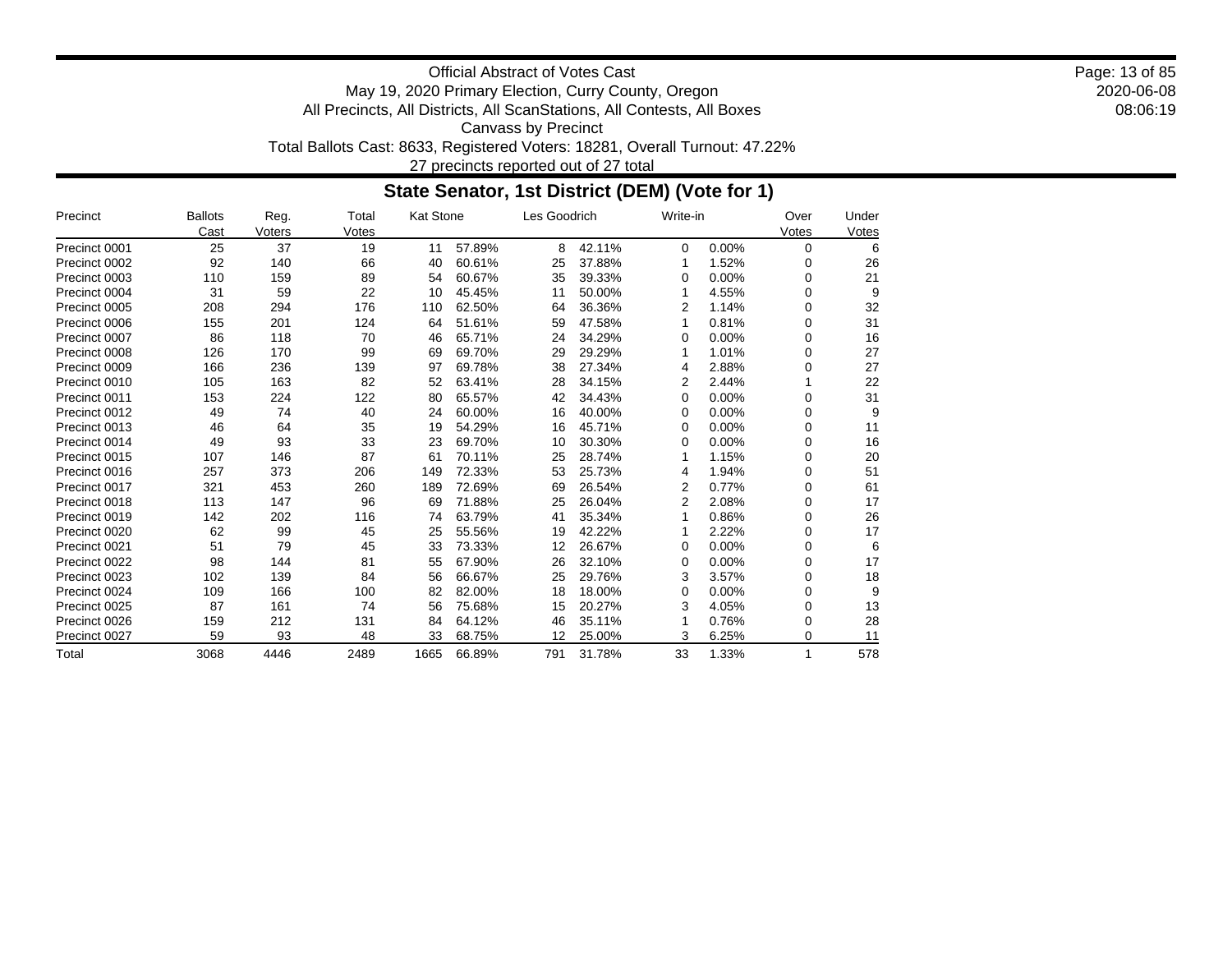Official Abstract of Votes Cast
May 19, 2020 Primary Election, Curry County, Oregon
All Precincts, All Districts, All ScanStations, All Contests, All Boxes
Canvass by Precinct
Total Ballots Cast: 8633, Registered Voters: 18281, Overall Turnout: 47.22%
27 precincts reported out of 27 total

## State Senator, 1st District (DEM) (Vote for 1)

| Precinct | Ballots Cast | Reg. Voters | Total Votes | Kat Stone | | Les Goodrich | | Write-in | | Over Votes | Under Votes |
|---|---|---|---|---|---|---|---|---|---|---|---|
| Precinct 0001 | 25 | 37 | 19 | 11 | 57.89% | 8 | 42.11% | 0 | 0.00% | 0 | 6 |
| Precinct 0002 | 92 | 140 | 66 | 40 | 60.61% | 25 | 37.88% | 1 | 1.52% | 0 | 26 |
| Precinct 0003 | 110 | 159 | 89 | 54 | 60.67% | 35 | 39.33% | 0 | 0.00% | 0 | 21 |
| Precinct 0004 | 31 | 59 | 22 | 10 | 45.45% | 11 | 50.00% | 1 | 4.55% | 0 | 9 |
| Precinct 0005 | 208 | 294 | 176 | 110 | 62.50% | 64 | 36.36% | 2 | 1.14% | 0 | 32 |
| Precinct 0006 | 155 | 201 | 124 | 64 | 51.61% | 59 | 47.58% | 1 | 0.81% | 0 | 31 |
| Precinct 0007 | 86 | 118 | 70 | 46 | 65.71% | 24 | 34.29% | 0 | 0.00% | 0 | 16 |
| Precinct 0008 | 126 | 170 | 99 | 69 | 69.70% | 29 | 29.29% | 1 | 1.01% | 0 | 27 |
| Precinct 0009 | 166 | 236 | 139 | 97 | 69.78% | 38 | 27.34% | 4 | 2.88% | 0 | 27 |
| Precinct 0010 | 105 | 163 | 82 | 52 | 63.41% | 28 | 34.15% | 2 | 2.44% | 1 | 22 |
| Precinct 0011 | 153 | 224 | 122 | 80 | 65.57% | 42 | 34.43% | 0 | 0.00% | 0 | 31 |
| Precinct 0012 | 49 | 74 | 40 | 24 | 60.00% | 16 | 40.00% | 0 | 0.00% | 0 | 9 |
| Precinct 0013 | 46 | 64 | 35 | 19 | 54.29% | 16 | 45.71% | 0 | 0.00% | 0 | 11 |
| Precinct 0014 | 49 | 93 | 33 | 23 | 69.70% | 10 | 30.30% | 0 | 0.00% | 0 | 16 |
| Precinct 0015 | 107 | 146 | 87 | 61 | 70.11% | 25 | 28.74% | 1 | 1.15% | 0 | 20 |
| Precinct 0016 | 257 | 373 | 206 | 149 | 72.33% | 53 | 25.73% | 4 | 1.94% | 0 | 51 |
| Precinct 0017 | 321 | 453 | 260 | 189 | 72.69% | 69 | 26.54% | 2 | 0.77% | 0 | 61 |
| Precinct 0018 | 113 | 147 | 96 | 69 | 71.88% | 25 | 26.04% | 2 | 2.08% | 0 | 17 |
| Precinct 0019 | 142 | 202 | 116 | 74 | 63.79% | 41 | 35.34% | 1 | 0.86% | 0 | 26 |
| Precinct 0020 | 62 | 99 | 45 | 25 | 55.56% | 19 | 42.22% | 1 | 2.22% | 0 | 17 |
| Precinct 0021 | 51 | 79 | 45 | 33 | 73.33% | 12 | 26.67% | 0 | 0.00% | 0 | 6 |
| Precinct 0022 | 98 | 144 | 81 | 55 | 67.90% | 26 | 32.10% | 0 | 0.00% | 0 | 17 |
| Precinct 0023 | 102 | 139 | 84 | 56 | 66.67% | 25 | 29.76% | 3 | 3.57% | 0 | 18 |
| Precinct 0024 | 109 | 166 | 100 | 82 | 82.00% | 18 | 18.00% | 0 | 0.00% | 0 | 9 |
| Precinct 0025 | 87 | 161 | 74 | 56 | 75.68% | 15 | 20.27% | 3 | 4.05% | 0 | 13 |
| Precinct 0026 | 159 | 212 | 131 | 84 | 64.12% | 46 | 35.11% | 1 | 0.76% | 0 | 28 |
| Precinct 0027 | 59 | 93 | 48 | 33 | 68.75% | 12 | 25.00% | 3 | 6.25% | 0 | 11 |
| Total | 3068 | 4446 | 2489 | 1665 | 66.89% | 791 | 31.78% | 33 | 1.33% | 1 | 578 |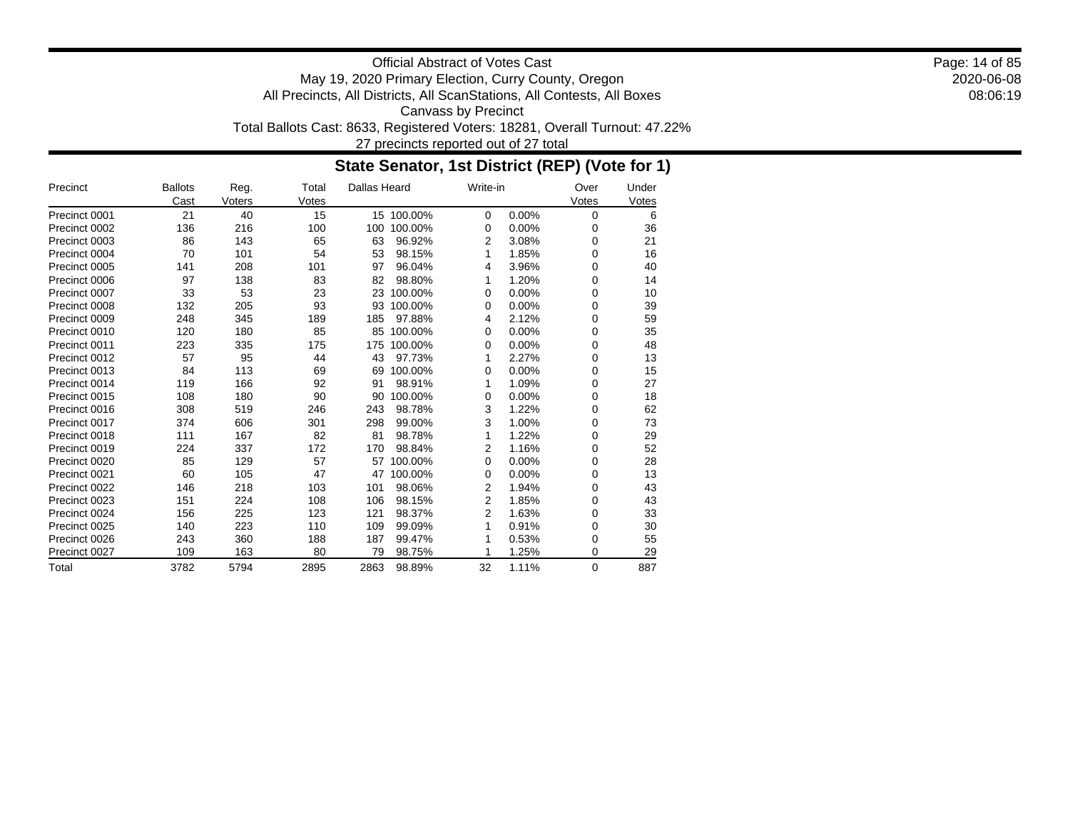Official Abstract of Votes Cast
May 19, 2020 Primary Election, Curry County, Oregon
All Precincts, All Districts, All ScanStations, All Contests, All Boxes
Canvass by Precinct
Total Ballots Cast: 8633, Registered Voters: 18281, Overall Turnout: 47.22%
27 precincts reported out of 27 total

## State Senator, 1st District (REP) (Vote for 1)

| Precinct | Ballots Cast | Reg. Voters | Total Votes | Dallas Heard | | Write-in | | Over Votes | Under Votes |
|---|---|---|---|---|---|---|---|---|---|
| Precinct 0001 | 21 | 40 | 15 | 15 | 100.00% | 0 | 0.00% | 0 | 6 |
| Precinct 0002 | 136 | 216 | 100 | 100 | 100.00% | 0 | 0.00% | 0 | 36 |
| Precinct 0003 | 86 | 143 | 65 | 63 | 96.92% | 2 | 3.08% | 0 | 21 |
| Precinct 0004 | 70 | 101 | 54 | 53 | 98.15% | 1 | 1.85% | 0 | 16 |
| Precinct 0005 | 141 | 208 | 101 | 97 | 96.04% | 4 | 3.96% | 0 | 40 |
| Precinct 0006 | 97 | 138 | 83 | 82 | 98.80% | 1 | 1.20% | 0 | 14 |
| Precinct 0007 | 33 | 53 | 23 | 23 | 100.00% | 0 | 0.00% | 0 | 10 |
| Precinct 0008 | 132 | 205 | 93 | 93 | 100.00% | 0 | 0.00% | 0 | 39 |
| Precinct 0009 | 248 | 345 | 189 | 185 | 97.88% | 4 | 2.12% | 0 | 59 |
| Precinct 0010 | 120 | 180 | 85 | 85 | 100.00% | 0 | 0.00% | 0 | 35 |
| Precinct 0011 | 223 | 335 | 175 | 175 | 100.00% | 0 | 0.00% | 0 | 48 |
| Precinct 0012 | 57 | 95 | 44 | 43 | 97.73% | 1 | 2.27% | 0 | 13 |
| Precinct 0013 | 84 | 113 | 69 | 69 | 100.00% | 0 | 0.00% | 0 | 15 |
| Precinct 0014 | 119 | 166 | 92 | 91 | 98.91% | 1 | 1.09% | 0 | 27 |
| Precinct 0015 | 108 | 180 | 90 | 90 | 100.00% | 0 | 0.00% | 0 | 18 |
| Precinct 0016 | 308 | 519 | 246 | 243 | 98.78% | 3 | 1.22% | 0 | 62 |
| Precinct 0017 | 374 | 606 | 301 | 298 | 99.00% | 3 | 1.00% | 0 | 73 |
| Precinct 0018 | 111 | 167 | 82 | 81 | 98.78% | 1 | 1.22% | 0 | 29 |
| Precinct 0019 | 224 | 337 | 172 | 170 | 98.84% | 2 | 1.16% | 0 | 52 |
| Precinct 0020 | 85 | 129 | 57 | 57 | 100.00% | 0 | 0.00% | 0 | 28 |
| Precinct 0021 | 60 | 105 | 47 | 47 | 100.00% | 0 | 0.00% | 0 | 13 |
| Precinct 0022 | 146 | 218 | 103 | 101 | 98.06% | 2 | 1.94% | 0 | 43 |
| Precinct 0023 | 151 | 224 | 108 | 106 | 98.15% | 2 | 1.85% | 0 | 43 |
| Precinct 0024 | 156 | 225 | 123 | 121 | 98.37% | 2 | 1.63% | 0 | 33 |
| Precinct 0025 | 140 | 223 | 110 | 109 | 99.09% | 1 | 0.91% | 0 | 30 |
| Precinct 0026 | 243 | 360 | 188 | 187 | 99.47% | 1 | 0.53% | 0 | 55 |
| Precinct 0027 | 109 | 163 | 80 | 79 | 98.75% | 1 | 1.25% | 0 | 29 |
| Total | 3782 | 5794 | 2895 | 2863 | 98.89% | 32 | 1.11% | 0 | 887 |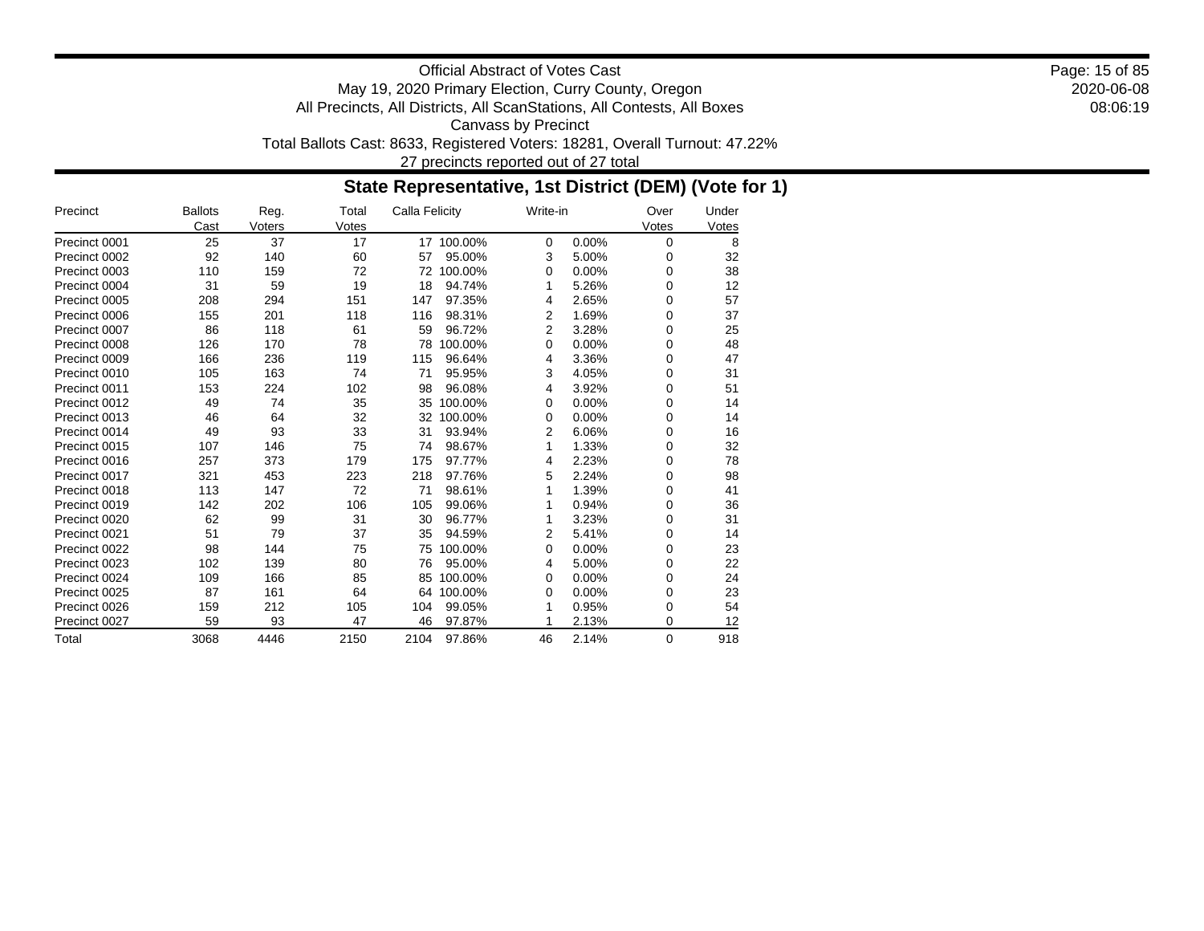Official Abstract of Votes Cast
May 19, 2020 Primary Election, Curry County, Oregon
All Precincts, All Districts, All ScanStations, All Contests, All Boxes
Canvass by Precinct
Total Ballots Cast: 8633, Registered Voters: 18281, Overall Turnout: 47.22%
27 precincts reported out of 27 total

## State Representative, 1st District (DEM) (Vote for 1)

| Precinct | Ballots Cast | Reg. Voters | Total Votes | Calla Felicity | | Write-in | | Over Votes | Under Votes |
|---|---|---|---|---|---|---|---|---|---|
| Precinct 0001 | 25 | 37 | 17 | 17 | 100.00% | 0 | 0.00% | 0 | 8 |
| Precinct 0002 | 92 | 140 | 60 | 57 | 95.00% | 3 | 5.00% | 0 | 32 |
| Precinct 0003 | 110 | 159 | 72 | 72 | 100.00% | 0 | 0.00% | 0 | 38 |
| Precinct 0004 | 31 | 59 | 19 | 18 | 94.74% | 1 | 5.26% | 0 | 12 |
| Precinct 0005 | 208 | 294 | 151 | 147 | 97.35% | 4 | 2.65% | 0 | 57 |
| Precinct 0006 | 155 | 201 | 118 | 116 | 98.31% | 2 | 1.69% | 0 | 37 |
| Precinct 0007 | 86 | 118 | 61 | 59 | 96.72% | 2 | 3.28% | 0 | 25 |
| Precinct 0008 | 126 | 170 | 78 | 78 | 100.00% | 0 | 0.00% | 0 | 48 |
| Precinct 0009 | 166 | 236 | 119 | 115 | 96.64% | 4 | 3.36% | 0 | 47 |
| Precinct 0010 | 105 | 163 | 74 | 71 | 95.95% | 3 | 4.05% | 0 | 31 |
| Precinct 0011 | 153 | 224 | 102 | 98 | 96.08% | 4 | 3.92% | 0 | 51 |
| Precinct 0012 | 49 | 74 | 35 | 35 | 100.00% | 0 | 0.00% | 0 | 14 |
| Precinct 0013 | 46 | 64 | 32 | 32 | 100.00% | 0 | 0.00% | 0 | 14 |
| Precinct 0014 | 49 | 93 | 33 | 31 | 93.94% | 2 | 6.06% | 0 | 16 |
| Precinct 0015 | 107 | 146 | 75 | 74 | 98.67% | 1 | 1.33% | 0 | 32 |
| Precinct 0016 | 257 | 373 | 179 | 175 | 97.77% | 4 | 2.23% | 0 | 78 |
| Precinct 0017 | 321 | 453 | 223 | 218 | 97.76% | 5 | 2.24% | 0 | 98 |
| Precinct 0018 | 113 | 147 | 72 | 71 | 98.61% | 1 | 1.39% | 0 | 41 |
| Precinct 0019 | 142 | 202 | 106 | 105 | 99.06% | 1 | 0.94% | 0 | 36 |
| Precinct 0020 | 62 | 99 | 31 | 30 | 96.77% | 1 | 3.23% | 0 | 31 |
| Precinct 0021 | 51 | 79 | 37 | 35 | 94.59% | 2 | 5.41% | 0 | 14 |
| Precinct 0022 | 98 | 144 | 75 | 75 | 100.00% | 0 | 0.00% | 0 | 23 |
| Precinct 0023 | 102 | 139 | 80 | 76 | 95.00% | 4 | 5.00% | 0 | 22 |
| Precinct 0024 | 109 | 166 | 85 | 85 | 100.00% | 0 | 0.00% | 0 | 24 |
| Precinct 0025 | 87 | 161 | 64 | 64 | 100.00% | 0 | 0.00% | 0 | 23 |
| Precinct 0026 | 159 | 212 | 105 | 104 | 99.05% | 1 | 0.95% | 0 | 54 |
| Precinct 0027 | 59 | 93 | 47 | 46 | 97.87% | 1 | 2.13% | 0 | 12 |
| Total | 3068 | 4446 | 2150 | 2104 | 97.86% | 46 | 2.14% | 0 | 918 |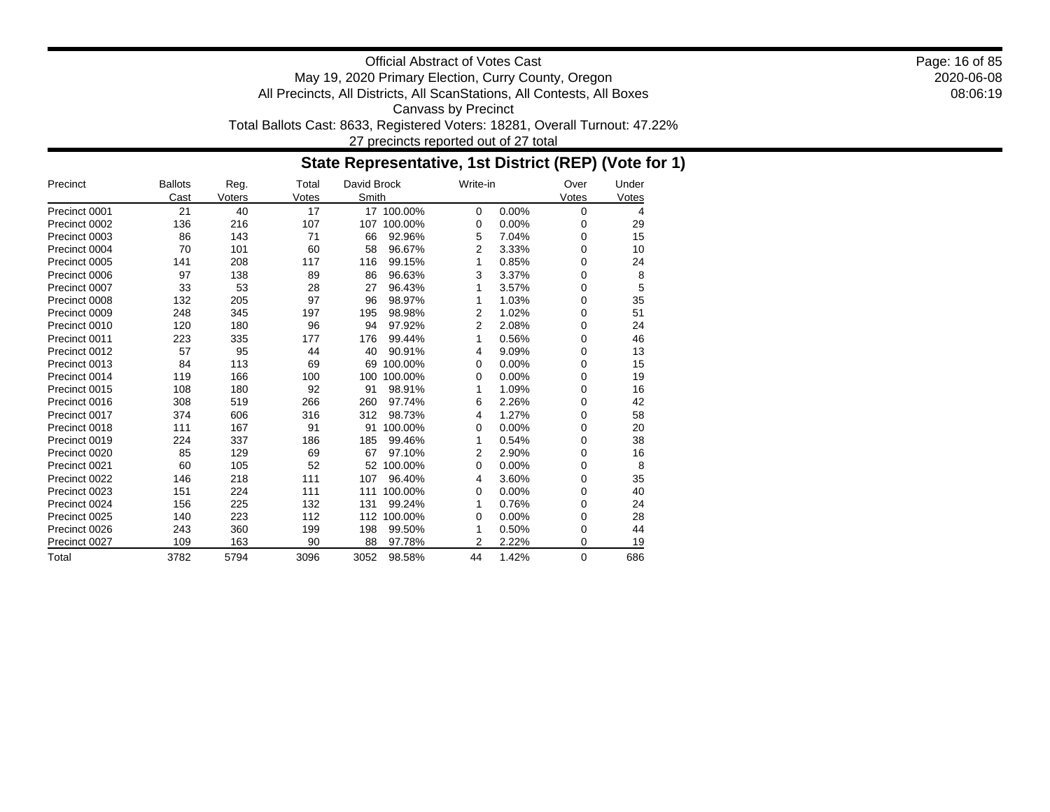Official Abstract of Votes Cast
May 19, 2020 Primary Election, Curry County, Oregon
All Precincts, All Districts, All ScanStations, All Contests, All Boxes
Canvass by Precinct
Total Ballots Cast: 8633, Registered Voters: 18281, Overall Turnout: 47.22%
27 precincts reported out of 27 total

2020-06-08
08:06:19

## State Representative, 1st District (REP) (Vote for 1)

| Precinct | Ballots Cast | Reg. Voters | Total Votes | David Brock Smith | | Write-in | | Over Votes | Under Votes |
|---|---|---|---|---|---|---|---|---|---|
| Precinct 0001 | 21 | 40 | 17 | 17 | 100.00% | 0 | 0.00% | 0 | 4 |
| Precinct 0002 | 136 | 216 | 107 | 107 | 100.00% | 0 | 0.00% | 0 | 29 |
| Precinct 0003 | 86 | 143 | 71 | 66 | 92.96% | 5 | 7.04% | 0 | 15 |
| Precinct 0004 | 70 | 101 | 60 | 58 | 96.67% | 2 | 3.33% | 0 | 10 |
| Precinct 0005 | 141 | 208 | 117 | 116 | 99.15% | 1 | 0.85% | 0 | 24 |
| Precinct 0006 | 97 | 138 | 89 | 86 | 96.63% | 3 | 3.37% | 0 | 8 |
| Precinct 0007 | 33 | 53 | 28 | 27 | 96.43% | 1 | 3.57% | 0 | 5 |
| Precinct 0008 | 132 | 205 | 97 | 96 | 98.97% | 1 | 1.03% | 0 | 35 |
| Precinct 0009 | 248 | 345 | 197 | 195 | 98.98% | 2 | 1.02% | 0 | 51 |
| Precinct 0010 | 120 | 180 | 96 | 94 | 97.92% | 2 | 2.08% | 0 | 24 |
| Precinct 0011 | 223 | 335 | 177 | 176 | 99.44% | 1 | 0.56% | 0 | 46 |
| Precinct 0012 | 57 | 95 | 44 | 40 | 90.91% | 4 | 9.09% | 0 | 13 |
| Precinct 0013 | 84 | 113 | 69 | 69 | 100.00% | 0 | 0.00% | 0 | 15 |
| Precinct 0014 | 119 | 166 | 100 | 100 | 100.00% | 0 | 0.00% | 0 | 19 |
| Precinct 0015 | 108 | 180 | 92 | 91 | 98.91% | 1 | 1.09% | 0 | 16 |
| Precinct 0016 | 308 | 519 | 266 | 260 | 97.74% | 6 | 2.26% | 0 | 42 |
| Precinct 0017 | 374 | 606 | 316 | 312 | 98.73% | 4 | 1.27% | 0 | 58 |
| Precinct 0018 | 111 | 167 | 91 | 91 | 100.00% | 0 | 0.00% | 0 | 20 |
| Precinct 0019 | 224 | 337 | 186 | 185 | 99.46% | 1 | 0.54% | 0 | 38 |
| Precinct 0020 | 85 | 129 | 69 | 67 | 97.10% | 2 | 2.90% | 0 | 16 |
| Precinct 0021 | 60 | 105 | 52 | 52 | 100.00% | 0 | 0.00% | 0 | 8 |
| Precinct 0022 | 146 | 218 | 111 | 107 | 96.40% | 4 | 3.60% | 0 | 35 |
| Precinct 0023 | 151 | 224 | 111 | 111 | 100.00% | 0 | 0.00% | 0 | 40 |
| Precinct 0024 | 156 | 225 | 132 | 131 | 99.24% | 1 | 0.76% | 0 | 24 |
| Precinct 0025 | 140 | 223 | 112 | 112 | 100.00% | 0 | 0.00% | 0 | 28 |
| Precinct 0026 | 243 | 360 | 199 | 198 | 99.50% | 1 | 0.50% | 0 | 44 |
| Precinct 0027 | 109 | 163 | 90 | 88 | 97.78% | 2 | 2.22% | 0 | 19 |
| Total | 3782 | 5794 | 3096 | 3052 | 98.58% | 44 | 1.42% | 0 | 686 |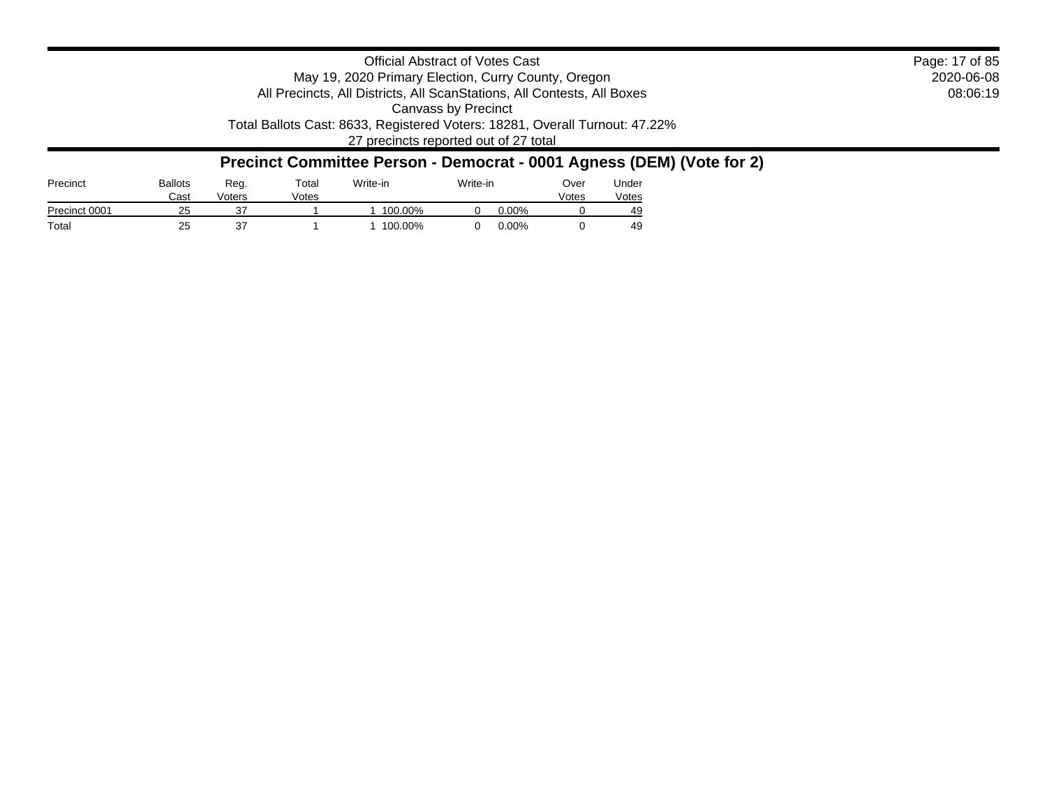Official Abstract of Votes Cast
May 19, 2020 Primary Election, Curry County, Oregon
All Precincts, All Districts, All ScanStations, All Contests, All Boxes
Canvass by Precinct
Total Ballots Cast: 8633, Registered Voters: 18281, Overall Turnout: 47.22%
27 precincts reported out of 27 total

2020-06-08
08:06:19

## Precinct Committee Person - Democrat - 0001 Agness (DEM) (Vote for 2)

| Precinct | Ballots Cast | Reg. Voters | Total Votes | Write-in | | Write-in | | Over Votes | Under Votes |
|---|---|---|---|---|---|---|---|---|---|
| Precinct 0001 | 25 | 37 | 1 | 1 | 100.00% | 0 | 0.00% | 0 | 49 |
| Total | 25 | 37 | 1 | 1 | 100.00% | 0 | 0.00% | 0 | 49 |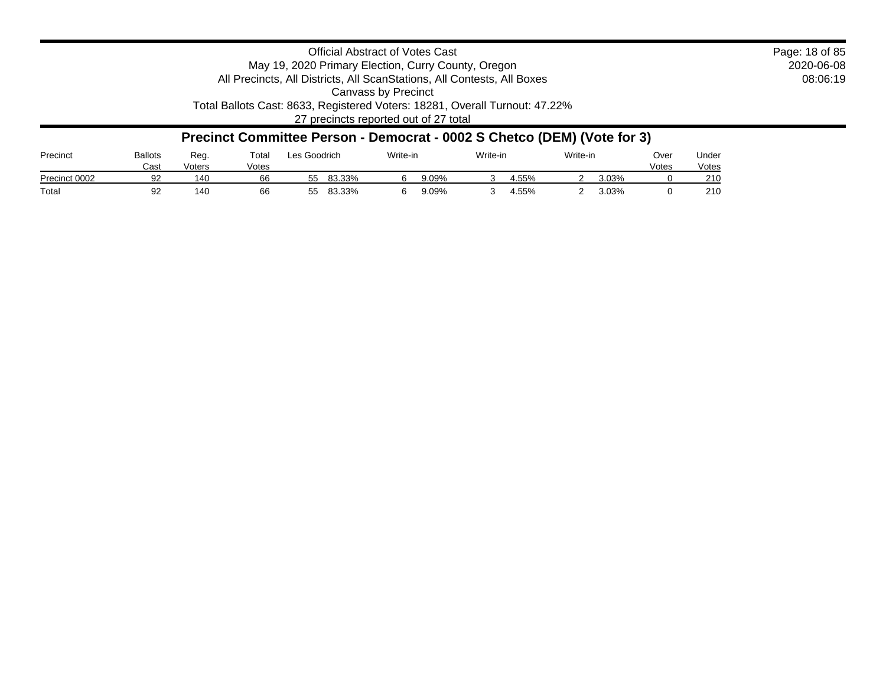Official Abstract of Votes Cast
May 19, 2020 Primary Election, Curry County, Oregon
All Precincts, All Districts, All ScanStations, All Contests, All Boxes
Canvass by Precinct
Total Ballots Cast: 8633, Registered Voters: 18281, Overall Turnout: 47.22%
27 precincts reported out of 27 total

2020-06-08
08:06:19

## Precinct Committee Person - Democrat - 0002 S Chetco (DEM) (Vote for 3)

| Precinct | Ballots Cast | Reg. Voters | Total Votes | Les Goodrich | | Write-in | | Write-in | | Write-in | | Over Votes | Under Votes |
|---|---|---|---|---|---|---|---|---|---|---|---|---|---|
| Precinct 0002 | 92 | 140 | 66 | 55 | 83.33% | 6 | 9.09% | 3 | 4.55% | 2 | 3.03% | 0 | 210 |
| Total | 92 | 140 | 66 | 55 | 83.33% | 6 | 9.09% | 3 | 4.55% | 2 | 3.03% | 0 | 210 |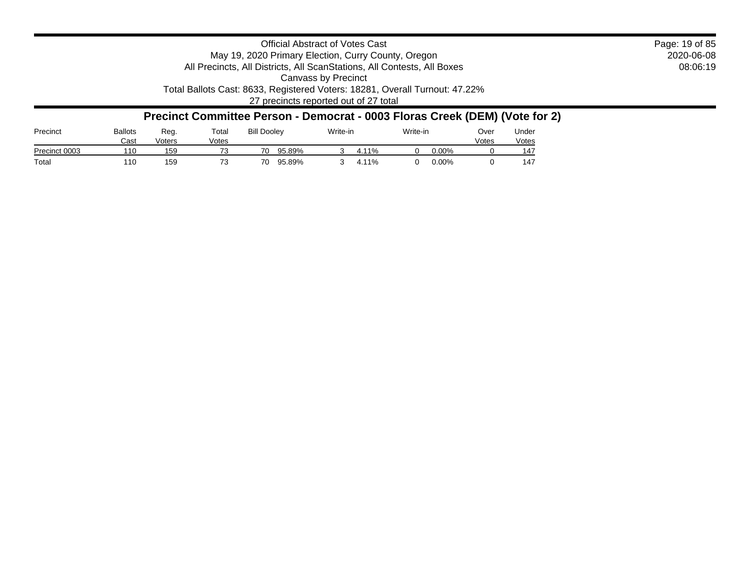Official Abstract of Votes Cast
May 19, 2020 Primary Election, Curry County, Oregon
All Precincts, All Districts, All ScanStations, All Contests, All Boxes
Canvass by Precinct
Total Ballots Cast: 8633, Registered Voters: 18281, Overall Turnout: 47.22%
27 precincts reported out of 27 total

## Precinct Committee Person - Democrat - 0003 Floras Creek (DEM) (Vote for 2)

| Precinct | Ballots Cast | Reg. Voters | Total Votes | Bill Dooley | | Write-in | | Write-in | | Over Votes | Under Votes |
|---|---|---|---|---|---|---|---|---|---|---|---|
| Precinct 0003 | 110 | 159 | 73 | 70 | 95.89% | 3 | 4.11% | 0 | 0.00% | 0 | 147 |
| Total | 110 | 159 | 73 | 70 | 95.89% | 3 | 4.11% | 0 | 0.00% | 0 | 147 |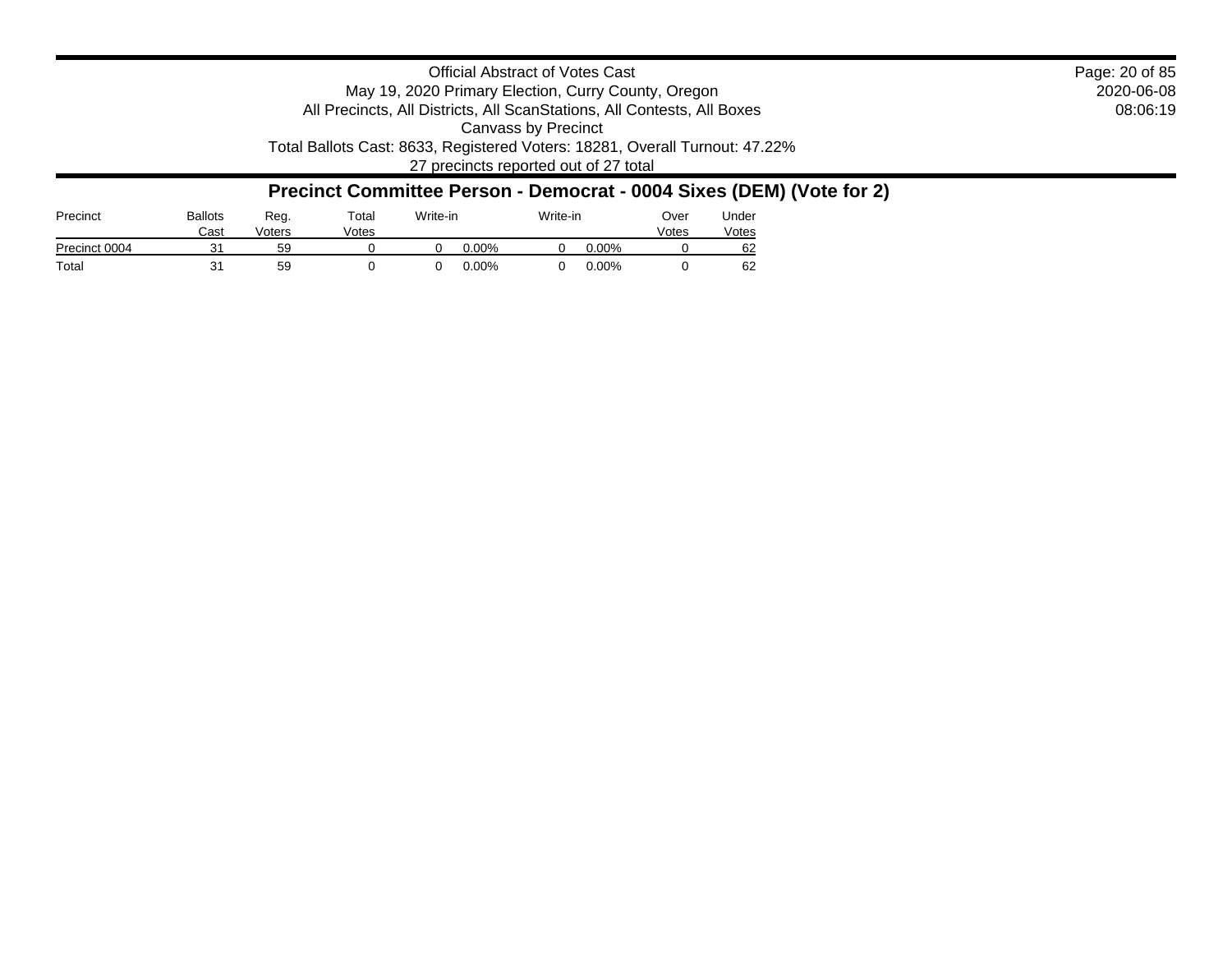Official Abstract of Votes Cast
May 19, 2020 Primary Election, Curry County, Oregon
All Precincts, All Districts, All ScanStations, All Contests, All Boxes
Canvass by Precinct
Total Ballots Cast: 8633, Registered Voters: 18281, Overall Turnout: 47.22%
27 precincts reported out of 27 total

## Precinct Committee Person - Democrat - 0004 Sixes (DEM) (Vote for 2)

| Precinct | Ballots Cast | Reg. Voters | Total Votes | Write-in | | Write-in | | Over Votes | Under Votes |
|---|---|---|---|---|---|---|---|---|---|
| Precinct 0004 | 31 | 59 | 0 | 0 | 0.00% | 0 | 0.00% | 0 | 62 |
| Total | 31 | 59 | 0 | 0 | 0.00% | 0 | 0.00% | 0 | 62 |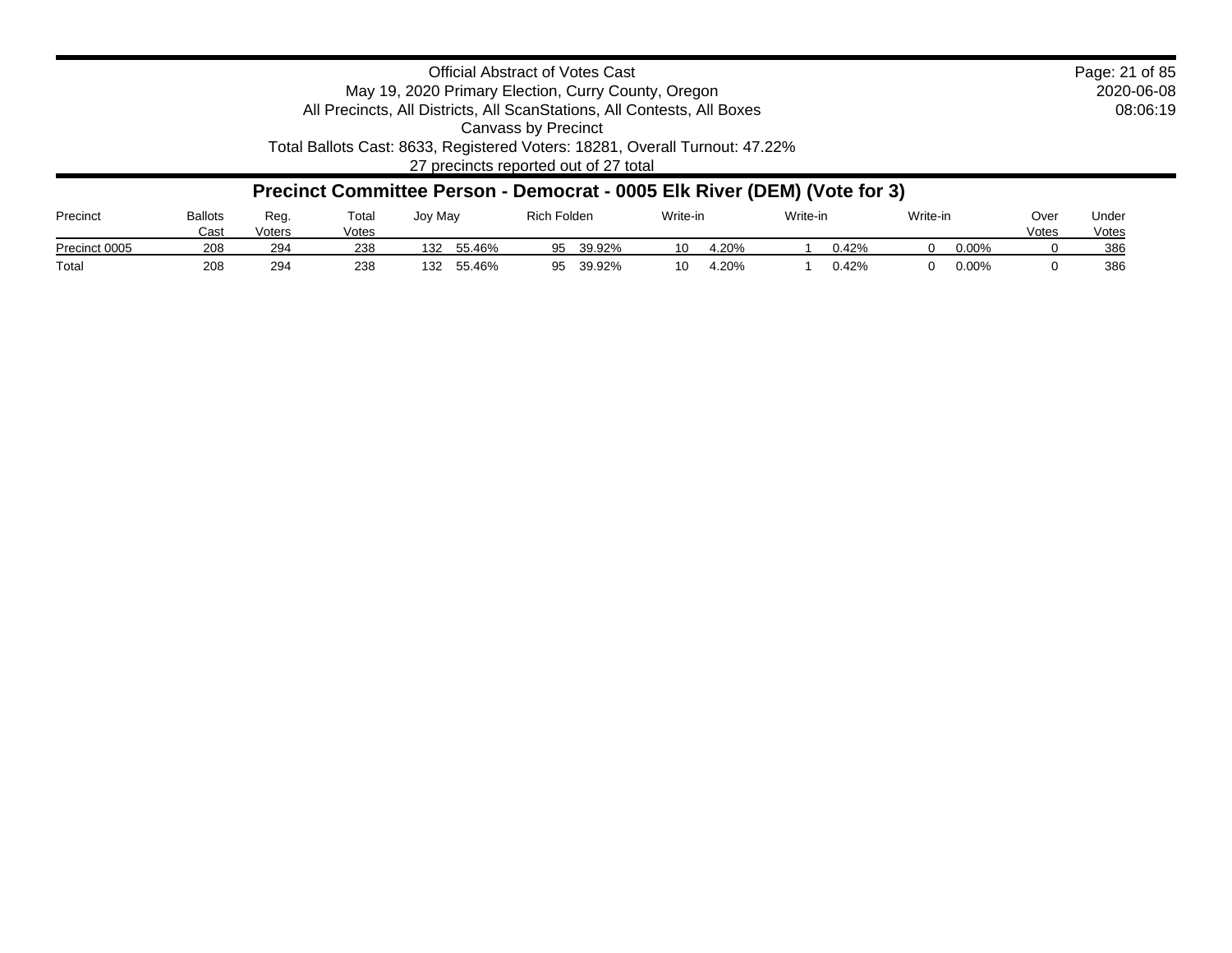Official Abstract of Votes Cast
May 19, 2020 Primary Election, Curry County, Oregon
All Precincts, All Districts, All ScanStations, All Contests, All Boxes
Canvass by Precinct
Total Ballots Cast: 8633, Registered Voters: 18281, Overall Turnout: 47.22%
27 precincts reported out of 27 total

2020-06-08
08:06:19

## Precinct Committee Person - Democrat - 0005 Elk River (DEM) (Vote for 3)

| Precinct | Ballots Cast | Reg. Voters | Total Votes | Joy May | | Rich Folden | | Write-in | | Write-in | | Write-in | | Over Votes | Under Votes |
|---|---|---|---|---|---|---|---|---|---|---|---|---|---|---|---|
| Precinct 0005 | 208 | 294 | 238 | 132 | 55.46% | 95 | 39.92% | 10 | 4.20% | 1 | 0.42% | 0 | 0.00% | 0 | 386 |
| Total | 208 | 294 | 238 | 132 | 55.46% | 95 | 39.92% | 10 | 4.20% | 1 | 0.42% | 0 | 0.00% | 0 | 386 |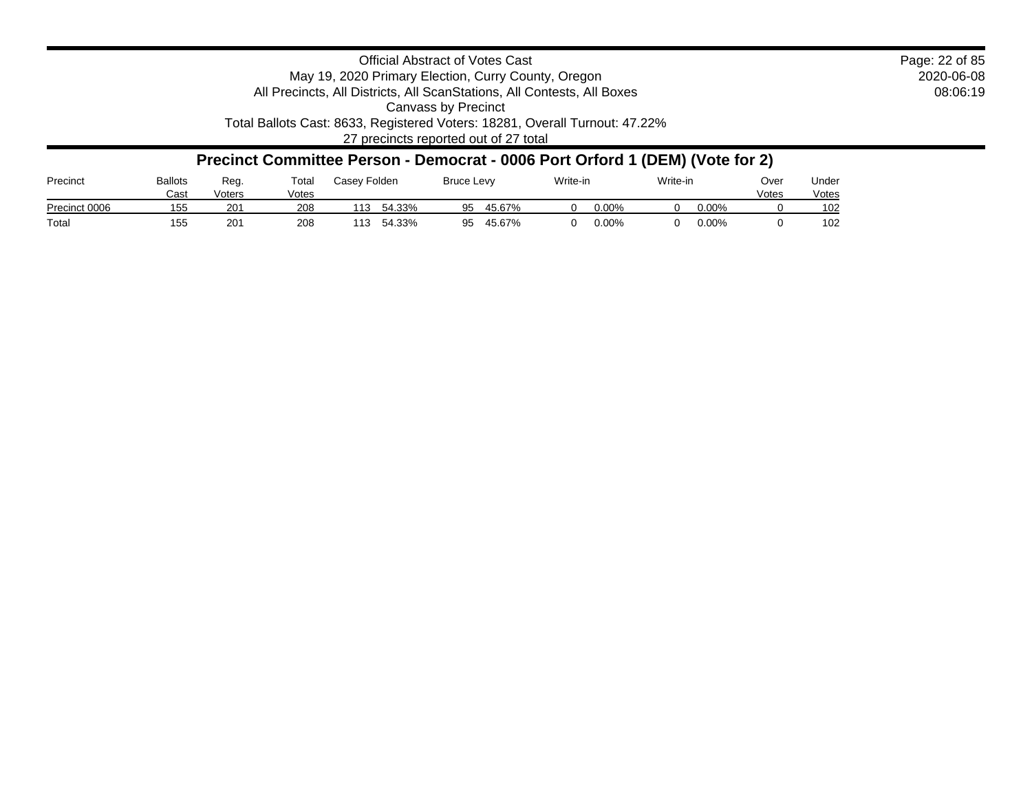Official Abstract of Votes Cast
May 19, 2020 Primary Election, Curry County, Oregon
All Precincts, All Districts, All ScanStations, All Contests, All Boxes
Canvass by Precinct
Total Ballots Cast: 8633, Registered Voters: 18281, Overall Turnout: 47.22%
27 precincts reported out of 27 total

2020-06-08
08:06:19

## Precinct Committee Person - Democrat - 0006 Port Orford 1 (DEM) (Vote for 2)

| Precinct | Ballots Cast | Reg. Voters | Total Votes | Casey Folden | | Bruce Levy | | Write-in | | Write-in | | Over Votes | Under Votes |
|---|---|---|---|---|---|---|---|---|---|---|---|---|---|
| Precinct 0006 | 155 | 201 | 208 | 113 | 54.33% | 95 | 45.67% | 0 | 0.00% | 0 | 0.00% | 0 | 102 |
| Total | 155 | 201 | 208 | 113 | 54.33% | 95 | 45.67% | 0 | 0.00% | 0 | 0.00% | 0 | 102 |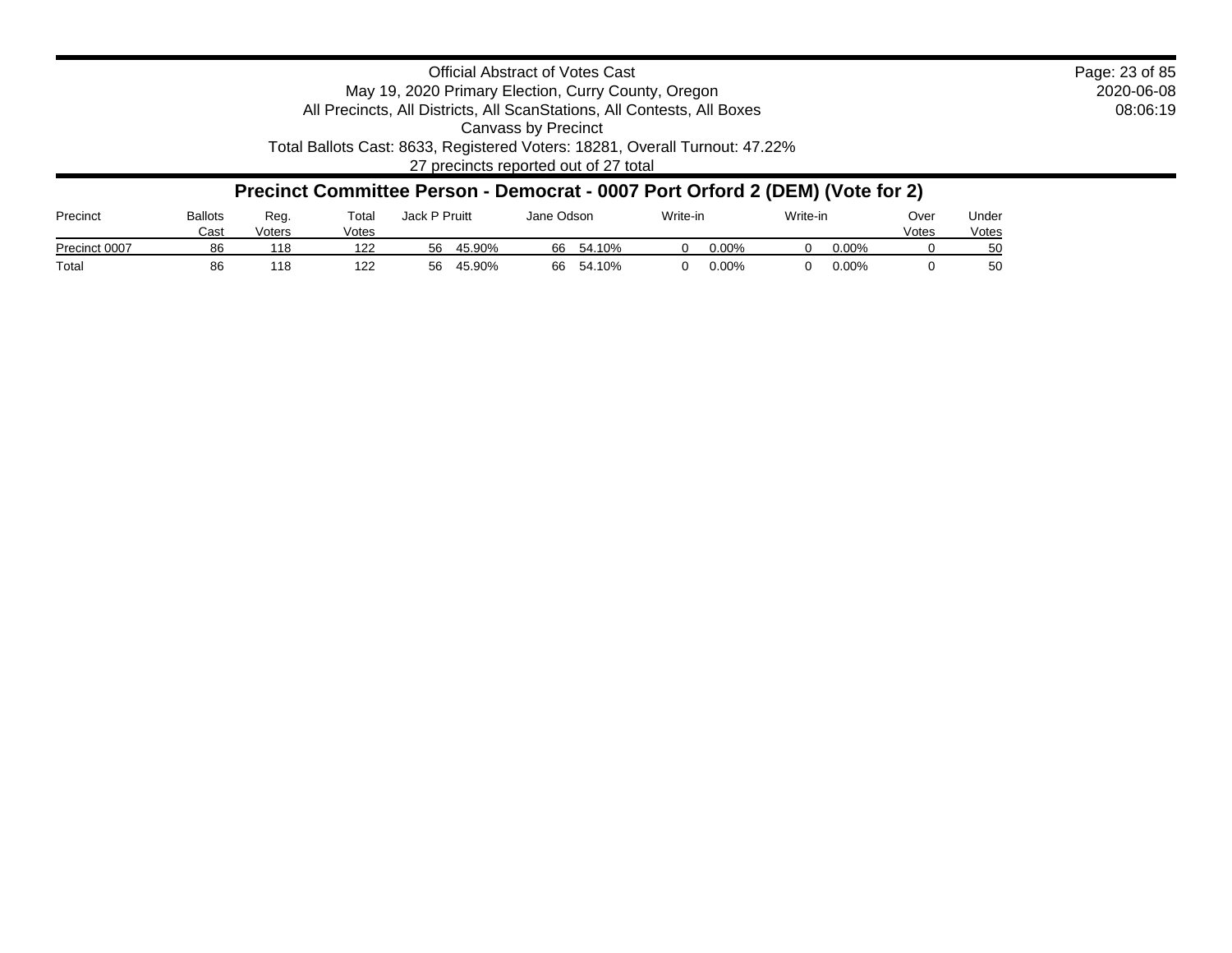Official Abstract of Votes Cast
May 19, 2020 Primary Election, Curry County, Oregon
All Precincts, All Districts, All ScanStations, All Contests, All Boxes
Canvass by Precinct
Total Ballots Cast: 8633, Registered Voters: 18281, Overall Turnout: 47.22%
27 precincts reported out of 27 total

## Precinct Committee Person - Democrat - 0007 Port Orford 2 (DEM) (Vote for 2)

| Precinct | Ballots Cast | Reg. Voters | Total Votes | Jack P Pruitt | | Jane Odson | | Write-in | | Write-in | | Over Votes | Under Votes |
|---|---|---|---|---|---|---|---|---|---|---|---|---|---|
| Precinct 0007 | 86 | 118 | 122 | 56 | 45.90% | 66 | 54.10% | 0 | 0.00% | 0 | 0.00% | 0 | 50 |
| Total | 86 | 118 | 122 | 56 | 45.90% | 66 | 54.10% | 0 | 0.00% | 0 | 0.00% | 0 | 50 |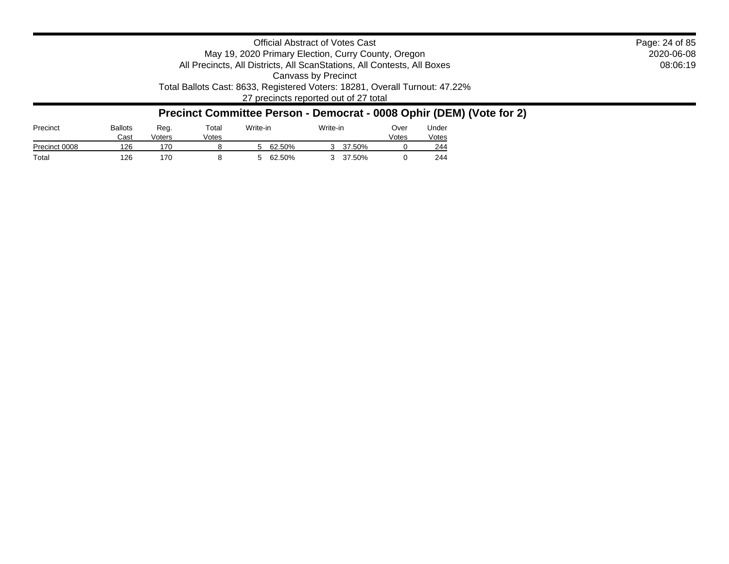Official Abstract of Votes Cast
May 19, 2020 Primary Election, Curry County, Oregon
All Precincts, All Districts, All ScanStations, All Contests, All Boxes
Canvass by Precinct
Total Ballots Cast: 8633, Registered Voters: 18281, Overall Turnout: 47.22%
27 precincts reported out of 27 total

## Precinct Committee Person - Democrat - 0008 Ophir (DEM) (Vote for 2)

| Precinct | Ballots Cast | Reg. Voters | Total Votes | Write-in | | Write-in | | Over Votes | Under Votes |
|---|---|---|---|---|---|---|---|---|---|
| Precinct 0008 | 126 | 170 | 8 | 5 | 62.50% | 3 | 37.50% | 0 | 244 |
| Total | 126 | 170 | 8 | 5 | 62.50% | 3 | 37.50% | 0 | 244 |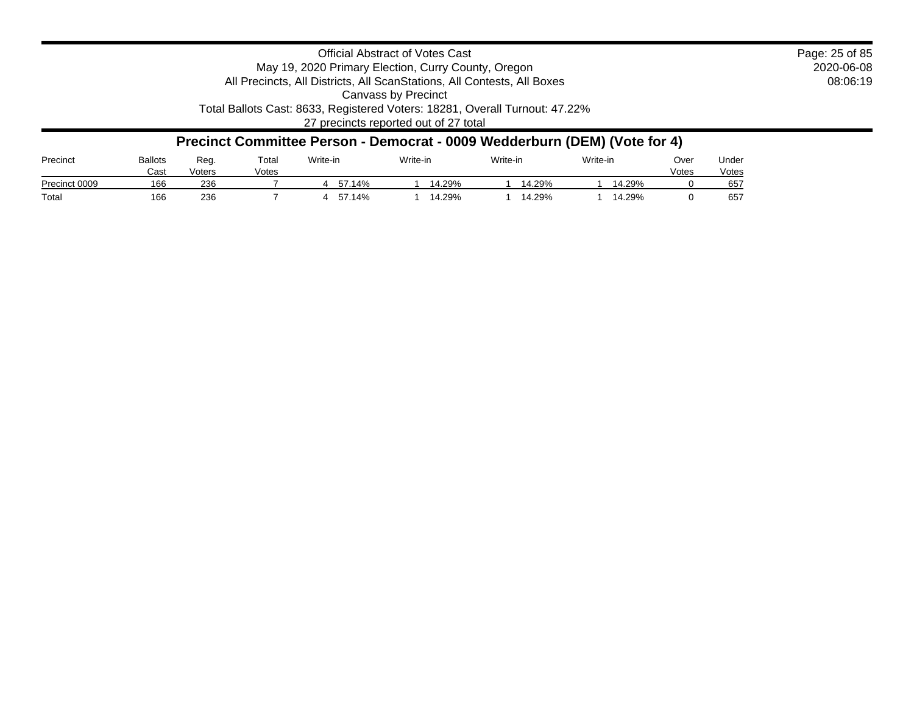Official Abstract of Votes Cast
May 19, 2020 Primary Election, Curry County, Oregon
All Precincts, All Districts, All ScanStations, All Contests, All Boxes
Canvass by Precinct
Total Ballots Cast: 8633, Registered Voters: 18281, Overall Turnout: 47.22%
27 precincts reported out of 27 total

2020-06-08
08:06:19

## Precinct Committee Person - Democrat - 0009 Wedderburn (DEM) (Vote for 4)

| Precinct | Ballots Cast | Reg. Voters | Total Votes | Write-in | | Write-in | | Write-in | | Write-in | | Over Votes | Under Votes |
|---|---|---|---|---|---|---|---|---|---|---|---|---|---|
| Precinct 0009 | 166 | 236 | 7 | 4 | 57.14% | 1 | 14.29% | 1 | 14.29% | 1 | 14.29% | 0 | 657 |
| Total | 166 | 236 | 7 | 4 | 57.14% | 1 | 14.29% | 1 | 14.29% | 1 | 14.29% | 0 | 657 |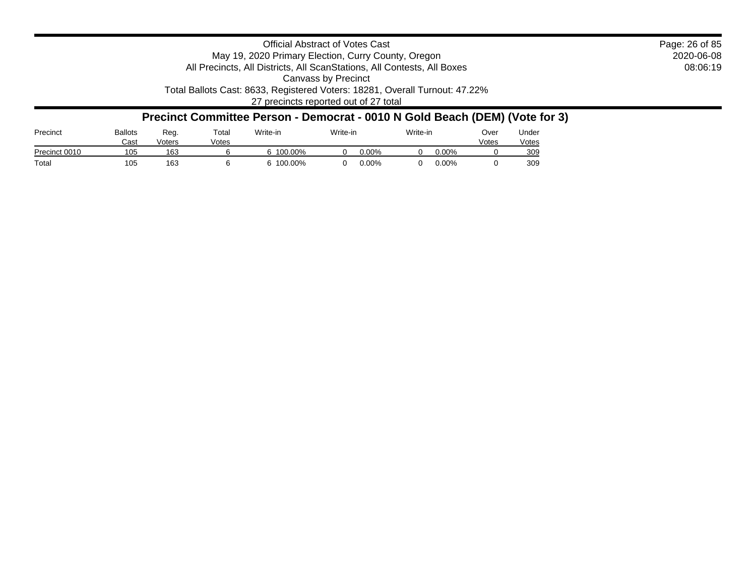Official Abstract of Votes Cast
May 19, 2020 Primary Election, Curry County, Oregon
All Precincts, All Districts, All ScanStations, All Contests, All Boxes
Canvass by Precinct
Total Ballots Cast: 8633, Registered Voters: 18281, Overall Turnout: 47.22%
27 precincts reported out of 27 total

2020-06-08
08:06:19

## Precinct Committee Person - Democrat - 0010 N Gold Beach (DEM) (Vote for 3)

| Precinct | Ballots Cast | Reg. Voters | Total Votes | Write-in | | Write-in | | Write-in | | Over Votes | Under Votes |
|---|---|---|---|---|---|---|---|---|---|---|---|
| Precinct 0010 | 105 | 163 | 6 | 6 | 100.00% | 0 | 0.00% | 0 | 0.00% | 0 | 309 |
| Total | 105 | 163 | 6 | 6 | 100.00% | 0 | 0.00% | 0 | 0.00% | 0 | 309 |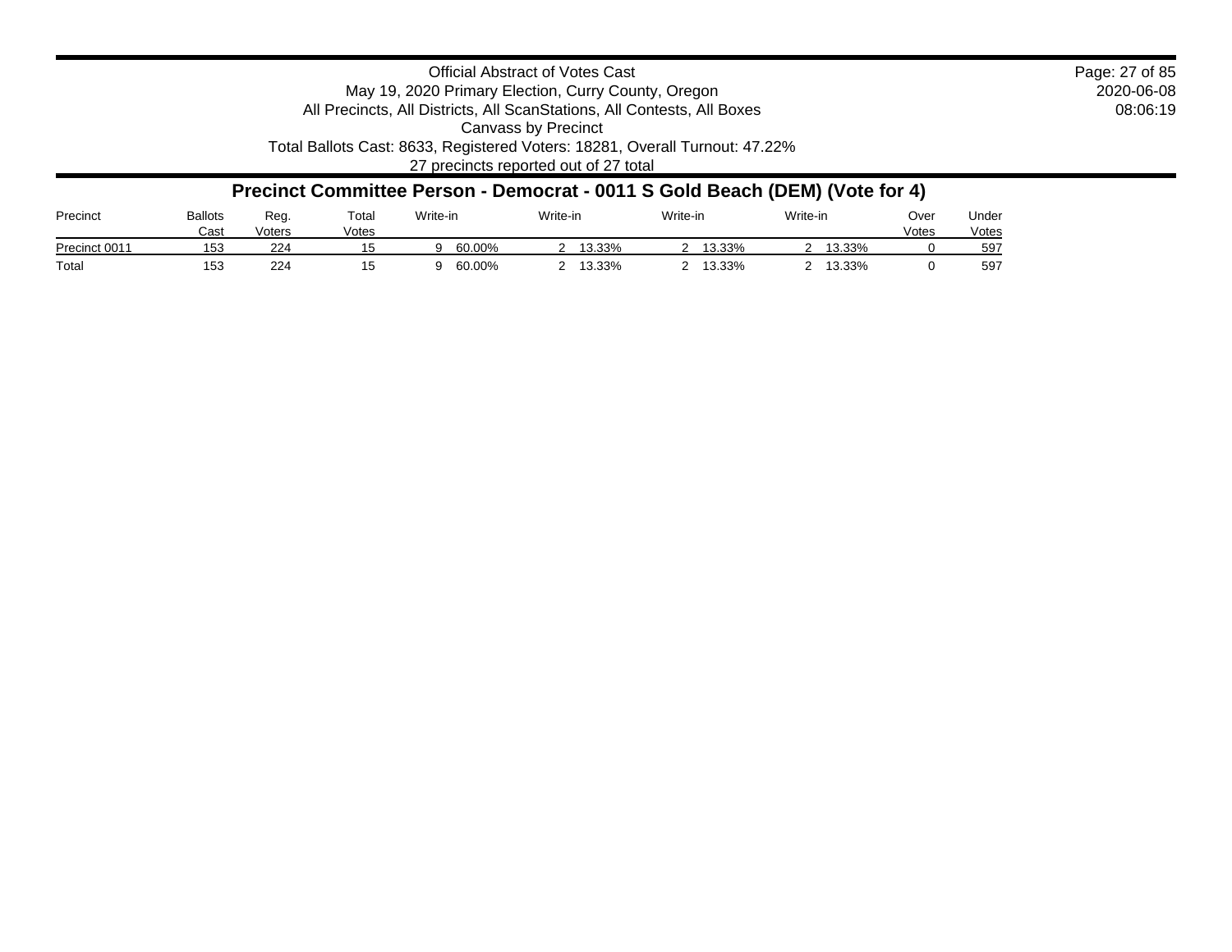Official Abstract of Votes Cast
May 19, 2020 Primary Election, Curry County, Oregon
All Precincts, All Districts, All ScanStations, All Contests, All Boxes
Canvass by Precinct
Total Ballots Cast: 8633, Registered Voters: 18281, Overall Turnout: 47.22%
27 precincts reported out of 27 total

2020-06-08
08:06:19

## Precinct Committee Person - Democrat - 0011 S Gold Beach (DEM) (Vote for 4)

| Precinct | Ballots Cast | Reg. Voters | Total Votes | Write-in | | Write-in | | Write-in | | Write-in | | Over Votes | Under Votes |
|---|---|---|---|---|---|---|---|---|---|---|---|---|---|
| Precinct 0011 | 153 | 224 | 15 | 9 | 60.00% | 2 | 13.33% | 2 | 13.33% | 2 | 13.33% | 0 | 597 |
| Total | 153 | 224 | 15 | 9 | 60.00% | 2 | 13.33% | 2 | 13.33% | 2 | 13.33% | 0 | 597 |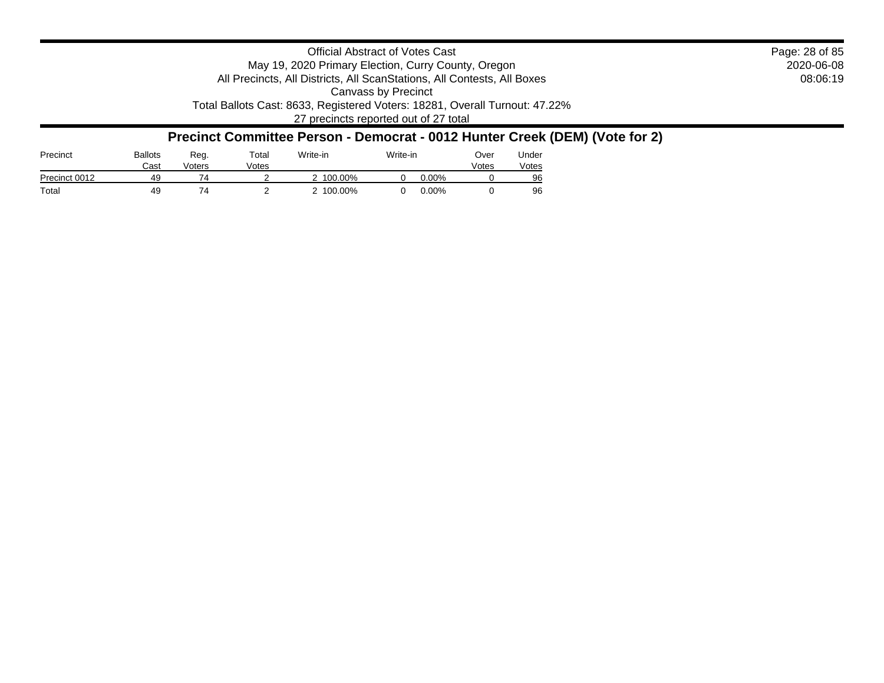Official Abstract of Votes Cast

May 19, 2020 Primary Election, Curry County, Oregon

All Precincts, All Districts, All ScanStations, All Contests, All Boxes

Canvass by Precinct

Total Ballots Cast: 8633, Registered Voters: 18281, Overall Turnout: 47.22%

27 precincts reported out of 27 total

2020-06-08

08:06:19

## Precinct Committee Person - Democrat - 0012 Hunter Creek (DEM) (Vote for 2)

| Precinct | Ballots Cast | Reg. Voters | Total Votes | Write-in | | Write-in | | Over Votes | Under Votes |
|---|---|---|---|---|---|---|---|---|---|
| Precinct 0012 | 49 | 74 | 2 | 2 | 100.00% | 0 | 0.00% | 0 | 96 |
| Total | 49 | 74 | 2 | 2 | 100.00% | 0 | 0.00% | 0 | 96 |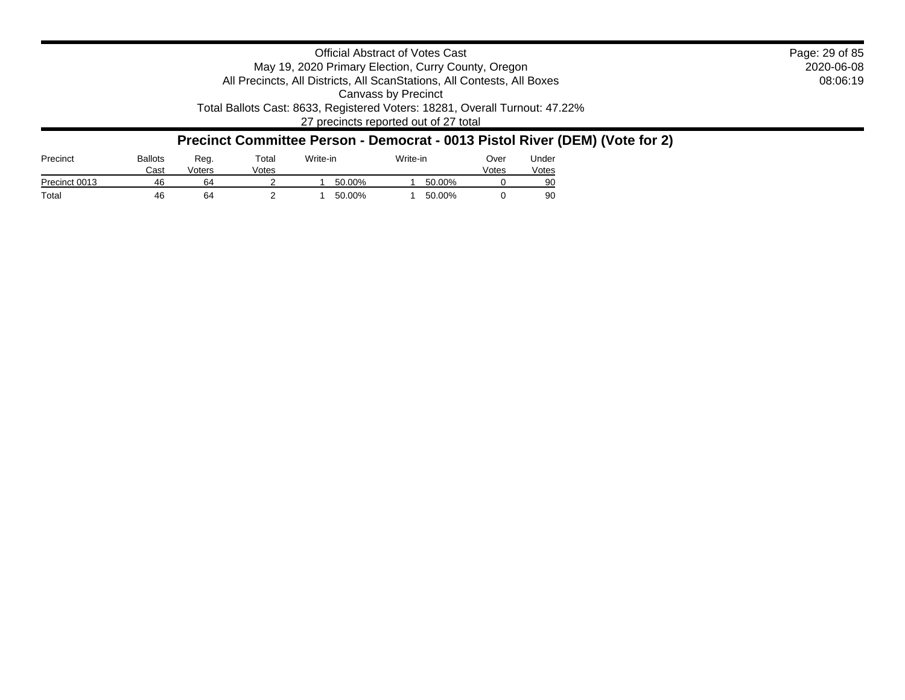Official Abstract of Votes Cast
May 19, 2020 Primary Election, Curry County, Oregon
All Precincts, All Districts, All ScanStations, All Contests, All Boxes
Canvass by Precinct
Total Ballots Cast: 8633, Registered Voters: 18281, Overall Turnout: 47.22%
27 precincts reported out of 27 total

## Precinct Committee Person - Democrat - 0013 Pistol River (DEM) (Vote for 2)

| Precinct | Ballots Cast | Reg. Voters | Total Votes | Write-in | | Write-in | | Over Votes | Under Votes |
|---|---|---|---|---|---|---|---|---|---|
| Precinct 0013 | 46 | 64 | 2 | 1 | 50.00% | 1 | 50.00% | 0 | 90 |
| Total | 46 | 64 | 2 | 1 | 50.00% | 1 | 50.00% | 0 | 90 |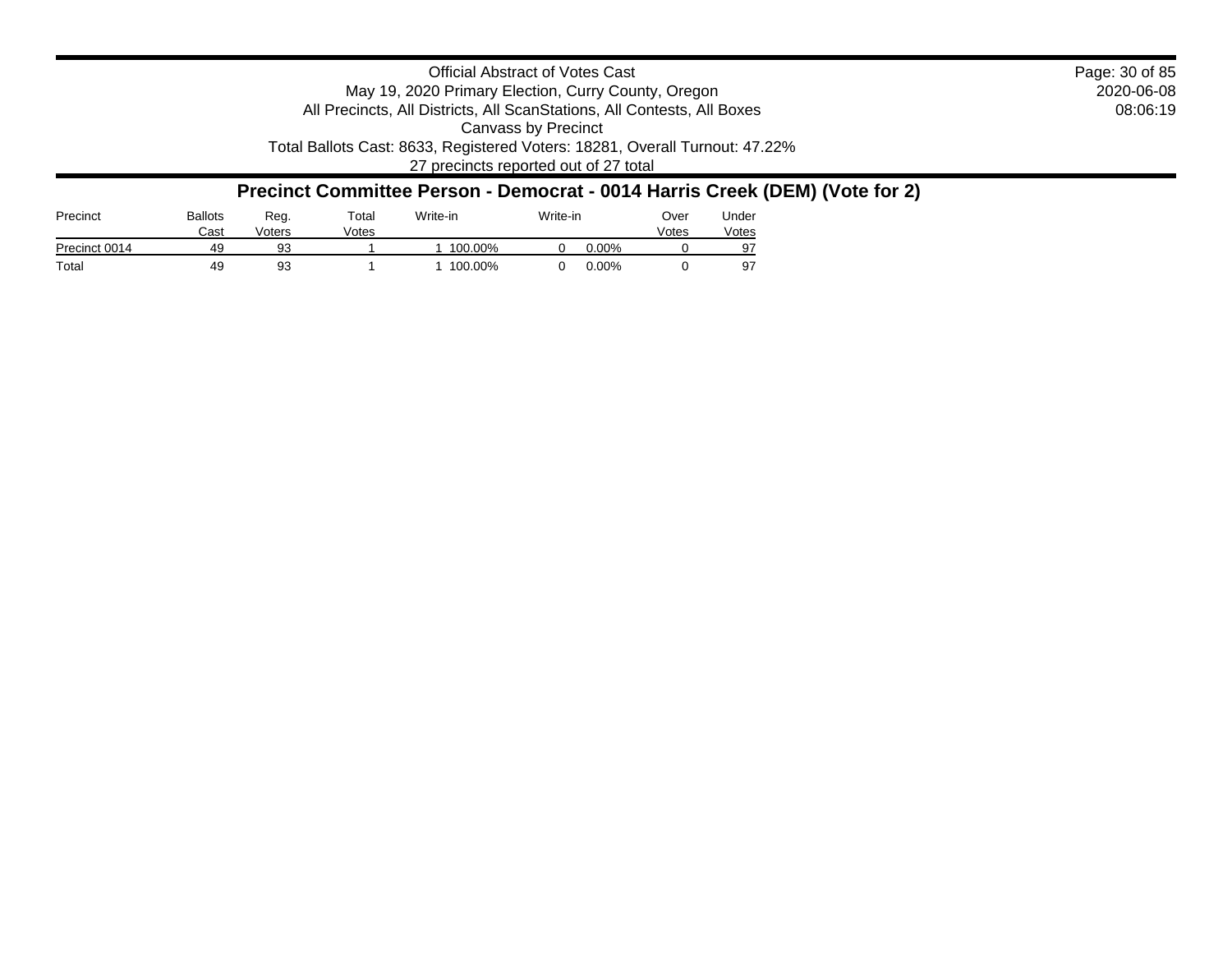Official Abstract of Votes Cast
May 19, 2020 Primary Election, Curry County, Oregon
All Precincts, All Districts, All ScanStations, All Contests, All Boxes
Canvass by Precinct
Total Ballots Cast: 8633, Registered Voters: 18281, Overall Turnout: 47.22%
27 precincts reported out of 27 total

2020-06-08
08:06:19

## Precinct Committee Person - Democrat - 0014 Harris Creek (DEM) (Vote for 2)

| Precinct | Ballots Cast | Reg. Voters | Total Votes | Write-in | | Write-in | | Over Votes | Under Votes |
|---|---|---|---|---|---|---|---|---|---|
| Precinct 0014 | 49 | 93 | 1 | 1 | 100.00% | 0 | 0.00% | 0 | 97 |
| Total | 49 | 93 | 1 | 1 | 100.00% | 0 | 0.00% | 0 | 97 |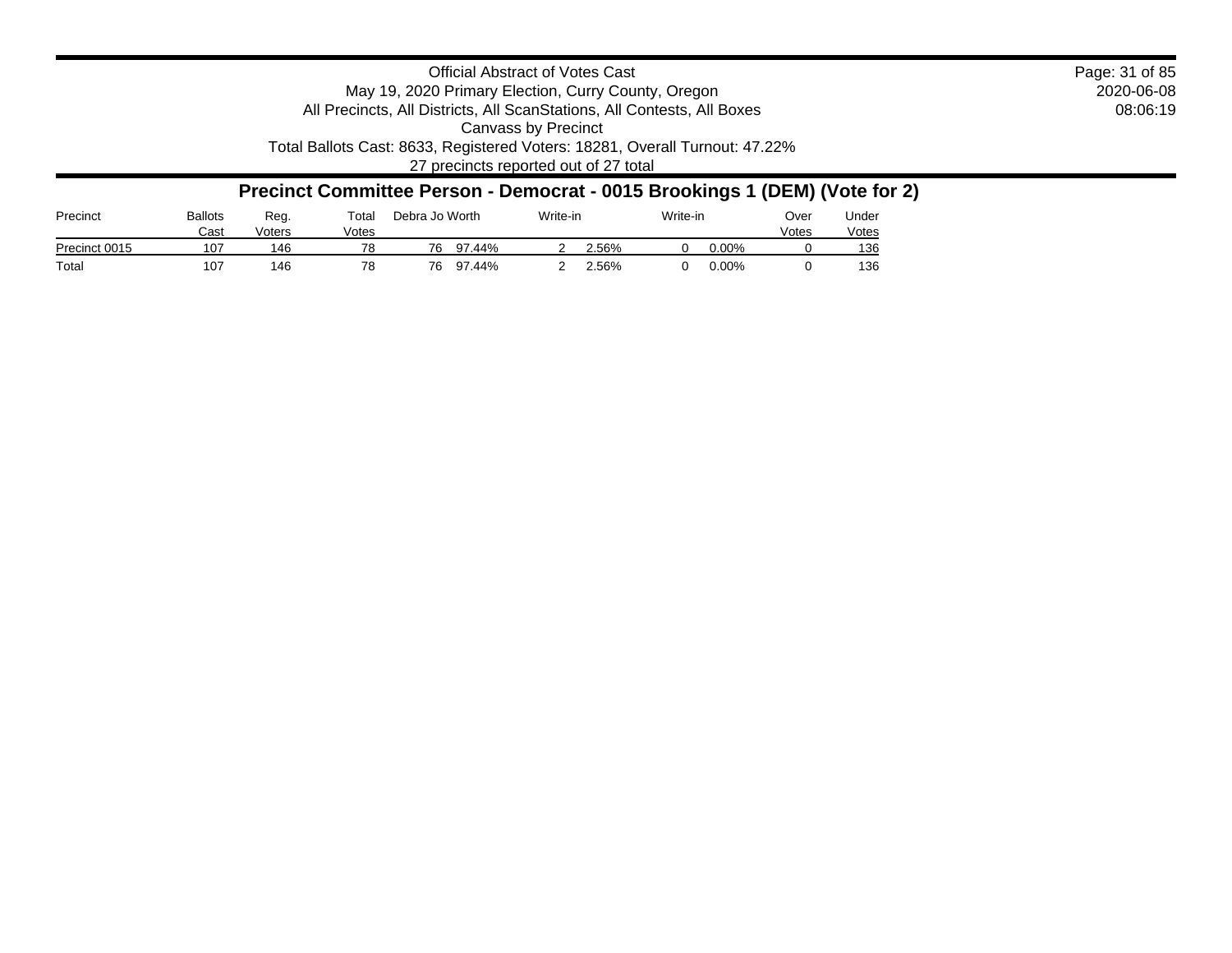Official Abstract of Votes Cast
May 19, 2020 Primary Election, Curry County, Oregon
All Precincts, All Districts, All ScanStations, All Contests, All Boxes
Canvass by Precinct
Total Ballots Cast: 8633, Registered Voters: 18281, Overall Turnout: 47.22%
27 precincts reported out of 27 total

## Precinct Committee Person - Democrat - 0015 Brookings 1 (DEM) (Vote for 2)

| Precinct | Ballots Cast | Reg. Voters | Total Votes | Debra Jo Worth | | Write-in | | Write-in | | Over Votes | Under Votes |
|---|---|---|---|---|---|---|---|---|---|---|---|
| Precinct 0015 | 107 | 146 | 78 | 76 | 97.44% | 2 | 2.56% | 0 | 0.00% | 0 | 136 |
| Total | 107 | 146 | 78 | 76 | 97.44% | 2 | 2.56% | 0 | 0.00% | 0 | 136 |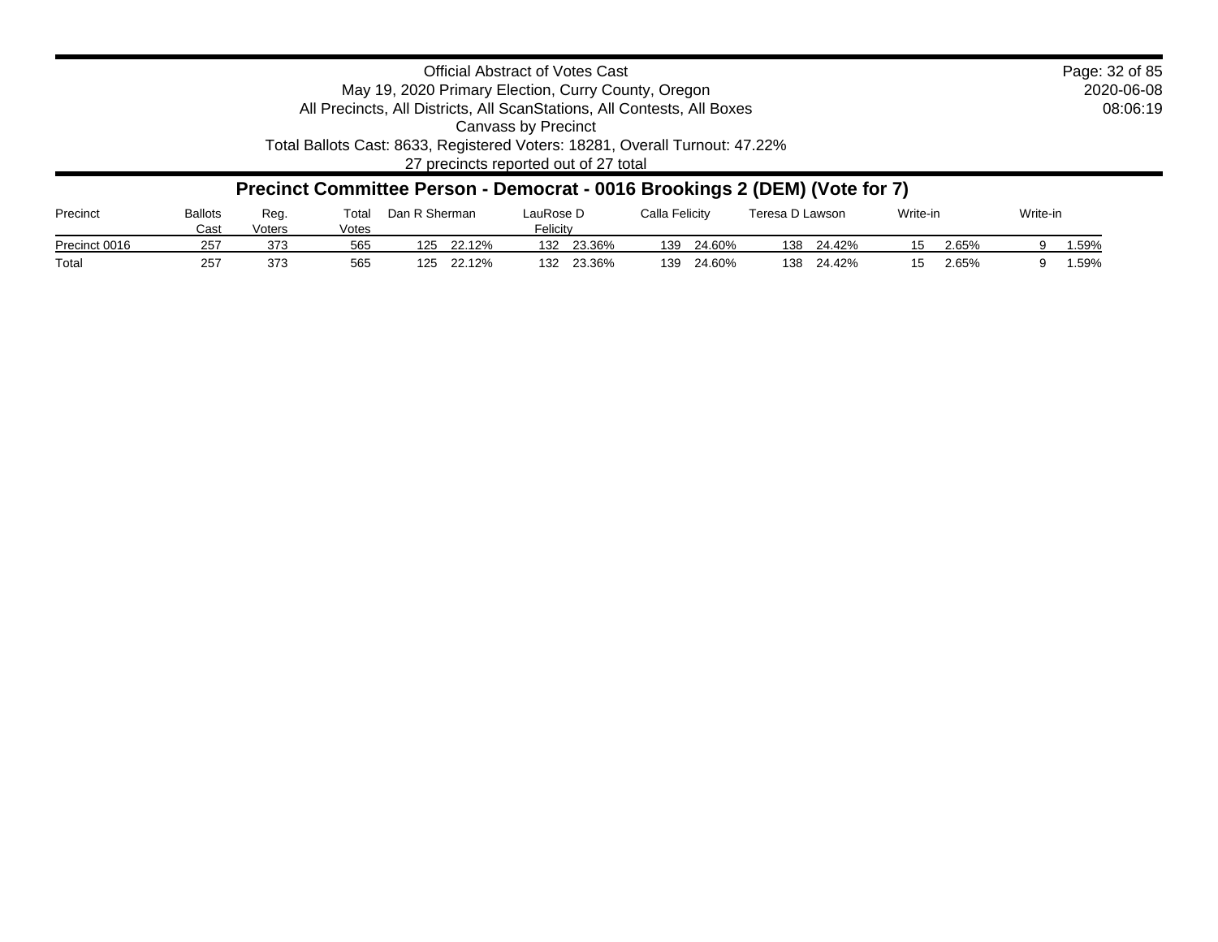Official Abstract of Votes Cast
May 19, 2020 Primary Election, Curry County, Oregon
All Precincts, All Districts, All ScanStations, All Contests, All Boxes
Canvass by Precinct
Total Ballots Cast: 8633, Registered Voters: 18281, Overall Turnout: 47.22%
27 precincts reported out of 27 total

2020-06-08
08:06:19

## Precinct Committee Person - Democrat - 0016 Brookings 2 (DEM) (Vote for 7)

| Precinct | Ballots Cast | Reg. Voters | Total Votes | Dan R Sherman | | LauRose D Felicity | | Calla Felicity | | Teresa D Lawson | | Write-in | | Write-in | |
|---|---|---|---|---|---|---|---|---|---|---|---|---|---|---|---|
| Precinct 0016 | 257 | 373 | 565 | 125 | 22.12% | 132 | 23.36% | 139 | 24.60% | 138 | 24.42% | 15 | 2.65% | 9 | 1.59% |
| Total | 257 | 373 | 565 | 125 | 22.12% | 132 | 23.36% | 139 | 24.60% | 138 | 24.42% | 15 | 2.65% | 9 | 1.59% |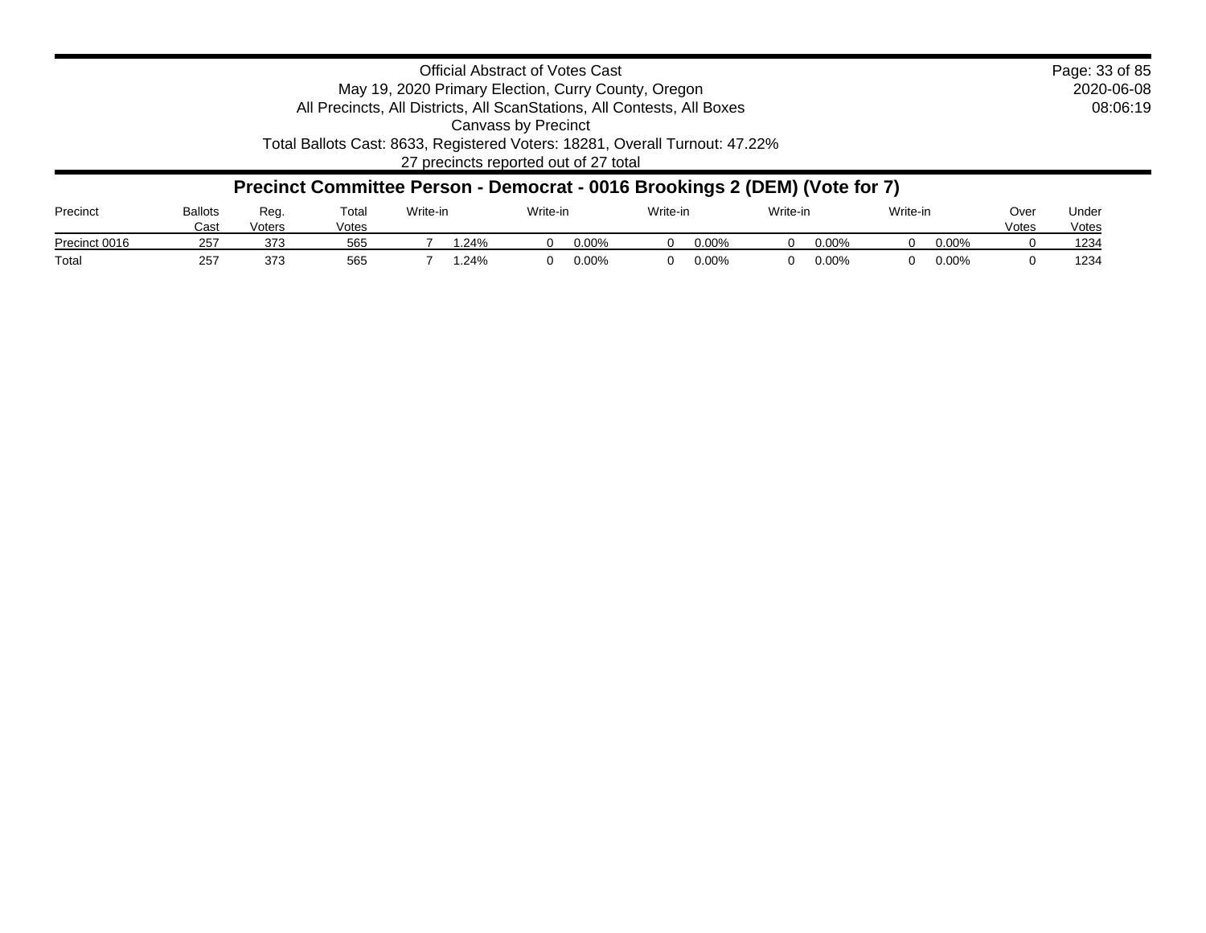Official Abstract of Votes Cast
May 19, 2020 Primary Election, Curry County, Oregon
All Precincts, All Districts, All ScanStations, All Contests, All Boxes
Canvass by Precinct
Total Ballots Cast: 8633, Registered Voters: 18281, Overall Turnout: 47.22%
27 precincts reported out of 27 total

2020-06-08
08:06:19

## Precinct Committee Person - Democrat - 0016 Brookings 2 (DEM) (Vote for 7)

| Precinct | Ballots Cast | Reg. Voters | Total Votes | Write-in | | Write-in | | Write-in | | Write-in | | Write-in | | Over Votes | Under Votes |
|---|---|---|---|---|---|---|---|---|---|---|---|---|---|---|---|
| Precinct 0016 | 257 | 373 | 565 | 7 | 1.24% | 0 | 0.00% | 0 | 0.00% | 0 | 0.00% | 0 | 0.00% | 0 | 1234 |
| Total | 257 | 373 | 565 | 7 | 1.24% | 0 | 0.00% | 0 | 0.00% | 0 | 0.00% | 0 | 0.00% | 0 | 1234 |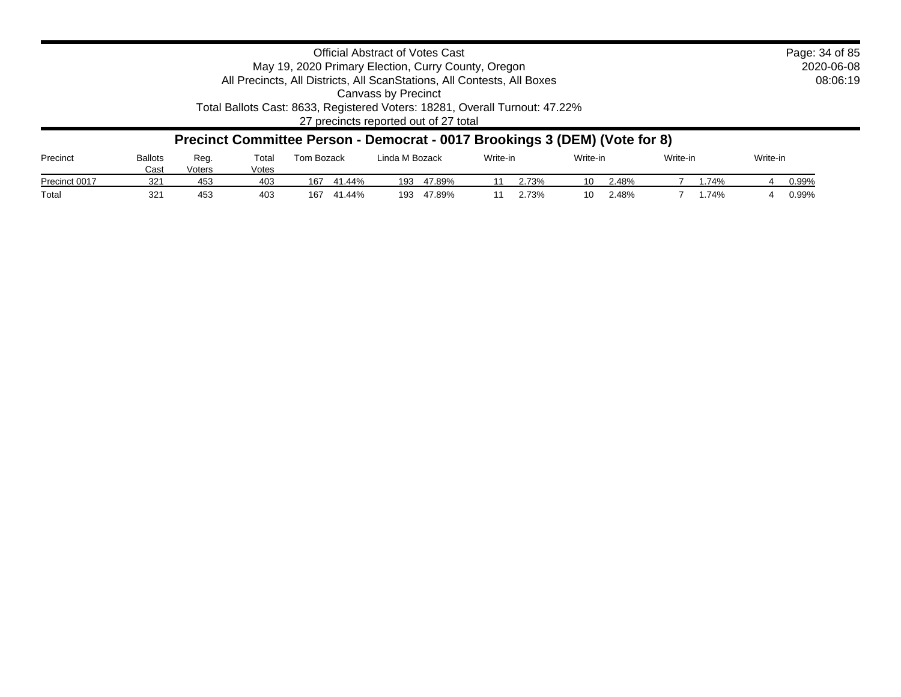Official Abstract of Votes Cast
May 19, 2020 Primary Election, Curry County, Oregon
All Precincts, All Districts, All ScanStations, All Contests, All Boxes
Canvass by Precinct
Total Ballots Cast: 8633, Registered Voters: 18281, Overall Turnout: 47.22%
27 precincts reported out of 27 total

2020-06-08
08:06:19

## Precinct Committee Person - Democrat - 0017 Brookings 3 (DEM) (Vote for 8)

| Precinct | Ballots Cast | Reg. Voters | Total Votes | Tom Bozack | | Linda M Bozack | | Write-in | | Write-in | | Write-in | | Write-in | |
|---|---|---|---|---|---|---|---|---|---|---|---|---|---|---|---|
| Precinct 0017 | 321 | 453 | 403 | 167 | 41.44% | 193 | 47.89% | 11 | 2.73% | 10 | 2.48% | 7 | 1.74% | 4 | 0.99% |
| Total | 321 | 453 | 403 | 167 | 41.44% | 193 | 47.89% | 11 | 2.73% | 10 | 2.48% | 7 | 1.74% | 4 | 0.99% |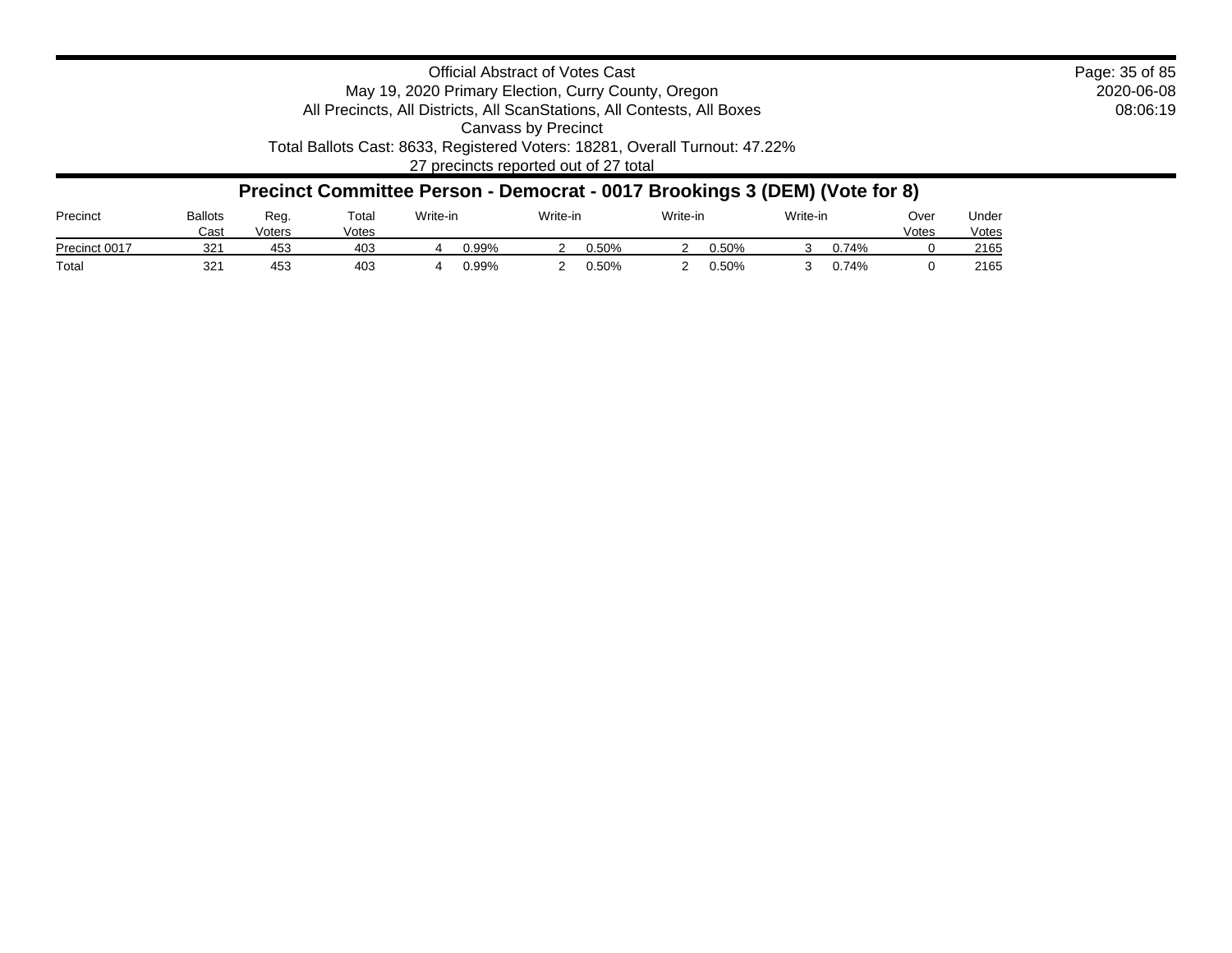Official Abstract of Votes Cast
May 19, 2020 Primary Election, Curry County, Oregon
All Precincts, All Districts, All ScanStations, All Contests, All Boxes
Canvass by Precinct
Total Ballots Cast: 8633, Registered Voters: 18281, Overall Turnout: 47.22%
27 precincts reported out of 27 total

2020-06-08
08:06:19

## Precinct Committee Person - Democrat - 0017 Brookings 3 (DEM) (Vote for 8)

| Precinct | Ballots Cast | Reg. Voters | Total Votes | Write-in | | Write-in | | Write-in | | Write-in | | Over Votes | Under Votes |
|---|---|---|---|---|---|---|---|---|---|---|---|---|---|
| Precinct 0017 | 321 | 453 | 403 | 4 | 0.99% | 2 | 0.50% | 2 | 0.50% | 3 | 0.74% | 0 | 2165 |
| Total | 321 | 453 | 403 | 4 | 0.99% | 2 | 0.50% | 2 | 0.50% | 3 | 0.74% | 0 | 2165 |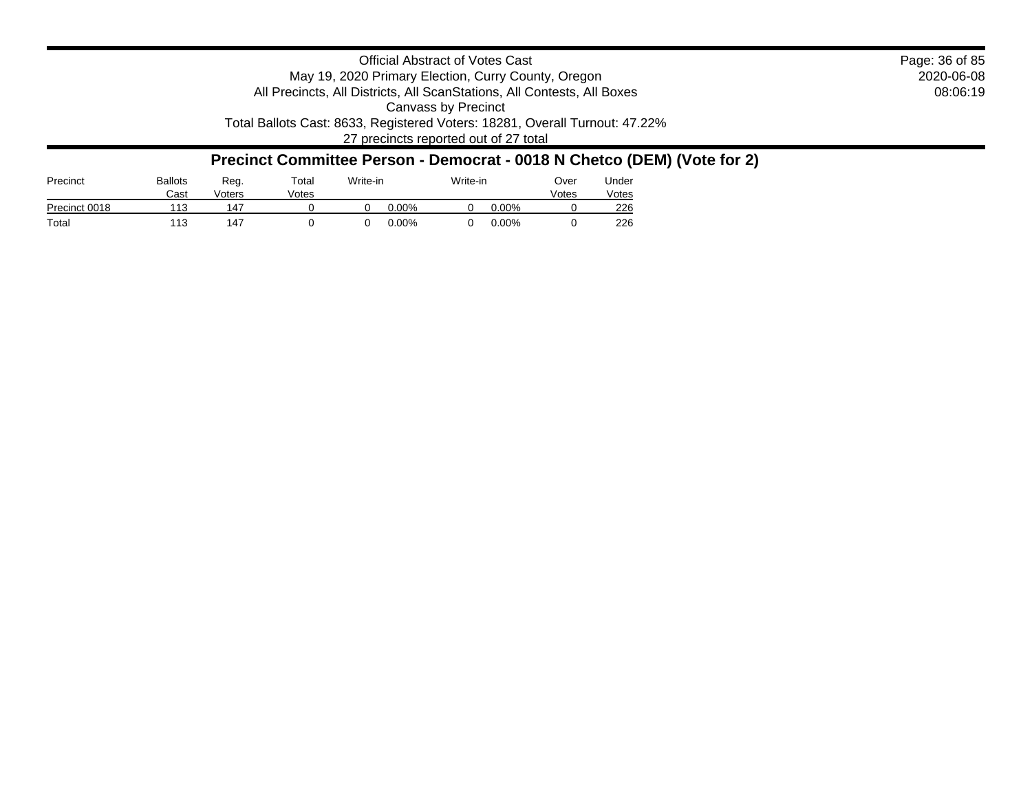Official Abstract of Votes Cast
May 19, 2020 Primary Election, Curry County, Oregon
All Precincts, All Districts, All ScanStations, All Contests, All Boxes
Canvass by Precinct
Total Ballots Cast: 8633, Registered Voters: 18281, Overall Turnout: 47.22%
27 precincts reported out of 27 total

2020-06-08
08:06:19

## Precinct Committee Person - Democrat - 0018 N Chetco (DEM) (Vote for 2)

| Precinct | Ballots Cast | Reg. Voters | Total Votes | Write-in | | Write-in | | Over Votes | Under Votes |
|---|---|---|---|---|---|---|---|---|---|
| Precinct 0018 | 113 | 147 | 0 | 0 | 0.00% | 0 | 0.00% | 0 | 226 |
| Total | 113 | 147 | 0 | 0 | 0.00% | 0 | 0.00% | 0 | 226 |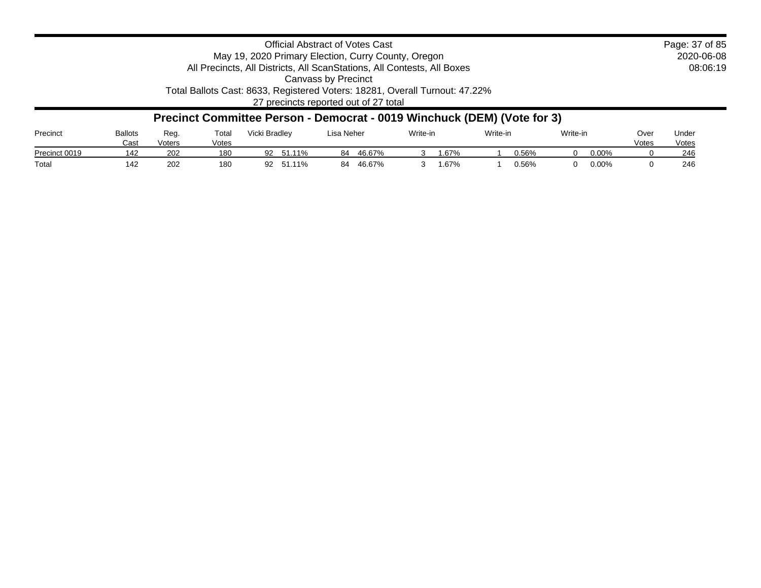Official Abstract of Votes Cast
May 19, 2020 Primary Election, Curry County, Oregon
All Precincts, All Districts, All ScanStations, All Contests, All Boxes
Canvass by Precinct
Total Ballots Cast: 8633, Registered Voters: 18281, Overall Turnout: 47.22%
27 precincts reported out of 27 total

2020-06-08
08:06:19

## Precinct Committee Person - Democrat - 0019 Winchuck (DEM) (Vote for 3)

| Precinct | Ballots Cast | Reg. Voters | Total Votes | Vicki Bradley | | Lisa Neher | | Write-in | | Write-in | | Write-in | | Over Votes | Under Votes |
|---|---|---|---|---|---|---|---|---|---|---|---|---|---|---|---|
| Precinct 0019 | 142 | 202 | 180 | 92 | 51.11% | 84 | 46.67% | 3 | 1.67% | 1 | 0.56% | 0 | 0.00% | 0 | 246 |
| Total | 142 | 202 | 180 | 92 | 51.11% | 84 | 46.67% | 3 | 1.67% | 1 | 0.56% | 0 | 0.00% | 0 | 246 |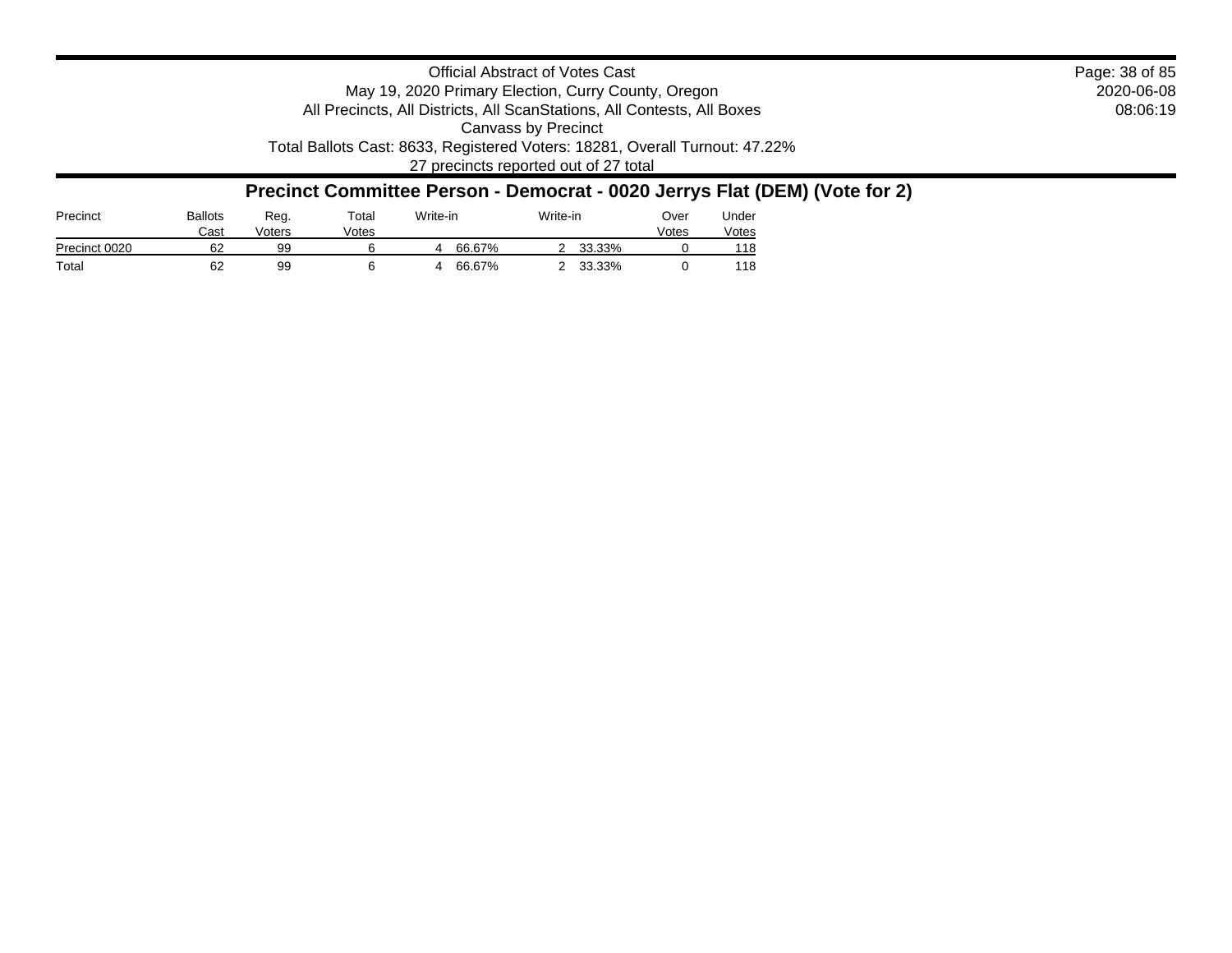Official Abstract of Votes Cast
May 19, 2020 Primary Election, Curry County, Oregon
All Precincts, All Districts, All ScanStations, All Contests, All Boxes
Canvass by Precinct
Total Ballots Cast: 8633, Registered Voters: 18281, Overall Turnout: 47.22%
27 precincts reported out of 27 total

2020-06-08
08:06:19

## Precinct Committee Person - Democrat - 0020 Jerrys Flat (DEM) (Vote for 2)

| Precinct | Ballots Cast | Reg. Voters | Total Votes | Write-in | | Write-in | | Over Votes | Under Votes |
|---|---|---|---|---|---|---|---|---|---|
| Precinct 0020 | 62 | 99 | 6 | 4 | 66.67% | 2 | 33.33% | 0 | 118 |
| Total | 62 | 99 | 6 | 4 | 66.67% | 2 | 33.33% | 0 | 118 |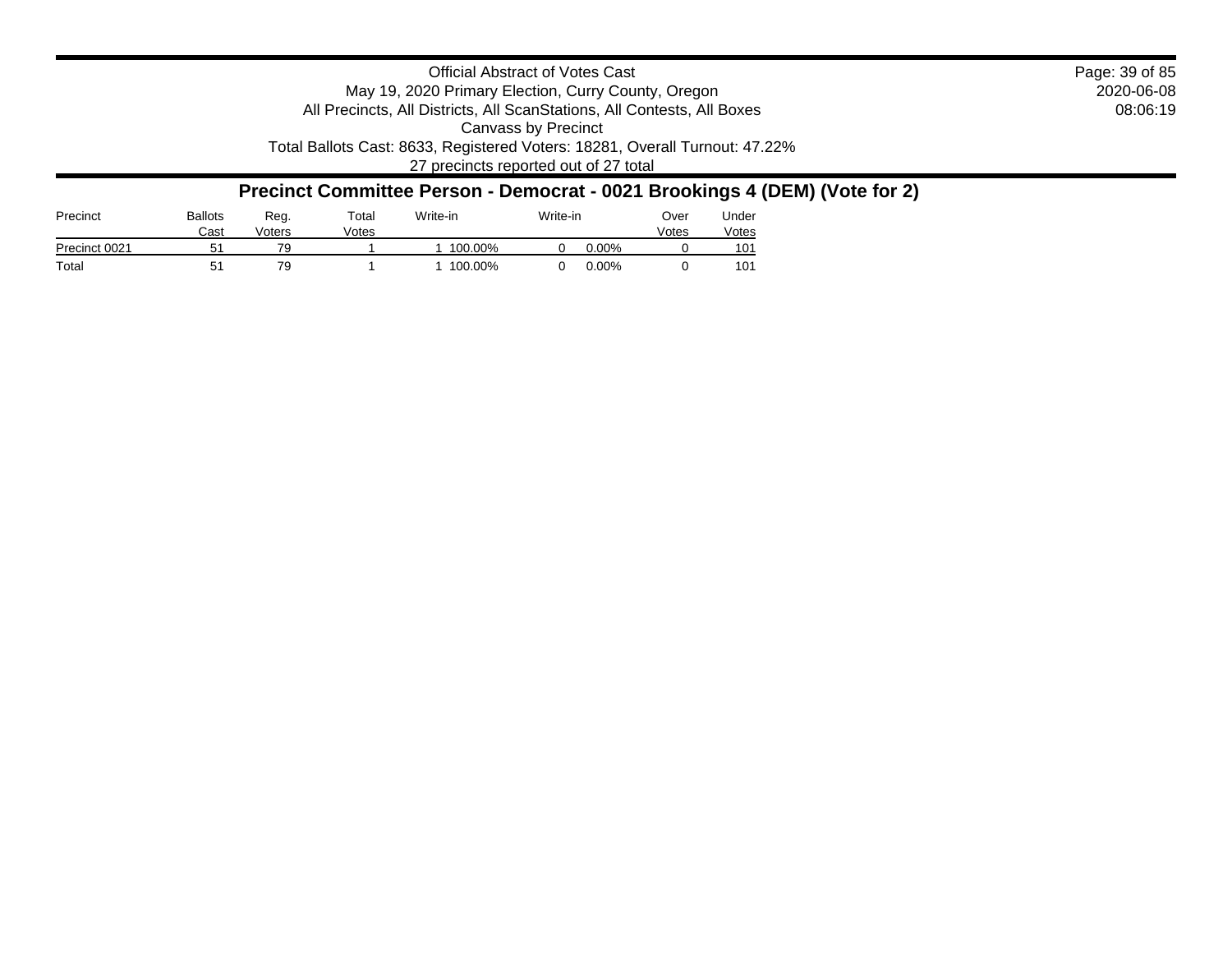Official Abstract of Votes Cast
May 19, 2020 Primary Election, Curry County, Oregon
All Precincts, All Districts, All ScanStations, All Contests, All Boxes
Canvass by Precinct
Total Ballots Cast: 8633, Registered Voters: 18281, Overall Turnout: 47.22%
27 precincts reported out of 27 total

2020-06-08
08:06:19

## Precinct Committee Person - Democrat - 0021 Brookings 4 (DEM) (Vote for 2)

| Precinct | Ballots Cast | Reg. Voters | Total Votes | Write-in | | Write-in | | Over Votes | Under Votes |
|---|---|---|---|---|---|---|---|---|---|
| Precinct 0021 | 51 | 79 | 1 | 1 | 100.00% | 0 | 0.00% | 0 | 101 |
| Total | 51 | 79 | 1 | 1 | 100.00% | 0 | 0.00% | 0 | 101 |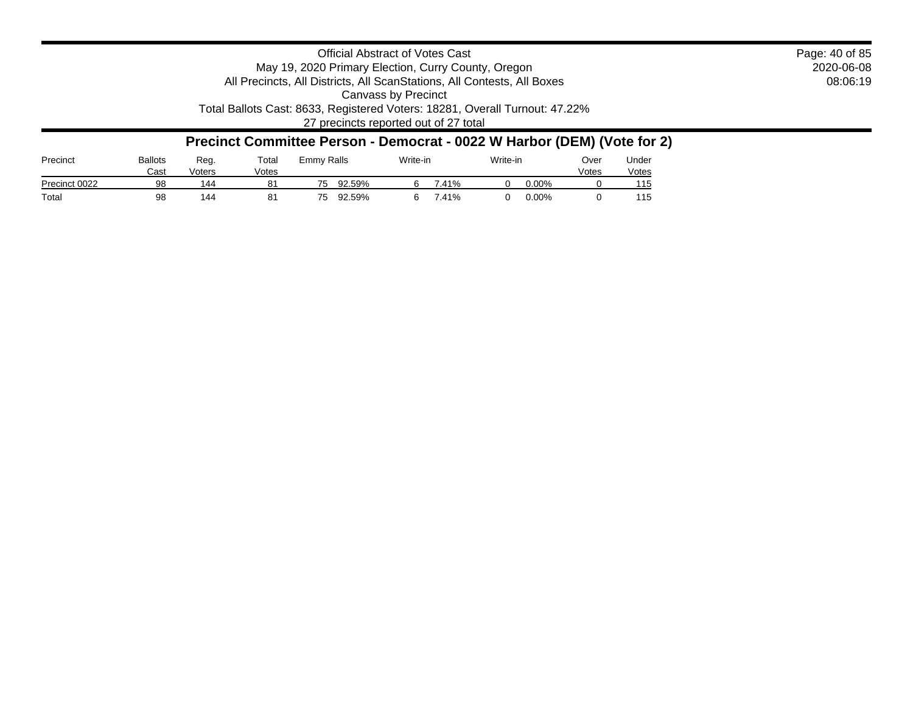Official Abstract of Votes Cast
May 19, 2020 Primary Election, Curry County, Oregon
All Precincts, All Districts, All ScanStations, All Contests, All Boxes
Canvass by Precinct
Total Ballots Cast: 8633, Registered Voters: 18281, Overall Turnout: 47.22%
27 precincts reported out of 27 total

2020-06-08
08:06:19

## Precinct Committee Person - Democrat - 0022 W Harbor (DEM) (Vote for 2)

| Precinct | Ballots Cast | Reg. Voters | Total Votes | Emmy Ralls | | Write-in | | Write-in | | Over Votes | Under Votes |
|---|---|---|---|---|---|---|---|---|---|---|---|
| Precinct 0022 | 98 | 144 | 81 | 75 | 92.59% | 6 | 7.41% | 0 | 0.00% | 0 | 115 |
| Total | 98 | 144 | 81 | 75 | 92.59% | 6 | 7.41% | 0 | 0.00% | 0 | 115 |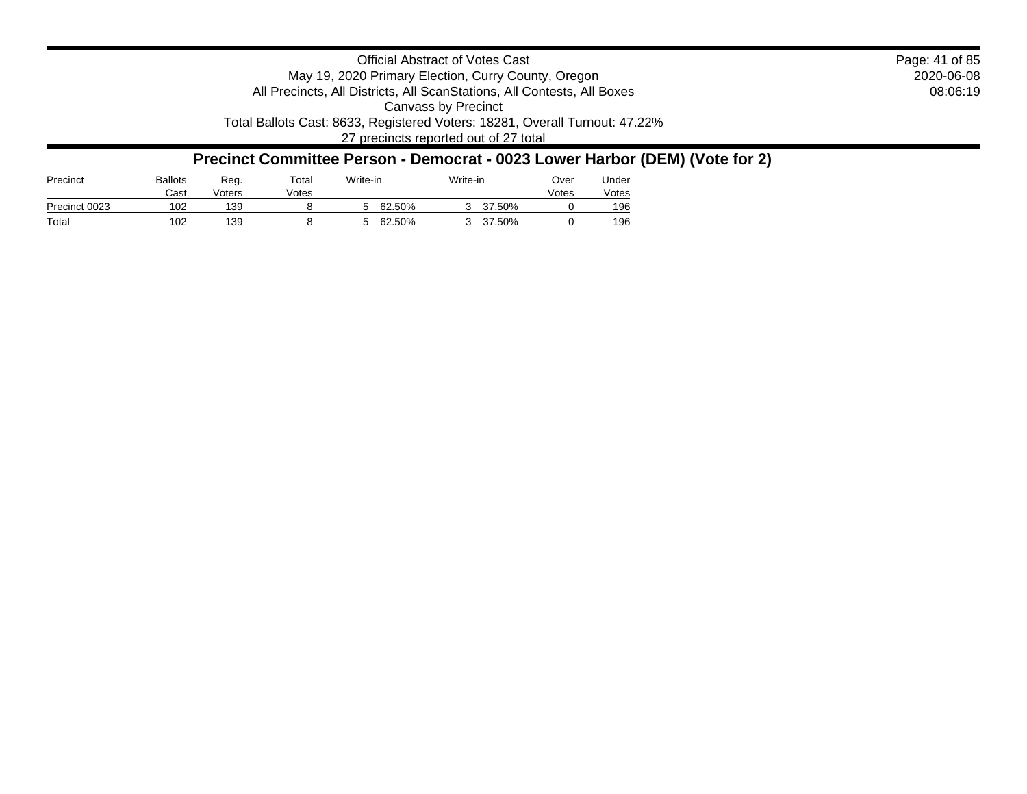Official Abstract of Votes Cast
May 19, 2020 Primary Election, Curry County, Oregon
All Precincts, All Districts, All ScanStations, All Contests, All Boxes
Canvass by Precinct
Total Ballots Cast: 8633, Registered Voters: 18281, Overall Turnout: 47.22%
27 precincts reported out of 27 total

2020-06-08
08:06:19

## Precinct Committee Person - Democrat - 0023 Lower Harbor (DEM) (Vote for 2)

| Precinct | Ballots Cast | Reg. Voters | Total Votes | Write-in | | Write-in | | Over Votes | Under Votes |
|---|---|---|---|---|---|---|---|---|---|
| Precinct 0023 | 102 | 139 | 8 | 5 | 62.50% | 3 | 37.50% | 0 | 196 |
| Total | 102 | 139 | 8 | 5 | 62.50% | 3 | 37.50% | 0 | 196 |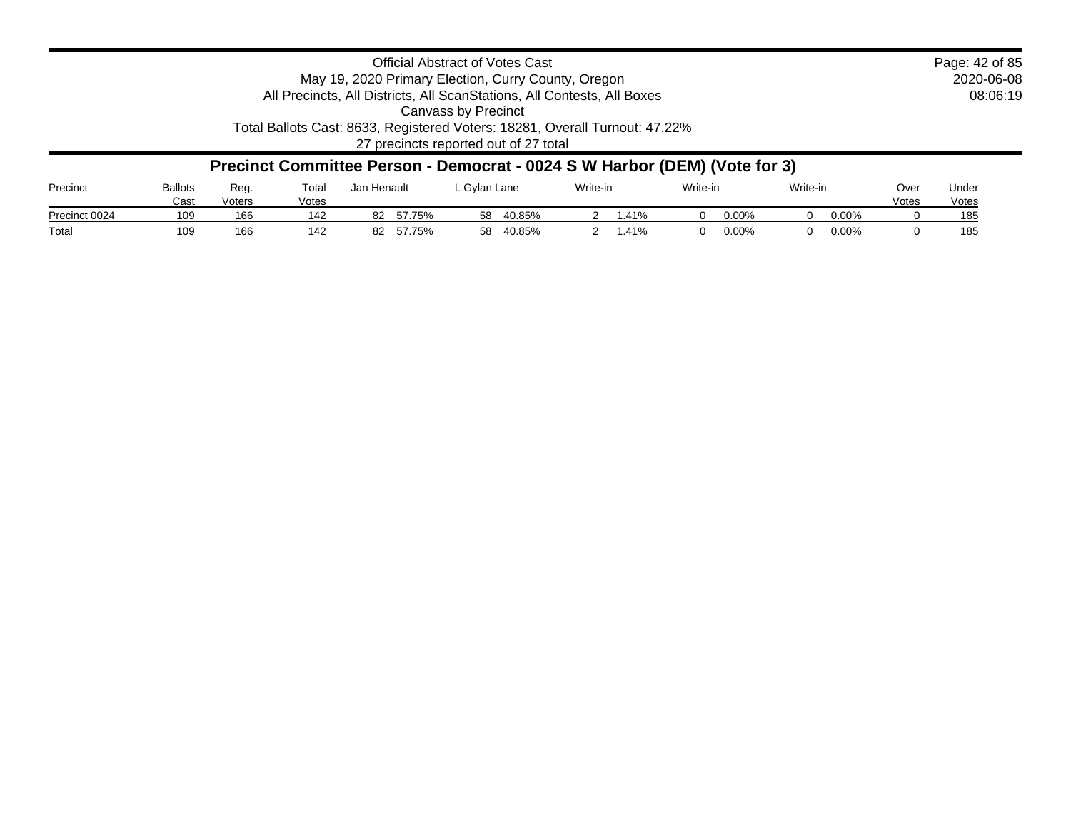Official Abstract of Votes Cast
May 19, 2020 Primary Election, Curry County, Oregon
All Precincts, All Districts, All ScanStations, All Contests, All Boxes
Canvass by Precinct
Total Ballots Cast: 8633, Registered Voters: 18281, Overall Turnout: 47.22%
27 precincts reported out of 27 total

2020-06-08
08:06:19

## Precinct Committee Person - Democrat - 0024 S W Harbor (DEM) (Vote for 3)

| Precinct | Ballots Cast | Reg. Voters | Total Votes | Jan Henault | | L Gylan Lane | | Write-in | | Write-in | | Write-in | | Over Votes | Under Votes |
|---|---|---|---|---|---|---|---|---|---|---|---|---|---|---|---|
| Precinct 0024 | 109 | 166 | 142 | 82 | 57.75% | 58 | 40.85% | 2 | 1.41% | 0 | 0.00% | 0 | 0.00% | 0 | 185 |
| Total | 109 | 166 | 142 | 82 | 57.75% | 58 | 40.85% | 2 | 1.41% | 0 | 0.00% | 0 | 0.00% | 0 | 185 |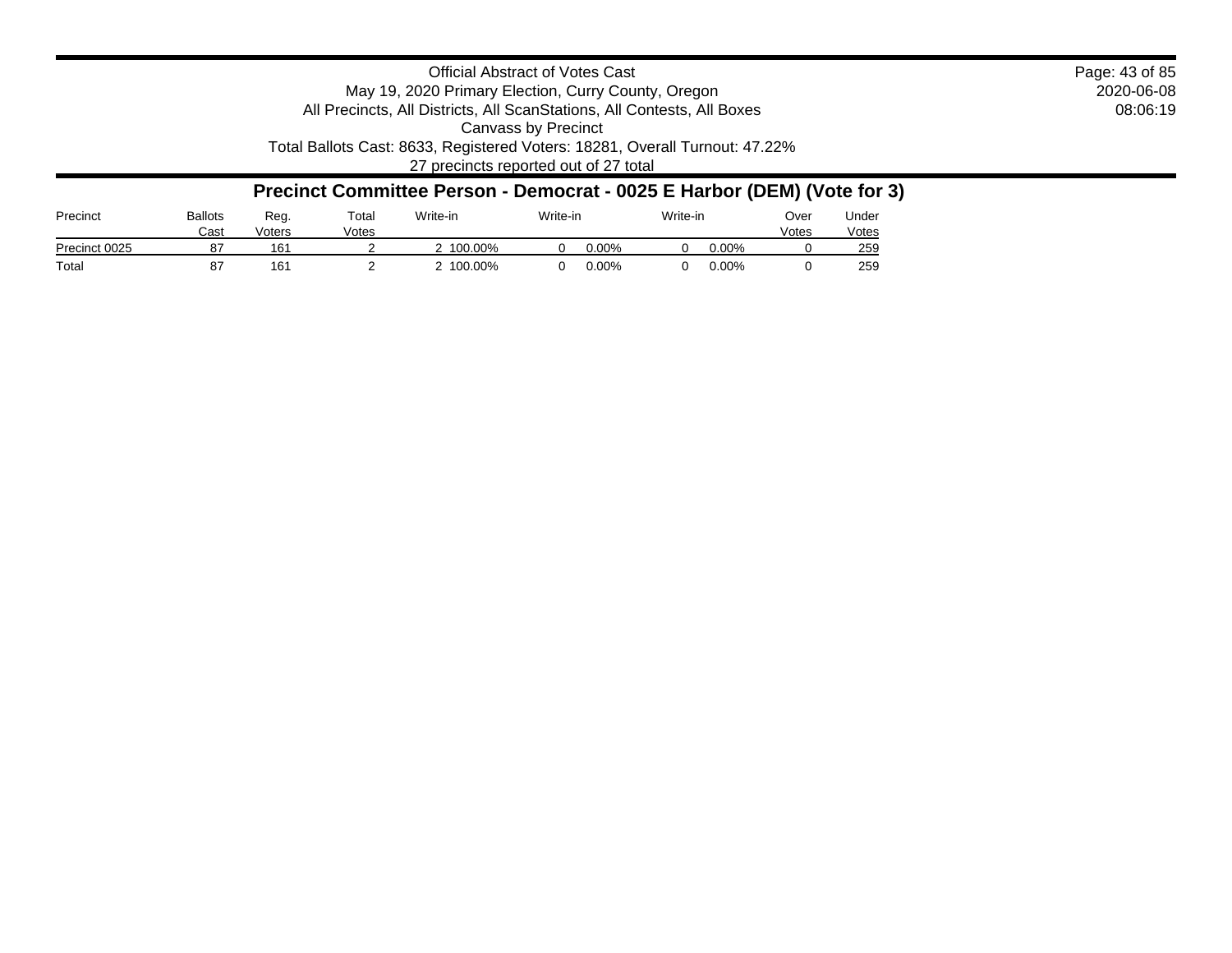Official Abstract of Votes Cast
May 19, 2020 Primary Election, Curry County, Oregon
All Precincts, All Districts, All ScanStations, All Contests, All Boxes
Canvass by Precinct
Total Ballots Cast: 8633, Registered Voters: 18281, Overall Turnout: 47.22%
27 precincts reported out of 27 total

2020-06-08
08:06:19

## Precinct Committee Person - Democrat - 0025 E Harbor (DEM) (Vote for 3)

| Precinct | Ballots Cast | Reg. Voters | Total Votes | Write-in | | Write-in | | Write-in | | Over Votes | Under Votes |
|---|---|---|---|---|---|---|---|---|---|---|---|
| Precinct 0025 | 87 | 161 | 2 | 2 | 100.00% | 0 | 0.00% | 0 | 0.00% | 0 | 259 |
| Total | 87 | 161 | 2 | 2 | 100.00% | 0 | 0.00% | 0 | 0.00% | 0 | 259 |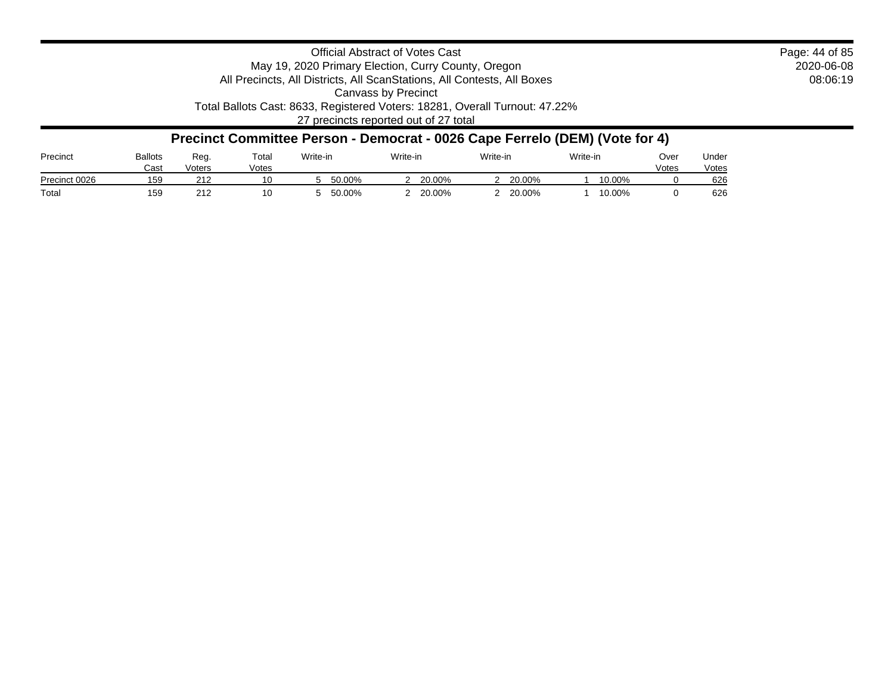Official Abstract of Votes Cast
May 19, 2020 Primary Election, Curry County, Oregon
All Precincts, All Districts, All ScanStations, All Contests, All Boxes
Canvass by Precinct
Total Ballots Cast: 8633, Registered Voters: 18281, Overall Turnout: 47.22%
27 precincts reported out of 27 total

2020-06-08
08:06:19

## Precinct Committee Person - Democrat - 0026 Cape Ferrelo (DEM) (Vote for 4)

| Precinct | Ballots Cast | Reg. Voters | Total Votes | Write-in | | Write-in | | Write-in | | Write-in | | Over Votes | Under Votes |
|---|---|---|---|---|---|---|---|---|---|---|---|---|---|
| Precinct 0026 | 159 | 212 | 10 | 5 | 50.00% | 2 | 20.00% | 2 | 20.00% | 1 | 10.00% | 0 | 626 |
| Total | 159 | 212 | 10 | 5 | 50.00% | 2 | 20.00% | 2 | 20.00% | 1 | 10.00% | 0 | 626 |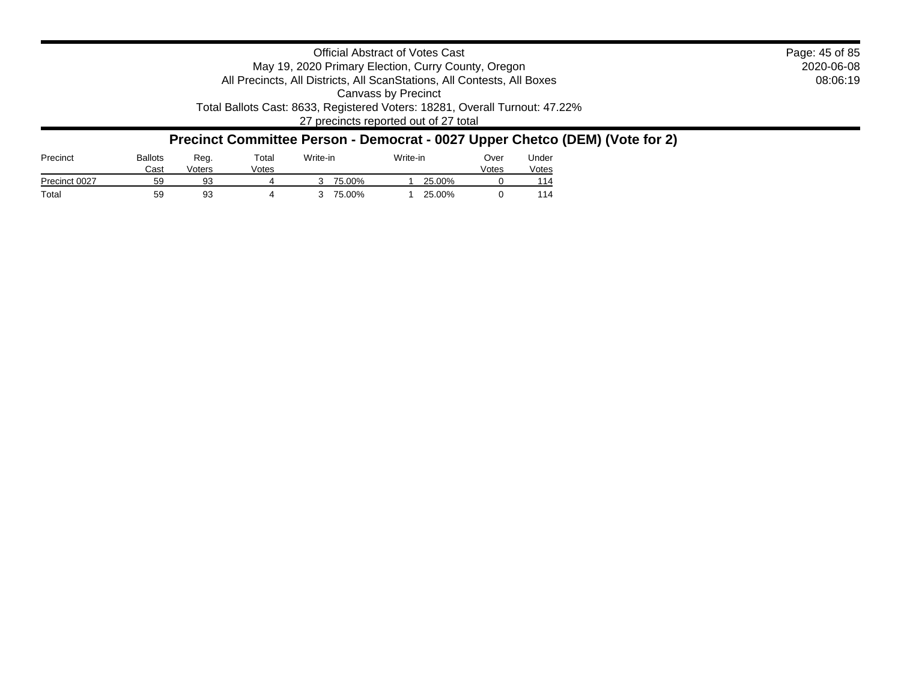Official Abstract of Votes Cast
May 19, 2020 Primary Election, Curry County, Oregon
All Precincts, All Districts, All ScanStations, All Contests, All Boxes
Canvass by Precinct
Total Ballots Cast: 8633, Registered Voters: 18281, Overall Turnout: 47.22%
27 precincts reported out of 27 total

2020-06-08
08:06:19

## Precinct Committee Person - Democrat - 0027 Upper Chetco (DEM) (Vote for 2)

| Precinct | Ballots Cast | Reg. Voters | Total Votes | Write-in | | Write-in | | Over Votes | Under Votes |
|---|---|---|---|---|---|---|---|---|---|
| Precinct 0027 | 59 | 93 | 4 | 3 | 75.00% | 1 | 25.00% | 0 | 114 |
| Total | 59 | 93 | 4 | 3 | 75.00% | 1 | 25.00% | 0 | 114 |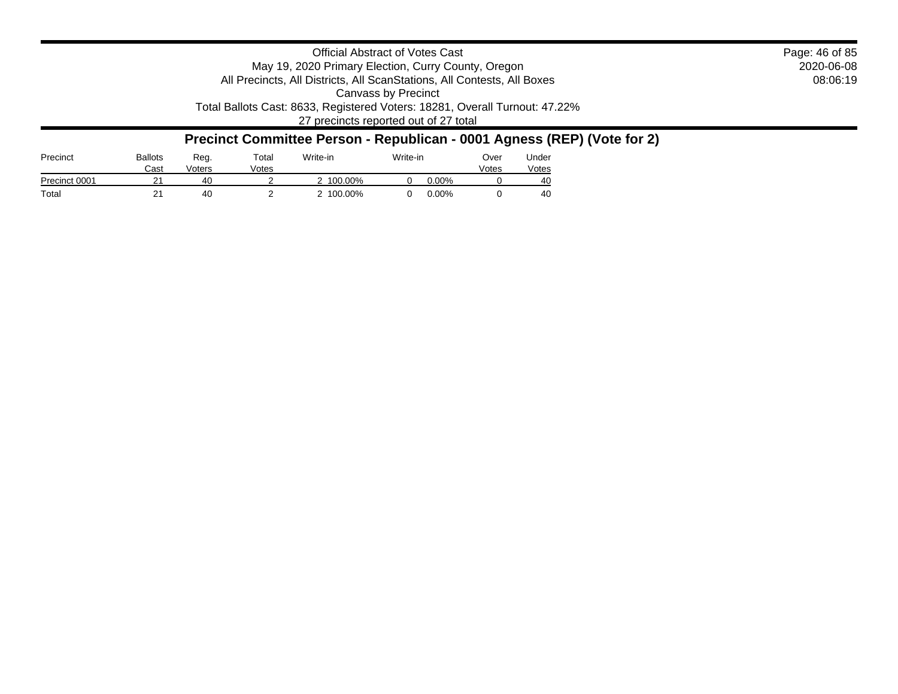Official Abstract of Votes Cast
May 19, 2020 Primary Election, Curry County, Oregon
All Precincts, All Districts, All ScanStations, All Contests, All Boxes
Canvass by Precinct
Total Ballots Cast: 8633, Registered Voters: 18281, Overall Turnout: 47.22%
27 precincts reported out of 27 total

2020-06-08
08:06:19

## Precinct Committee Person - Republican - 0001 Agness (REP) (Vote for 2)

| Precinct | Ballots Cast | Reg. Voters | Total Votes | Write-in | | Write-in | | Over Votes | Under Votes |
|---|---|---|---|---|---|---|---|---|---|
| Precinct 0001 | 21 | 40 | 2 | 2 | 100.00% | 0 | 0.00% | 0 | 40 |
| Total | 21 | 40 | 2 | 2 | 100.00% | 0 | 0.00% | 0 | 40 |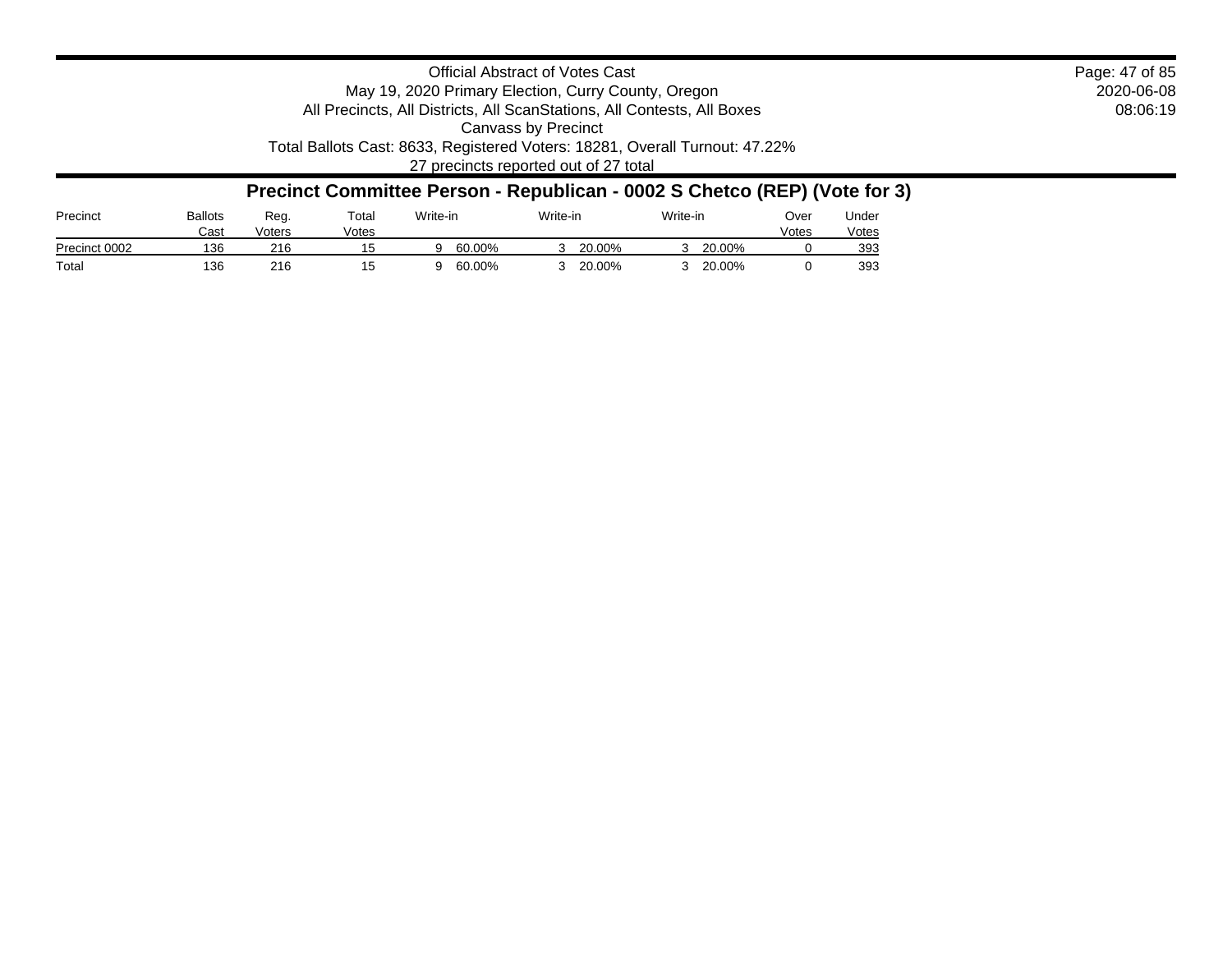Official Abstract of Votes Cast
May 19, 2020 Primary Election, Curry County, Oregon
All Precincts, All Districts, All ScanStations, All Contests, All Boxes
Canvass by Precinct
Total Ballots Cast: 8633, Registered Voters: 18281, Overall Turnout: 47.22%
27 precincts reported out of 27 total

2020-06-08
08:06:19

## Precinct Committee Person - Republican - 0002 S Chetco (REP) (Vote for 3)

| Precinct | Ballots Cast | Reg. Voters | Total Votes | Write-in | | Write-in | | Write-in | | Over Votes | Under Votes |
|---|---|---|---|---|---|---|---|---|---|---|---|
| Precinct 0002 | 136 | 216 | 15 | 9 | 60.00% | 3 | 20.00% | 3 | 20.00% | 0 | 393 |
| Total | 136 | 216 | 15 | 9 | 60.00% | 3 | 20.00% | 3 | 20.00% | 0 | 393 |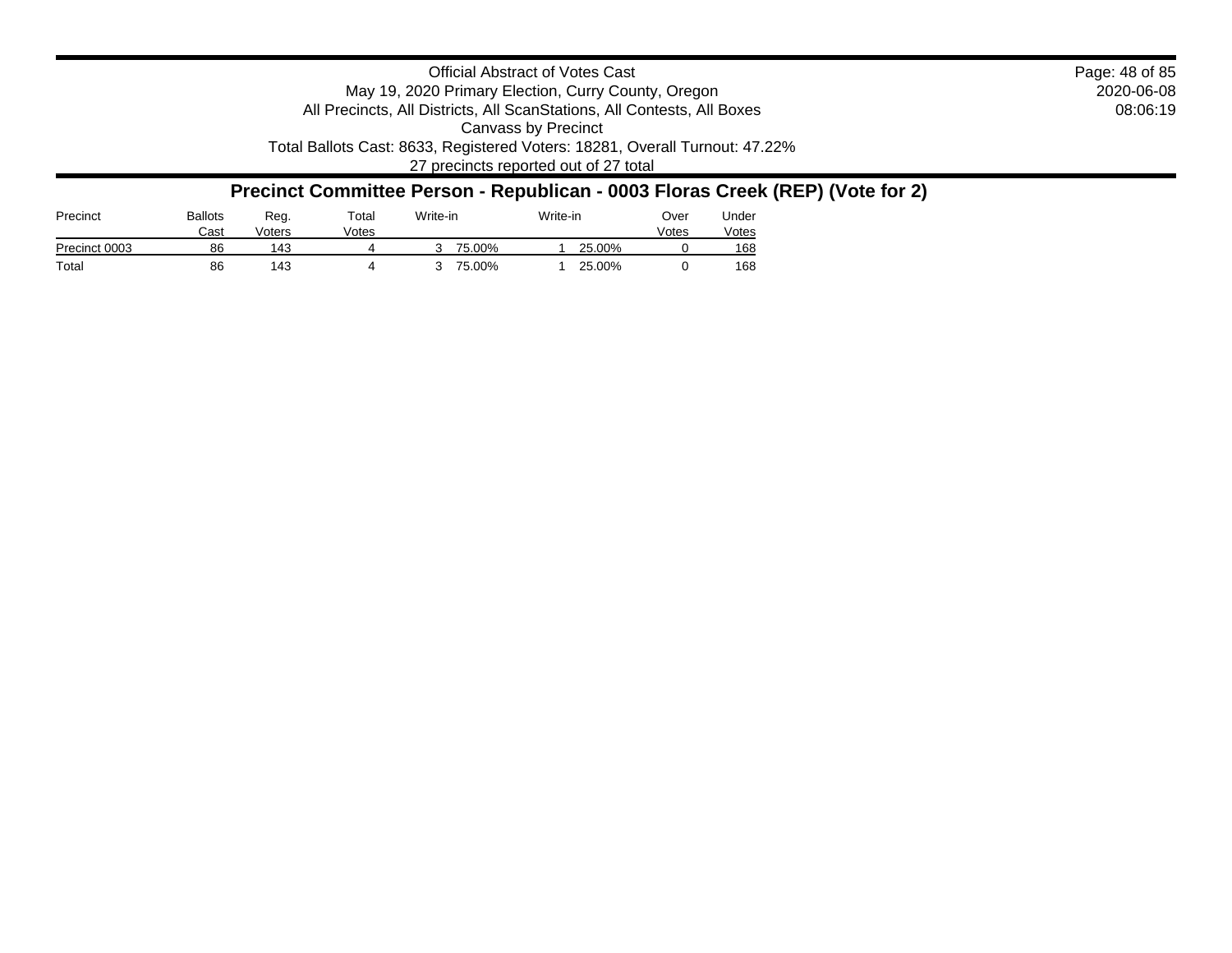Official Abstract of Votes Cast
May 19, 2020 Primary Election, Curry County, Oregon
All Precincts, All Districts, All ScanStations, All Contests, All Boxes
Canvass by Precinct
Total Ballots Cast: 8633, Registered Voters: 18281, Overall Turnout: 47.22%
27 precincts reported out of 27 total

2020-06-08
08:06:19

## Precinct Committee Person - Republican - 0003 Floras Creek (REP) (Vote for 2)

| Precinct | Ballots Cast | Reg. Voters | Total Votes | Write-in | | Write-in | | Over Votes | Under Votes |
|---|---|---|---|---|---|---|---|---|---|
| Precinct 0003 | 86 | 143 | 4 | 3 | 75.00% | 1 | 25.00% | 0 | 168 |
| Total | 86 | 143 | 4 | 3 | 75.00% | 1 | 25.00% | 0 | 168 |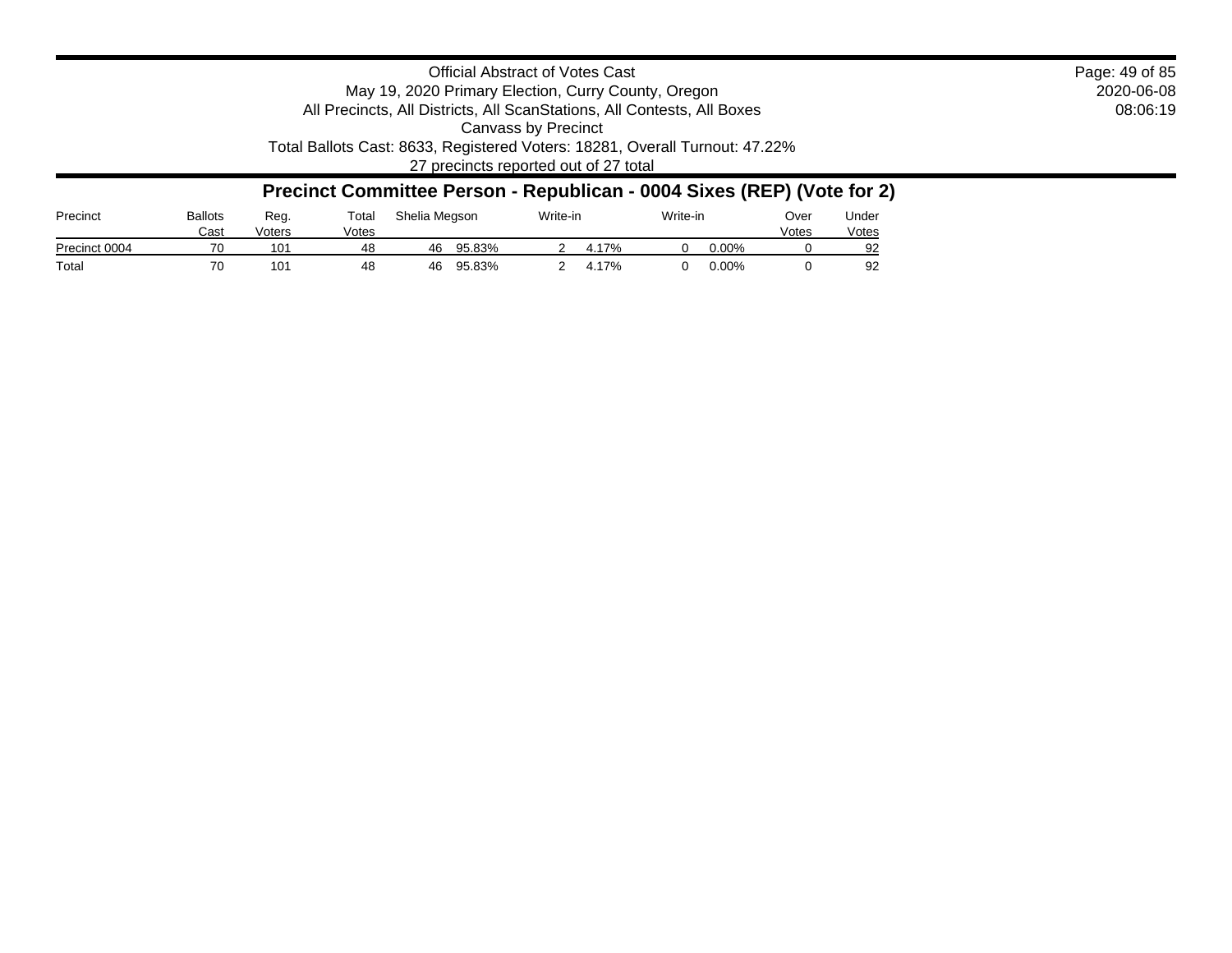Official Abstract of Votes Cast

May 19, 2020 Primary Election, Curry County, Oregon

All Precincts, All Districts, All ScanStations, All Contests, All Boxes

Canvass by Precinct

Total Ballots Cast: 8633, Registered Voters: 18281, Overall Turnout: 47.22%

27 precincts reported out of 27 total

## Precinct Committee Person - Republican - 0004 Sixes (REP) (Vote for 2)

| Precinct | Ballots Cast | Reg. Voters | Total Votes | Shelia Megson | | Write-in | | Write-in | | Over Votes | Under Votes |
|---|---|---|---|---|---|---|---|---|---|---|---|
| Precinct 0004 | 70 | 101 | 48 | 46 | 95.83% | 2 | 4.17% | 0 | 0.00% | 0 | 92 |
| Total | 70 | 101 | 48 | 46 | 95.83% | 2 | 4.17% | 0 | 0.00% | 0 | 92 |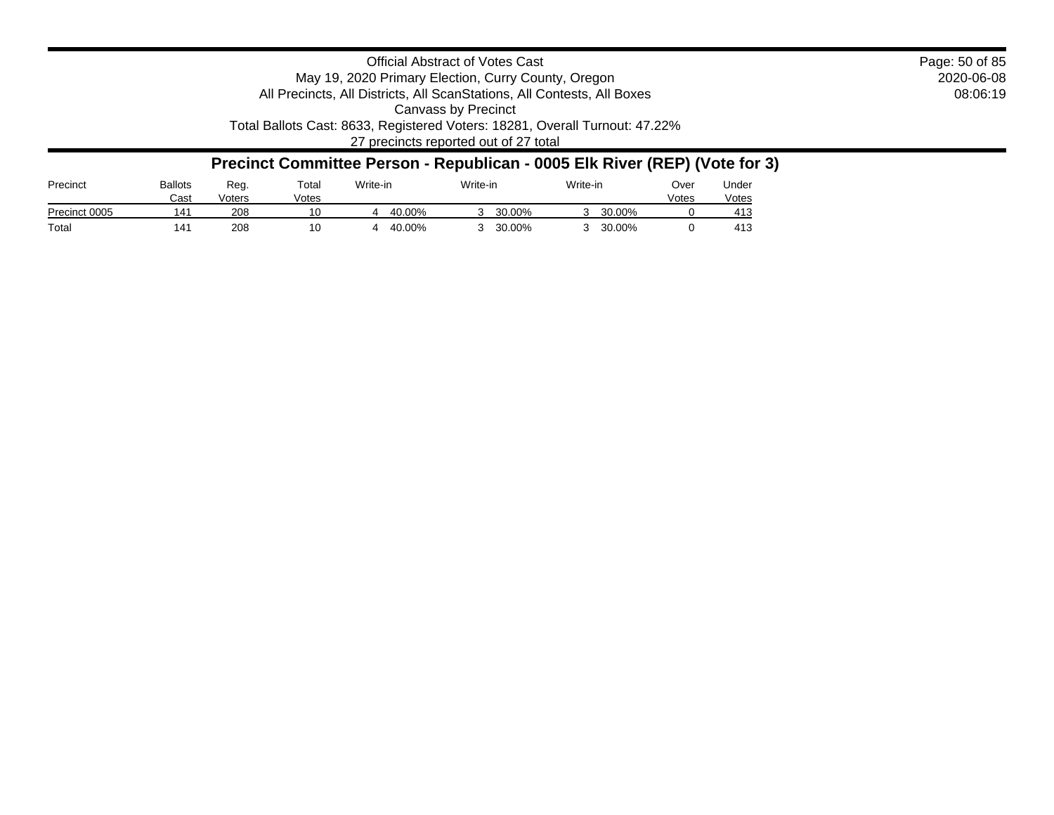Official Abstract of Votes Cast
May 19, 2020 Primary Election, Curry County, Oregon
All Precincts, All Districts, All ScanStations, All Contests, All Boxes
Canvass by Precinct
Total Ballots Cast: 8633, Registered Voters: 18281, Overall Turnout: 47.22%
27 precincts reported out of 27 total

2020-06-08
08:06:19

## Precinct Committee Person - Republican - 0005 Elk River (REP) (Vote for 3)

| Precinct | Ballots Cast | Reg. Voters | Total Votes | Write-in | | Write-in | | Write-in | | Over Votes | Under Votes |
|---|---|---|---|---|---|---|---|---|---|---|---|
| Precinct 0005 | 141 | 208 | 10 | 4 | 40.00% | 3 | 30.00% | 3 | 30.00% | 0 | 413 |
| Total | 141 | 208 | 10 | 4 | 40.00% | 3 | 30.00% | 3 | 30.00% | 0 | 413 |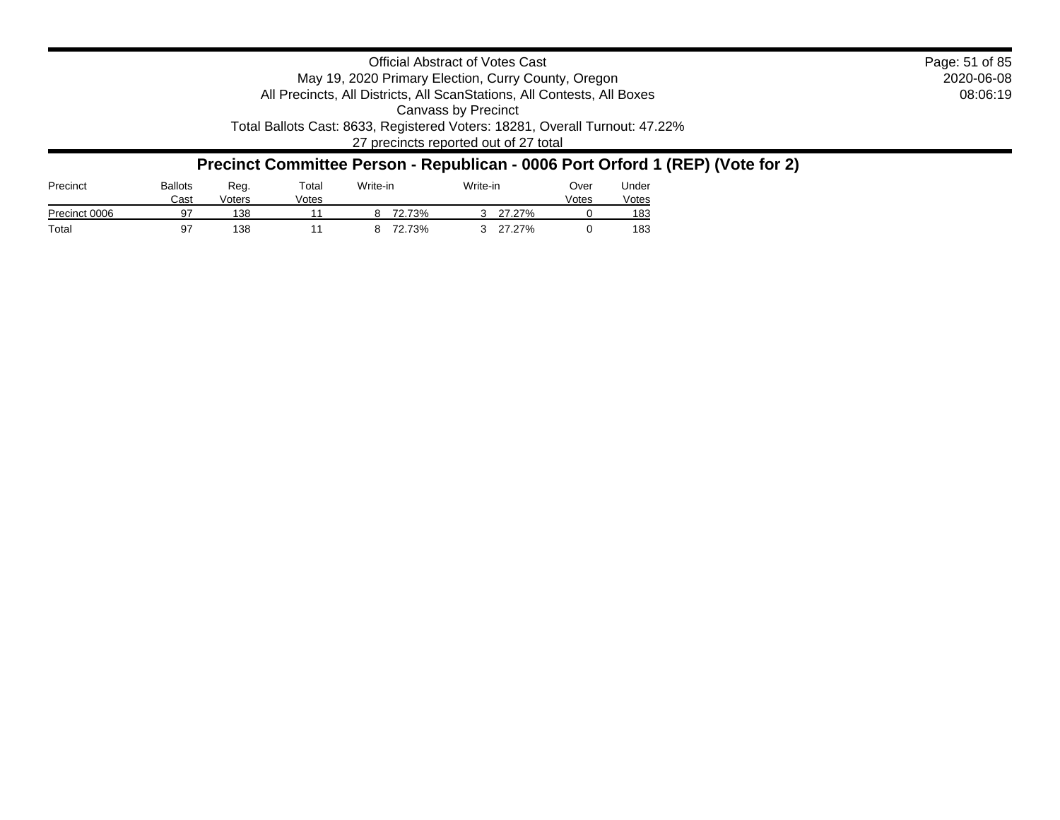Official Abstract of Votes Cast
May 19, 2020 Primary Election, Curry County, Oregon
All Precincts, All Districts, All ScanStations, All Contests, All Boxes
Canvass by Precinct
Total Ballots Cast: 8633, Registered Voters: 18281, Overall Turnout: 47.22%
27 precincts reported out of 27 total

2020-06-08
08:06:19

## Precinct Committee Person - Republican - 0006 Port Orford 1 (REP) (Vote for 2)

| Precinct | Ballots Cast | Reg. Voters | Total Votes | Write-in | | Write-in | | Over Votes | Under Votes |
|---|---|---|---|---|---|---|---|---|---|
| Precinct 0006 | 97 | 138 | 11 | 8 | 72.73% | 3 | 27.27% | 0 | 183 |
| Total | 97 | 138 | 11 | 8 | 72.73% | 3 | 27.27% | 0 | 183 |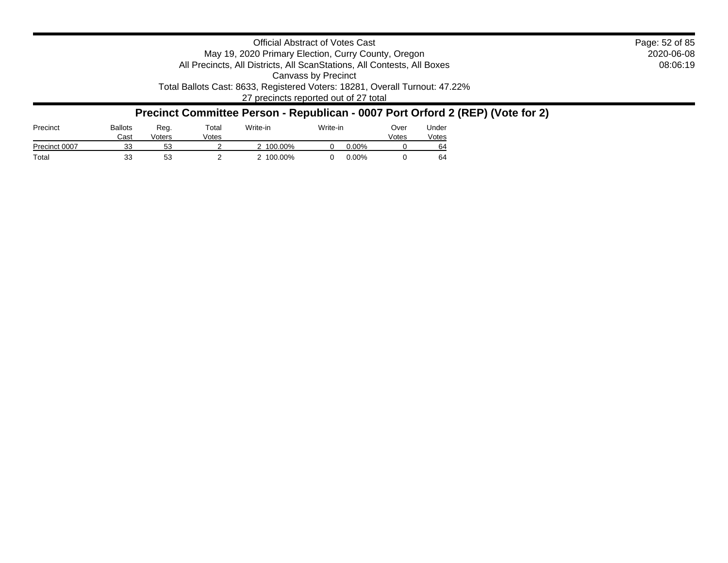Official Abstract of Votes Cast
May 19, 2020 Primary Election, Curry County, Oregon
All Precincts, All Districts, All ScanStations, All Contests, All Boxes
Canvass by Precinct
Total Ballots Cast: 8633, Registered Voters: 18281, Overall Turnout: 47.22%
27 precincts reported out of 27 total

2020-06-08
08:06:19

## Precinct Committee Person - Republican - 0007 Port Orford 2 (REP) (Vote for 2)

| Precinct | Ballots Cast | Reg. Voters | Total Votes | Write-in | | Write-in | | Over Votes | Under Votes |
|---|---|---|---|---|---|---|---|---|---|
| Precinct 0007 | 33 | 53 | 2 | 2 | 100.00% | 0 | 0.00% | 0 | 64 |
| Total | 33 | 53 | 2 | 2 | 100.00% | 0 | 0.00% | 0 | 64 |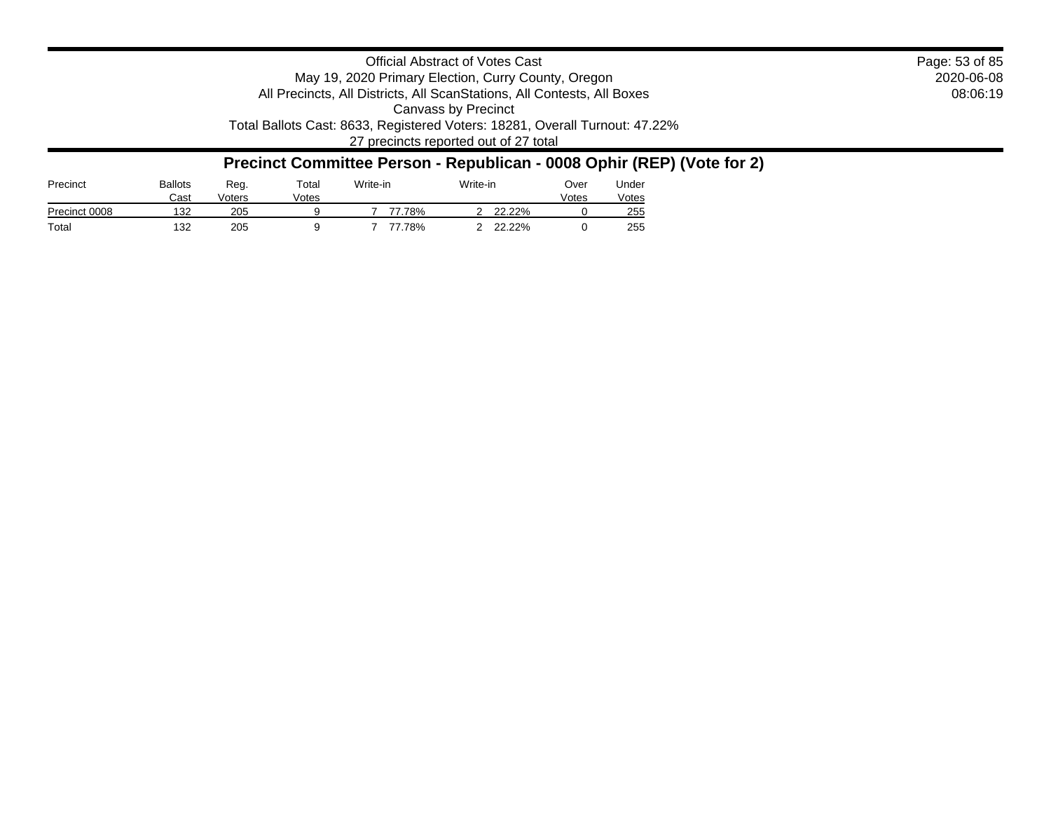Official Abstract of Votes Cast
May 19, 2020 Primary Election, Curry County, Oregon
All Precincts, All Districts, All ScanStations, All Contests, All Boxes
Canvass by Precinct
Total Ballots Cast: 8633, Registered Voters: 18281, Overall Turnout: 47.22%
27 precincts reported out of 27 total

2020-06-08
08:06:19

## Precinct Committee Person - Republican - 0008 Ophir (REP) (Vote for 2)

| Precinct | Ballots Cast | Reg. Voters | Total Votes | Write-in | | Write-in | | Over Votes | Under Votes |
|---|---|---|---|---|---|---|---|---|---|
| Precinct 0008 | 132 | 205 | 9 | 7 | 77.78% | 2 | 22.22% | 0 | 255 |
| Total | 132 | 205 | 9 | 7 | 77.78% | 2 | 22.22% | 0 | 255 |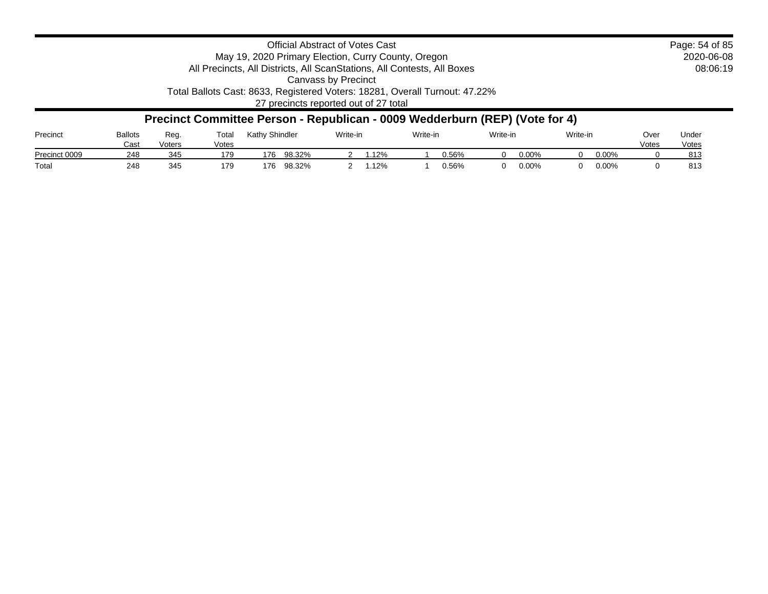Official Abstract of Votes Cast
May 19, 2020 Primary Election, Curry County, Oregon
All Precincts, All Districts, All ScanStations, All Contests, All Boxes
Canvass by Precinct
Total Ballots Cast: 8633, Registered Voters: 18281, Overall Turnout: 47.22%
27 precincts reported out of 27 total

2020-06-08
08:06:19

## Precinct Committee Person - Republican - 0009 Wedderburn (REP) (Vote for 4)

| Precinct | Ballots Cast | Reg. Voters | Total Votes | Kathy Shindler | | Write-in | | Write-in | | Write-in | | Write-in | | Over Votes | Under Votes |
|---|---|---|---|---|---|---|---|---|---|---|---|---|---|---|---|
| Precinct 0009 | 248 | 345 | 179 | 176 | 98.32% | 2 | 1.12% | 1 | 0.56% | 0 | 0.00% | 0 | 0.00% | 0 | 813 |
| Total | 248 | 345 | 179 | 176 | 98.32% | 2 | 1.12% | 1 | 0.56% | 0 | 0.00% | 0 | 0.00% | 0 | 813 |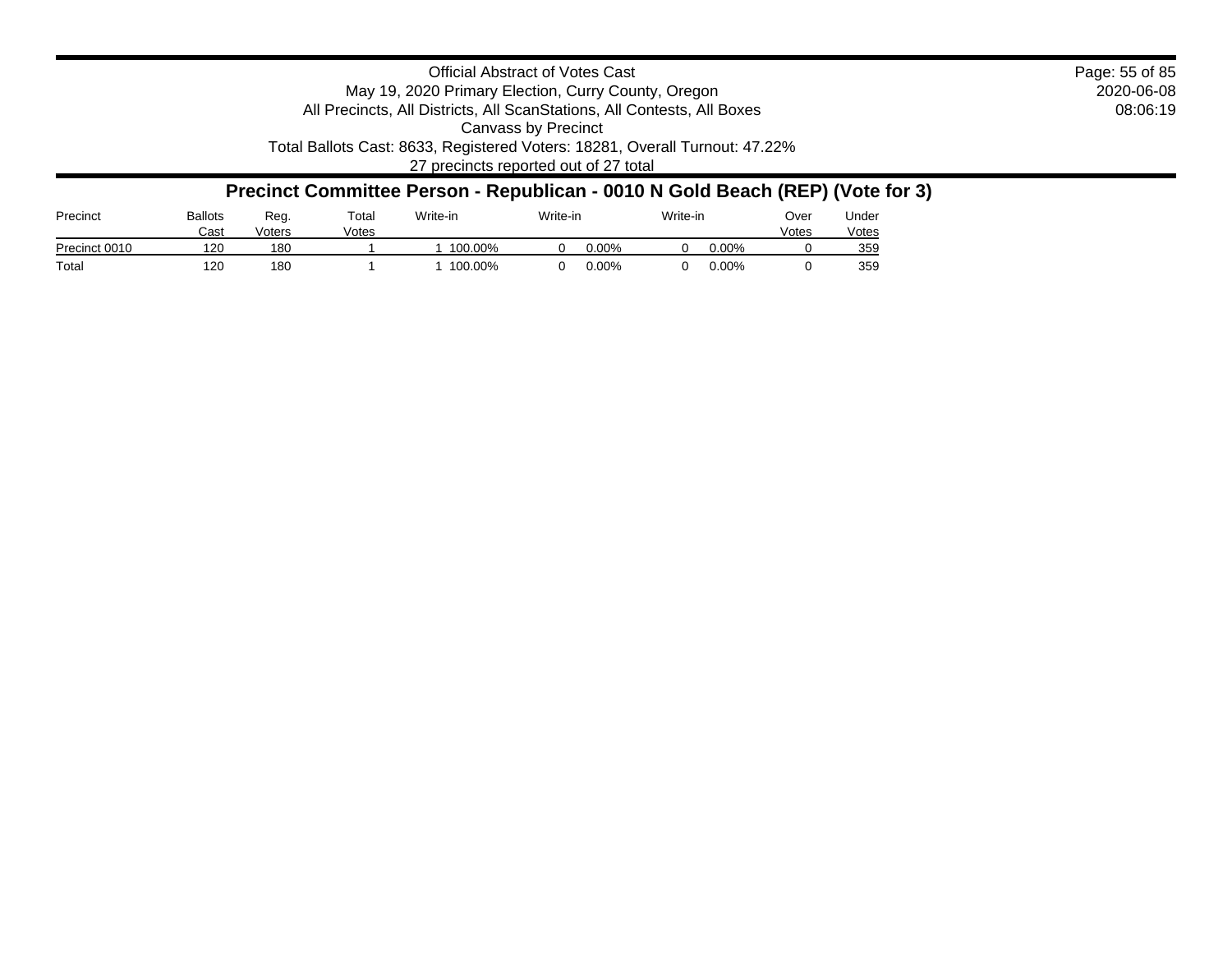Official Abstract of Votes Cast
May 19, 2020 Primary Election, Curry County, Oregon
All Precincts, All Districts, All ScanStations, All Contests, All Boxes
Canvass by Precinct
Total Ballots Cast: 8633, Registered Voters: 18281, Overall Turnout: 47.22%
27 precincts reported out of 27 total

## Precinct Committee Person - Republican - 0010 N Gold Beach (REP) (Vote for 3)

| Precinct | Ballots Cast | Reg. Voters | Total Votes | Write-in | | Write-in | | Write-in | | Over Votes | Under Votes |
|---|---|---|---|---|---|---|---|---|---|---|---|
| Precinct 0010 | 120 | 180 | 1 | 1 | 100.00% | 0 | 0.00% | 0 | 0.00% | 0 | 359 |
| Total | 120 | 180 | 1 | 1 | 100.00% | 0 | 0.00% | 0 | 0.00% | 0 | 359 |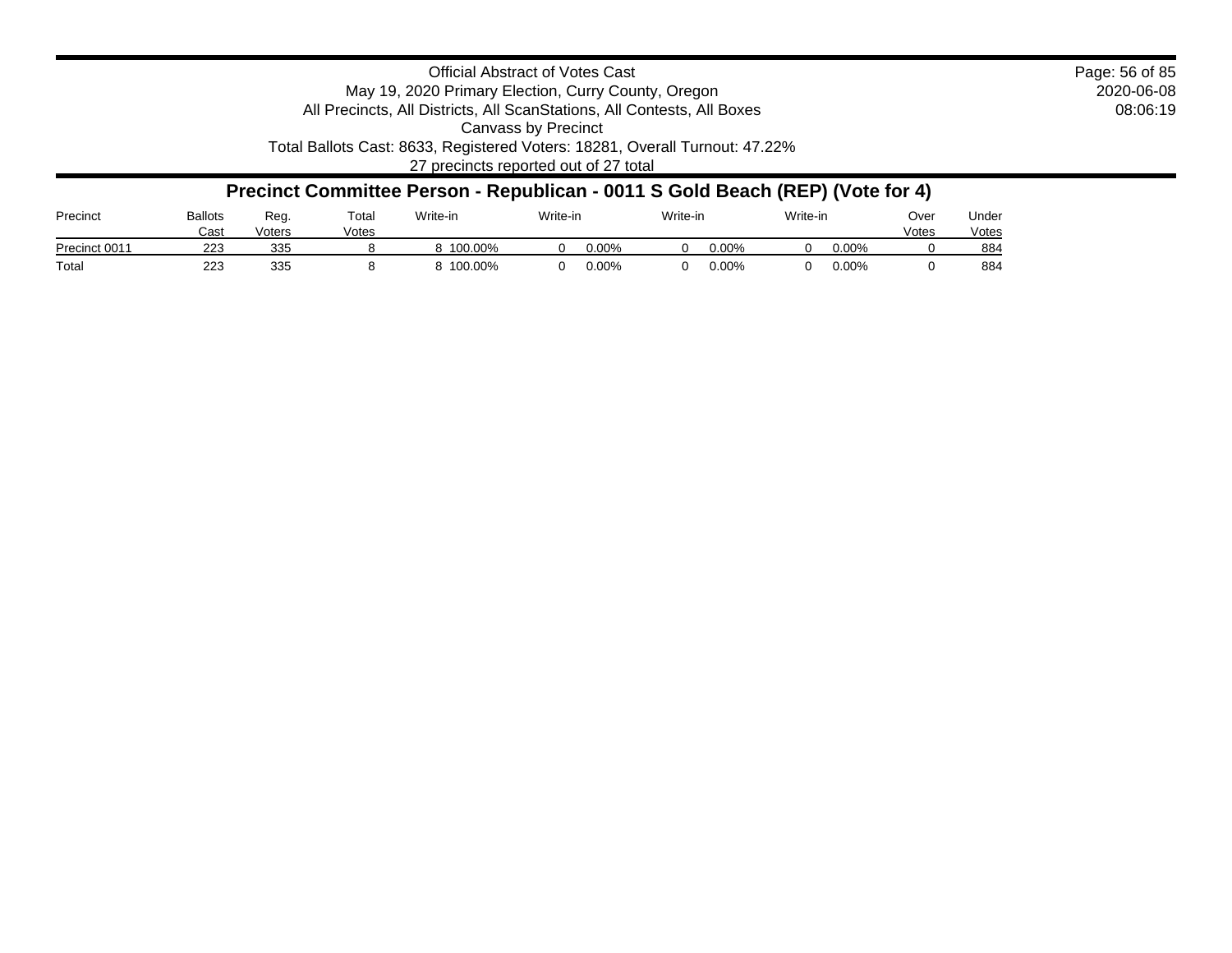Official Abstract of Votes Cast
May 19, 2020 Primary Election, Curry County, Oregon
All Precincts, All Districts, All ScanStations, All Contests, All Boxes
Canvass by Precinct
Total Ballots Cast: 8633, Registered Voters: 18281, Overall Turnout: 47.22%
27 precincts reported out of 27 total

2020-06-08
08:06:19

## Precinct Committee Person - Republican - 0011 S Gold Beach (REP) (Vote for 4)

| Precinct | Ballots Cast | Reg. Voters | Total Votes | Write-in | | Write-in | | Write-in | | Write-in | | Over Votes | Under Votes |
|---|---|---|---|---|---|---|---|---|---|---|---|---|---|
| Precinct 0011 | 223 | 335 | 8 | 8 | 100.00% | 0 | 0.00% | 0 | 0.00% | 0 | 0.00% | 0 | 884 |
| Total | 223 | 335 | 8 | 8 | 100.00% | 0 | 0.00% | 0 | 0.00% | 0 | 0.00% | 0 | 884 |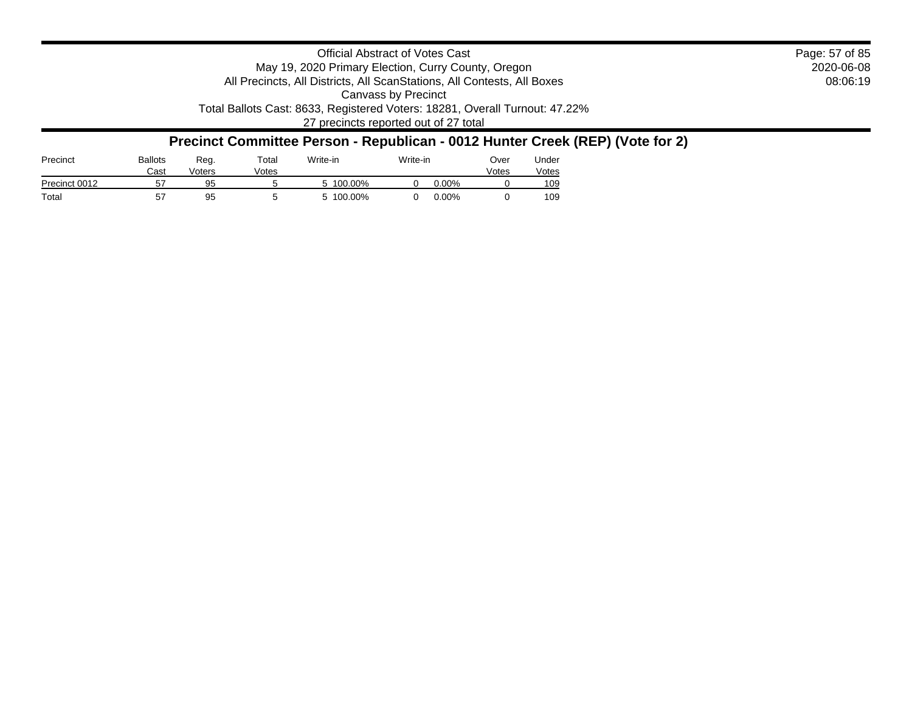Official Abstract of Votes Cast
May 19, 2020 Primary Election, Curry County, Oregon
All Precincts, All Districts, All ScanStations, All Contests, All Boxes
Canvass by Precinct
Total Ballots Cast: 8633, Registered Voters: 18281, Overall Turnout: 47.22%
27 precincts reported out of 27 total

2020-06-08
08:06:19

## Precinct Committee Person - Republican - 0012 Hunter Creek (REP) (Vote for 2)

| Precinct | Ballots Cast | Reg. Voters | Total Votes | Write-in | | Write-in | | Over Votes | Under Votes |
|---|---|---|---|---|---|---|---|---|---|
| Precinct 0012 | 57 | 95 | 5 | 5 | 100.00% | 0 | 0.00% | 0 | 109 |
| Total | 57 | 95 | 5 | 5 | 100.00% | 0 | 0.00% | 0 | 109 |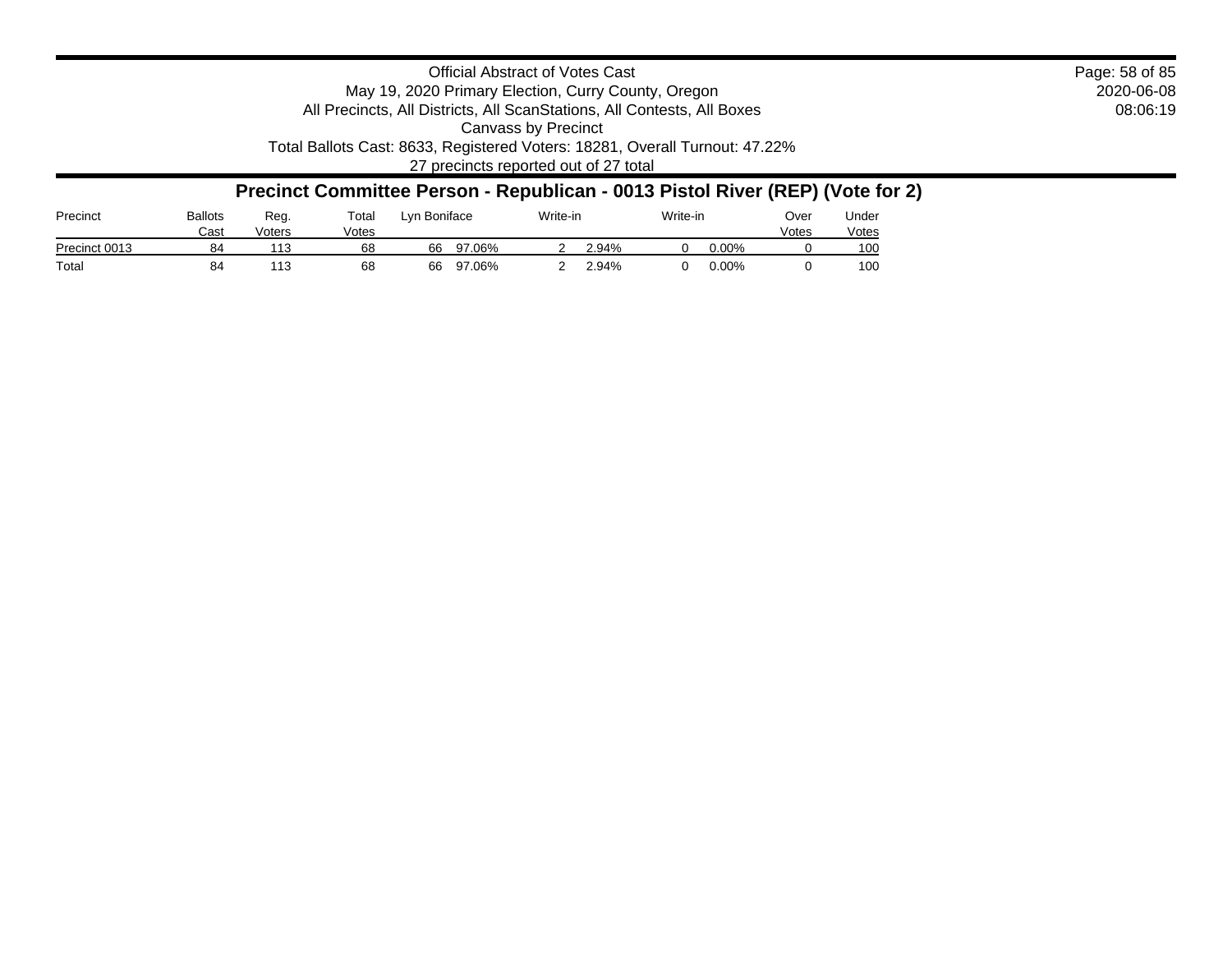Official Abstract of Votes Cast
May 19, 2020 Primary Election, Curry County, Oregon
All Precincts, All Districts, All ScanStations, All Contests, All Boxes
Canvass by Precinct
Total Ballots Cast: 8633, Registered Voters: 18281, Overall Turnout: 47.22%
27 precincts reported out of 27 total

2020-06-08
08:06:19

## Precinct Committee Person - Republican - 0013 Pistol River (REP) (Vote for 2)

| Precinct | Ballots Cast | Reg. Voters | Total Votes | Lyn Boniface | | Write-in | | Write-in | | Over Votes | Under Votes |
|---|---|---|---|---|---|---|---|---|---|---|---|
| Precinct 0013 | 84 | 113 | 68 | 66 | 97.06% | 2 | 2.94% | 0 | 0.00% | 0 | 100 |
| Total | 84 | 113 | 68 | 66 | 97.06% | 2 | 2.94% | 0 | 0.00% | 0 | 100 |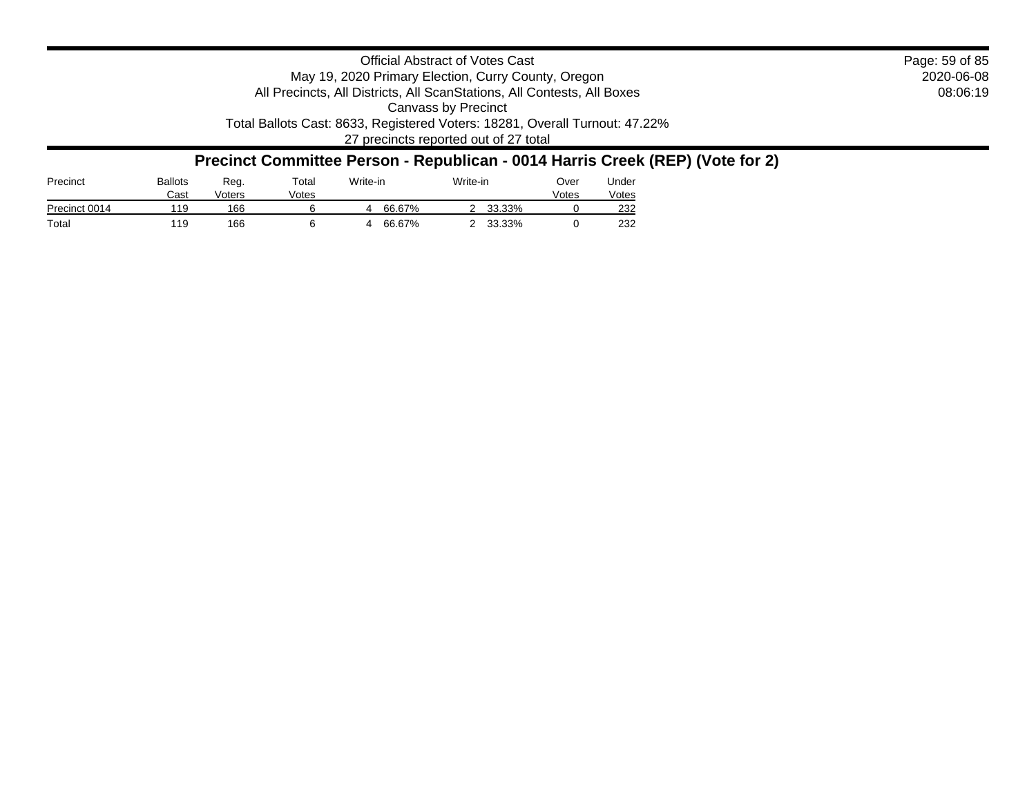Official Abstract of Votes Cast
May 19, 2020 Primary Election, Curry County, Oregon
All Precincts, All Districts, All ScanStations, All Contests, All Boxes
Canvass by Precinct
Total Ballots Cast: 8633, Registered Voters: 18281, Overall Turnout: 47.22%
27 precincts reported out of 27 total

2020-06-08
08:06:19

## Precinct Committee Person - Republican - 0014 Harris Creek (REP) (Vote for 2)

| Precinct | Ballots Cast | Reg. Voters | Total Votes | Write-in | | Write-in | | Over Votes | Under Votes |
|---|---|---|---|---|---|---|---|---|---|
| Precinct 0014 | 119 | 166 | 6 | 4 | 66.67% | 2 | 33.33% | 0 | 232 |
| Total | 119 | 166 | 6 | 4 | 66.67% | 2 | 33.33% | 0 | 232 |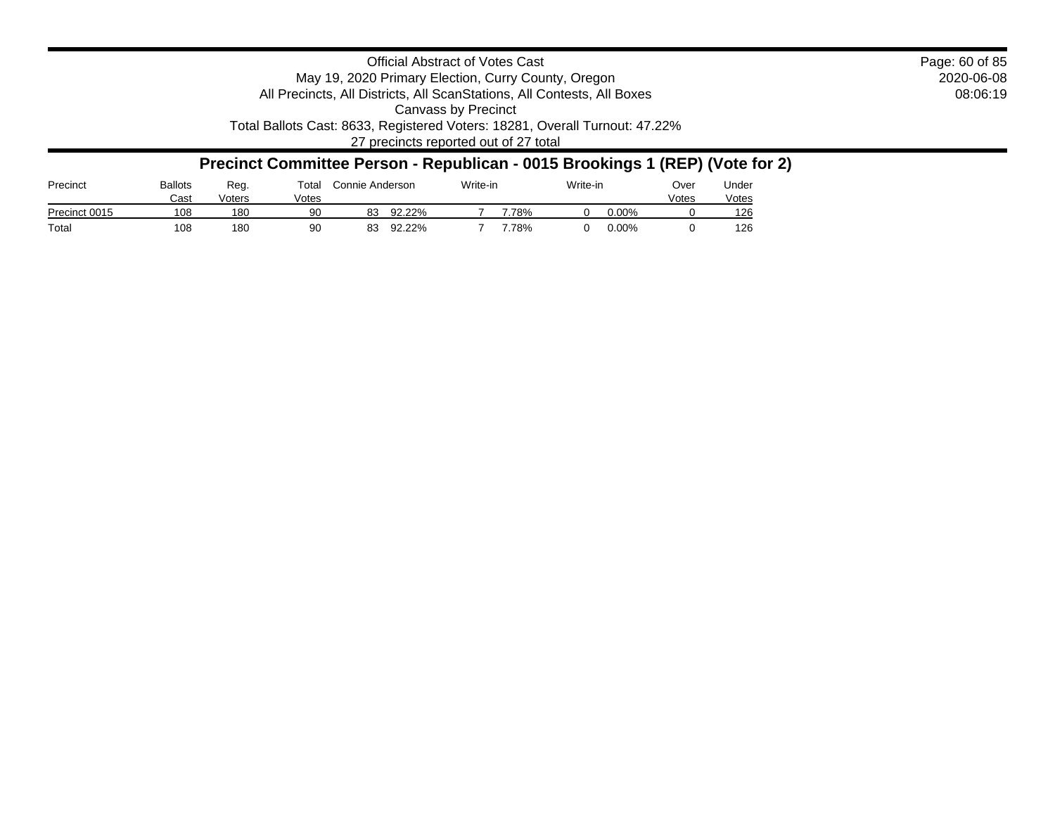Official Abstract of Votes Cast
May 19, 2020 Primary Election, Curry County, Oregon
All Precincts, All Districts, All ScanStations, All Contests, All Boxes
Canvass by Precinct
Total Ballots Cast: 8633, Registered Voters: 18281, Overall Turnout: 47.22%
27 precincts reported out of 27 total

2020-06-08
08:06:19

## Precinct Committee Person - Republican - 0015 Brookings 1 (REP) (Vote for 2)

| Precinct | Ballots Cast | Reg. Voters | Total Votes | Connie Anderson | | Write-in | | Write-in | | Over Votes | Under Votes |
|---|---|---|---|---|---|---|---|---|---|---|---|
| Precinct 0015 | 108 | 180 | 90 | 83 | 92.22% | 7 | 7.78% | 0 | 0.00% | 0 | 126 |
| Total | 108 | 180 | 90 | 83 | 92.22% | 7 | 7.78% | 0 | 0.00% | 0 | 126 |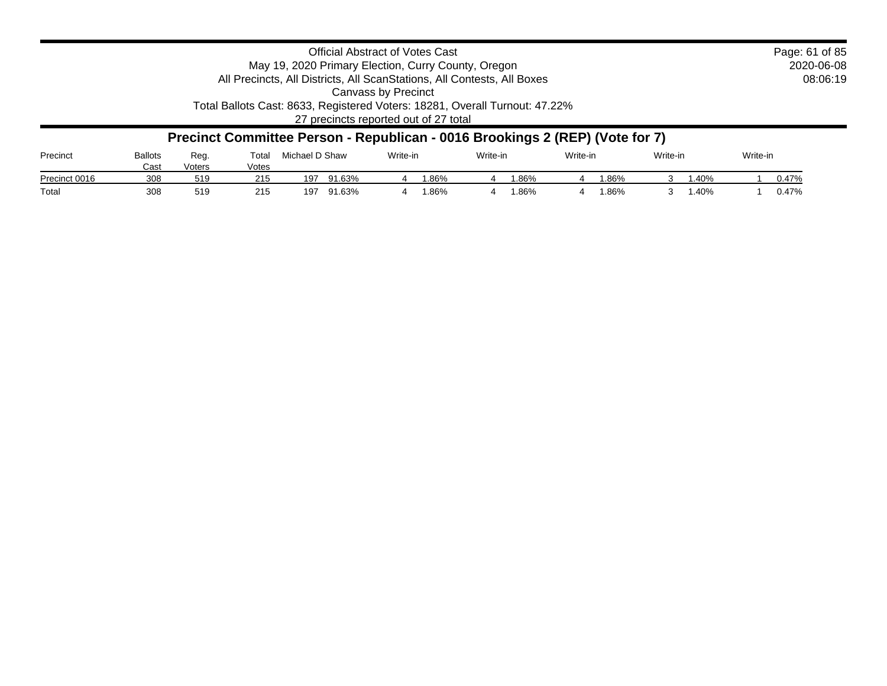Official Abstract of Votes Cast
May 19, 2020 Primary Election, Curry County, Oregon
All Precincts, All Districts, All ScanStations, All Contests, All Boxes
Canvass by Precinct
Total Ballots Cast: 8633, Registered Voters: 18281, Overall Turnout: 47.22%
27 precincts reported out of 27 total

2020-06-08
08:06:19

## Precinct Committee Person - Republican - 0016 Brookings 2 (REP) (Vote for 7)

| Precinct | Ballots Cast | Reg. Voters | Total Votes | Michael D Shaw | | Write-in | | Write-in | | Write-in | | Write-in | | Write-in | |
|---|---|---|---|---|---|---|---|---|---|---|---|---|---|---|---|
| Precinct 0016 | 308 | 519 | 215 | 197 | 91.63% | 4 | 1.86% | 4 | 1.86% | 4 | 1.86% | 3 | 1.40% | 1 | 0.47% |
| Total | 308 | 519 | 215 | 197 | 91.63% | 4 | 1.86% | 4 | 1.86% | 4 | 1.86% | 3 | 1.40% | 1 | 0.47% |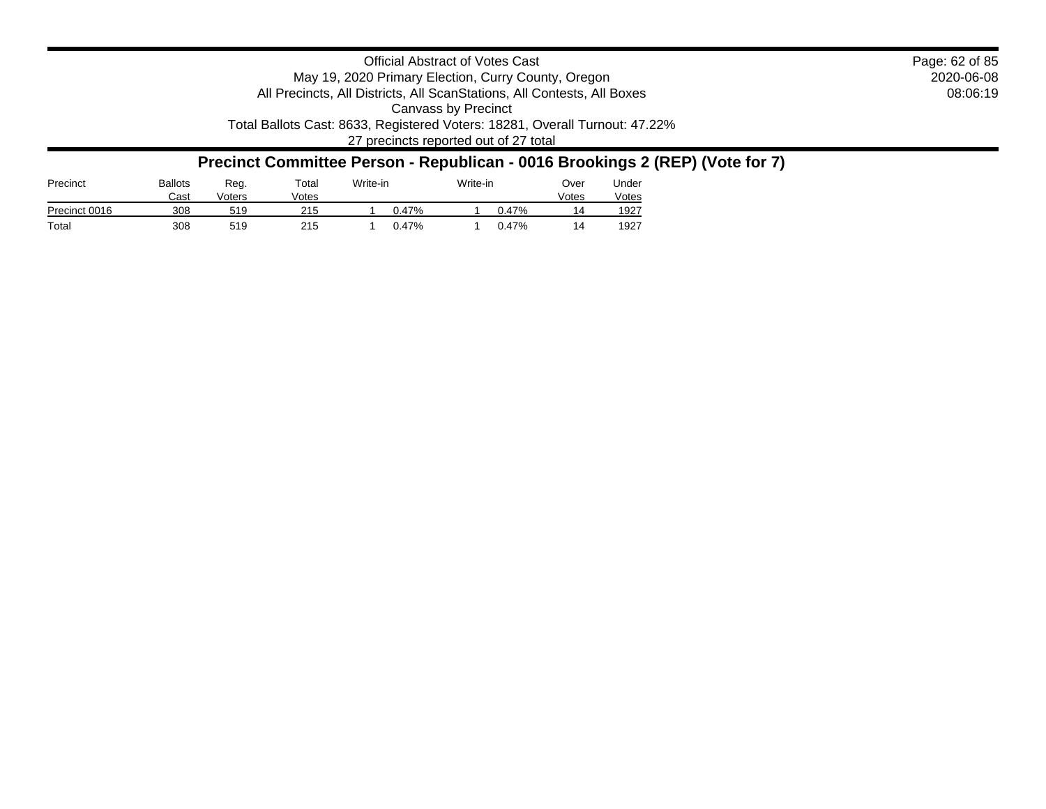Official Abstract of Votes Cast
May 19, 2020 Primary Election, Curry County, Oregon
All Precincts, All Districts, All ScanStations, All Contests, All Boxes
Canvass by Precinct
Total Ballots Cast: 8633, Registered Voters: 18281, Overall Turnout: 47.22%
27 precincts reported out of 27 total

2020-06-08
08:06:19

## Precinct Committee Person - Republican - 0016 Brookings 2 (REP) (Vote for 7)

| Precinct | Ballots Cast | Reg. Voters | Total Votes | Write-in | | Write-in | | Over Votes | Under Votes |
|---|---|---|---|---|---|---|---|---|---|
| Precinct 0016 | 308 | 519 | 215 | 1 | 0.47% | 1 | 0.47% | 14 | 1927 |
| Total | 308 | 519 | 215 | 1 | 0.47% | 1 | 0.47% | 14 | 1927 |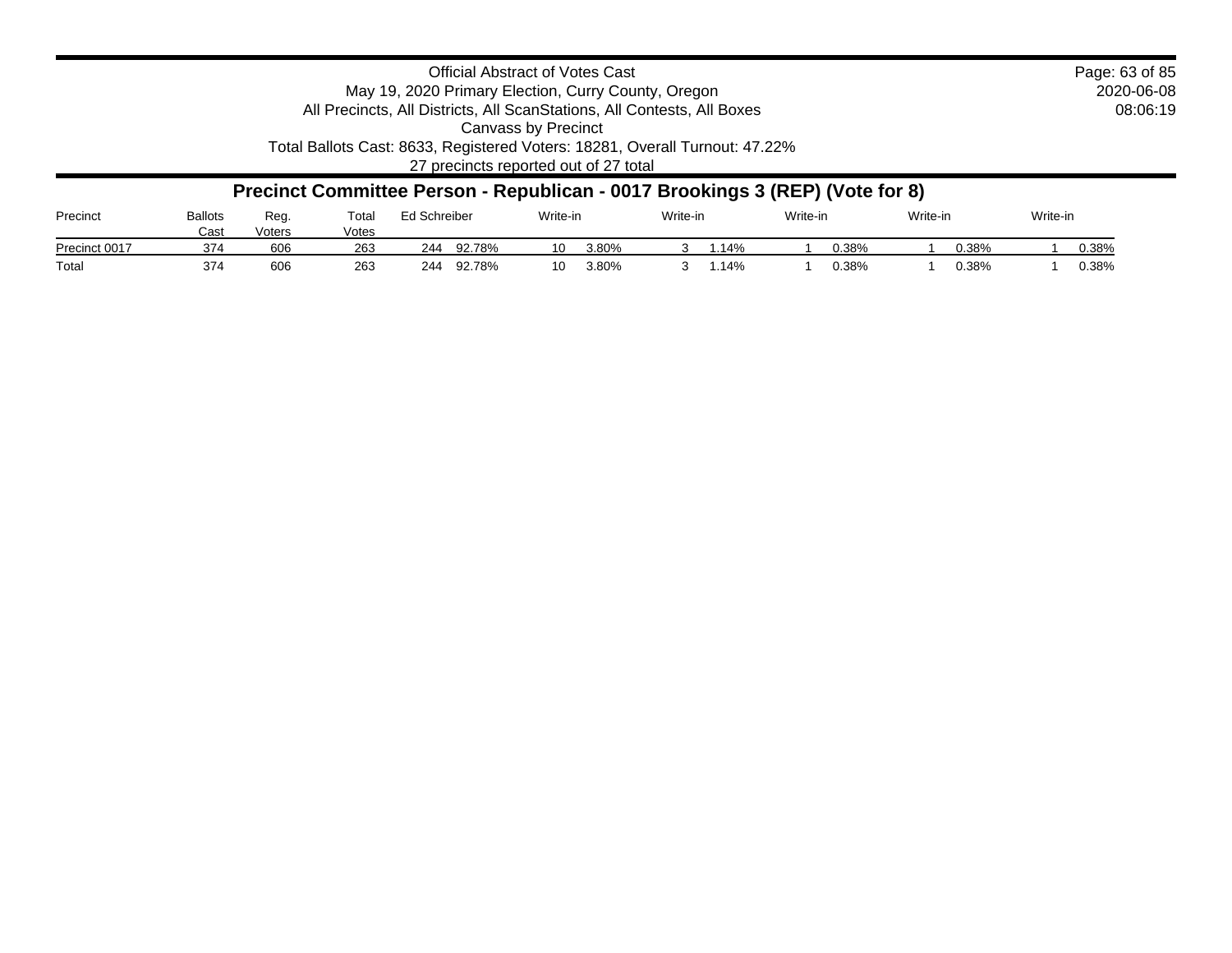Official Abstract of Votes Cast
May 19, 2020 Primary Election, Curry County, Oregon
All Precincts, All Districts, All ScanStations, All Contests, All Boxes
Canvass by Precinct
Total Ballots Cast: 8633, Registered Voters: 18281, Overall Turnout: 47.22%
27 precincts reported out of 27 total

2020-06-08
08:06:19

## Precinct Committee Person - Republican - 0017 Brookings 3 (REP) (Vote for 8)

| Precinct | Ballots Cast | Reg. Voters | Total Votes | Ed Schreiber | | Write-in | | Write-in | | Write-in | | Write-in | | Write-in | |
|---|---|---|---|---|---|---|---|---|---|---|---|---|---|---|---|
| Precinct 0017 | 374 | 606 | 263 | 244 | 92.78% | 10 | 3.80% | 3 | 1.14% | 1 | 0.38% | 1 | 0.38% | 1 | 0.38% |
| Total | 374 | 606 | 263 | 244 | 92.78% | 10 | 3.80% | 3 | 1.14% | 1 | 0.38% | 1 | 0.38% | 1 | 0.38% |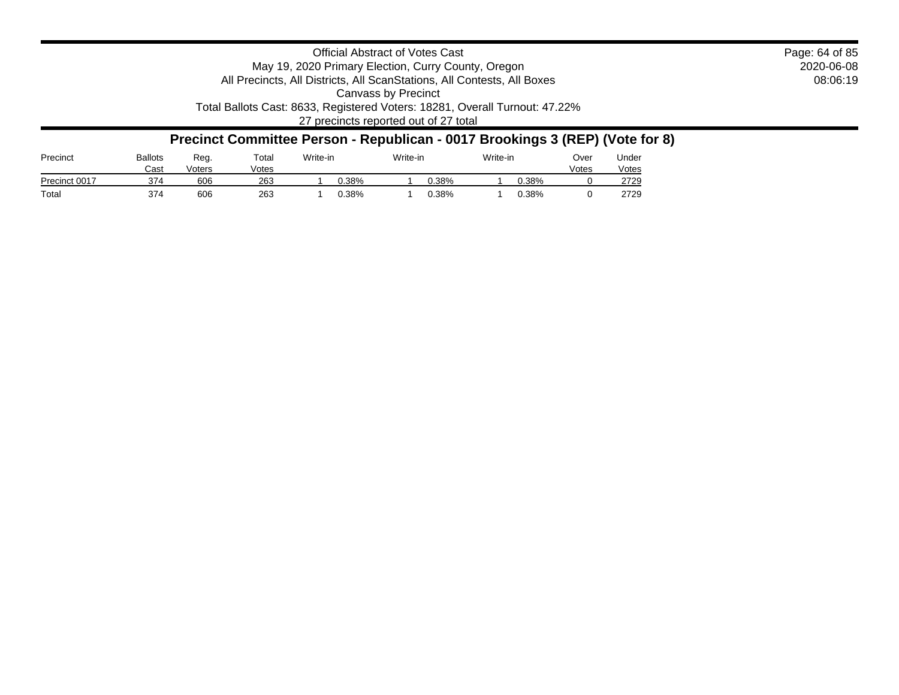Official Abstract of Votes Cast
May 19, 2020 Primary Election, Curry County, Oregon
All Precincts, All Districts, All ScanStations, All Contests, All Boxes
Canvass by Precinct
Total Ballots Cast: 8633, Registered Voters: 18281, Overall Turnout: 47.22%
27 precincts reported out of 27 total

2020-06-08
08:06:19

## Precinct Committee Person - Republican - 0017 Brookings 3 (REP) (Vote for 8)

| Precinct | Ballots Cast | Reg. Voters | Total Votes | Write-in | | Write-in | | Write-in | | Over Votes | Under Votes |
|---|---|---|---|---|---|---|---|---|---|---|---|
| Precinct 0017 | 374 | 606 | 263 | 1 | 0.38% | 1 | 0.38% | 1 | 0.38% | 0 | 2729 |
| Total | 374 | 606 | 263 | 1 | 0.38% | 1 | 0.38% | 1 | 0.38% | 0 | 2729 |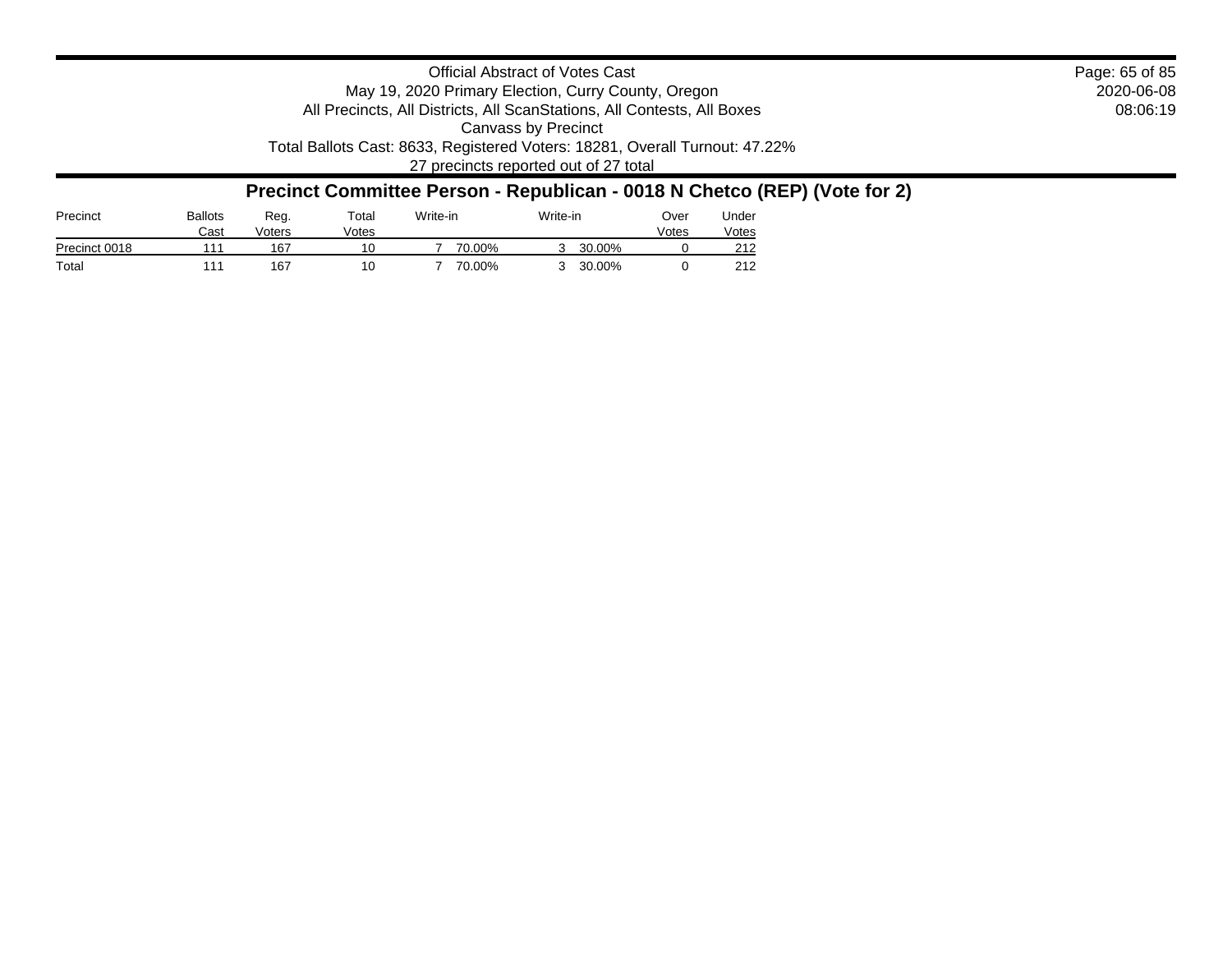Official Abstract of Votes Cast
May 19, 2020 Primary Election, Curry County, Oregon
All Precincts, All Districts, All ScanStations, All Contests, All Boxes
Canvass by Precinct
Total Ballots Cast: 8633, Registered Voters: 18281, Overall Turnout: 47.22%
27 precincts reported out of 27 total

2020-06-08
08:06:19

## Precinct Committee Person - Republican - 0018 N Chetco (REP) (Vote for 2)

| Precinct | Ballots Cast | Reg. Voters | Total Votes | Write-in | | Write-in | | Over Votes | Under Votes |
|---|---|---|---|---|---|---|---|---|---|
| Precinct 0018 | 111 | 167 | 10 | 7 | 70.00% | 3 | 30.00% | 0 | 212 |
| Total | 111 | 167 | 10 | 7 | 70.00% | 3 | 30.00% | 0 | 212 |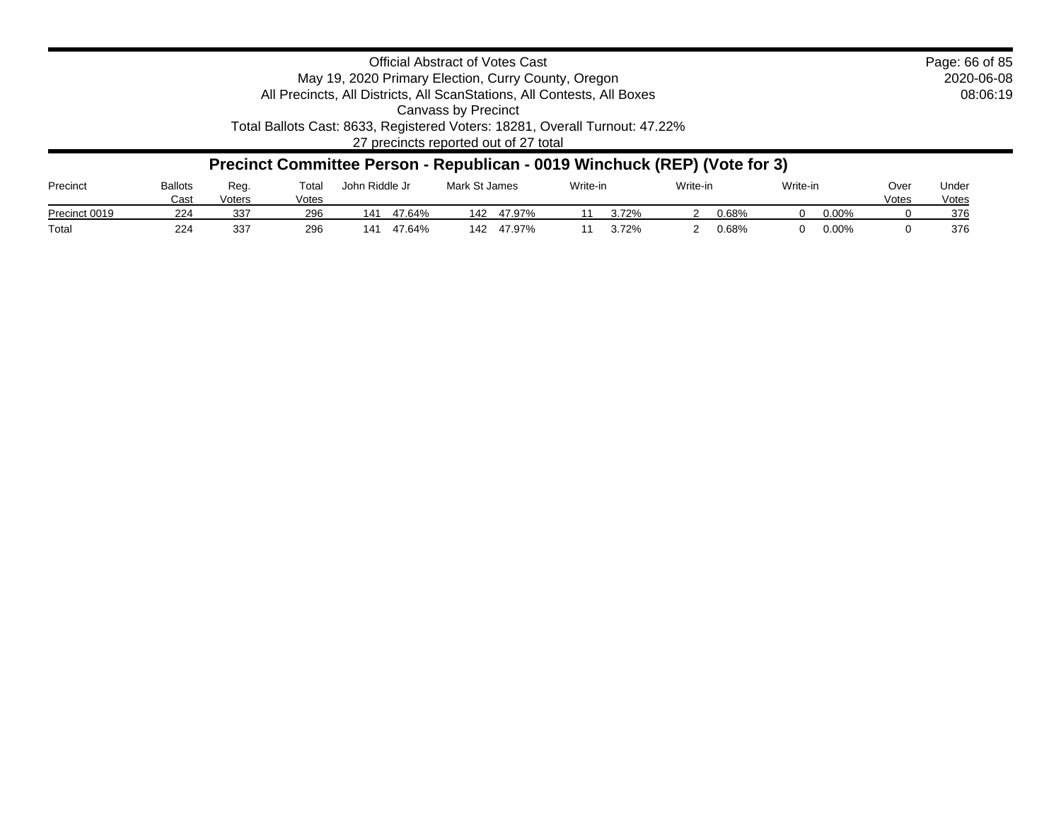Official Abstract of Votes Cast
May 19, 2020 Primary Election, Curry County, Oregon
All Precincts, All Districts, All ScanStations, All Contests, All Boxes
Canvass by Precinct
Total Ballots Cast: 8633, Registered Voters: 18281, Overall Turnout: 47.22%
27 precincts reported out of 27 total

2020-06-08
08:06:19

## Precinct Committee Person - Republican - 0019 Winchuck (REP) (Vote for 3)

| Precinct | Ballots Cast | Reg. Voters | Total Votes | John Riddle Jr | | Mark St James | | Write-in | | Write-in | | Write-in | | Over Votes | Under Votes |
|---|---|---|---|---|---|---|---|---|---|---|---|---|---|---|---|
| Precinct 0019 | 224 | 337 | 296 | 141 | 47.64% | 142 | 47.97% | 11 | 3.72% | 2 | 0.68% | 0 | 0.00% | 0 | 376 |
| Total | 224 | 337 | 296 | 141 | 47.64% | 142 | 47.97% | 11 | 3.72% | 2 | 0.68% | 0 | 0.00% | 0 | 376 |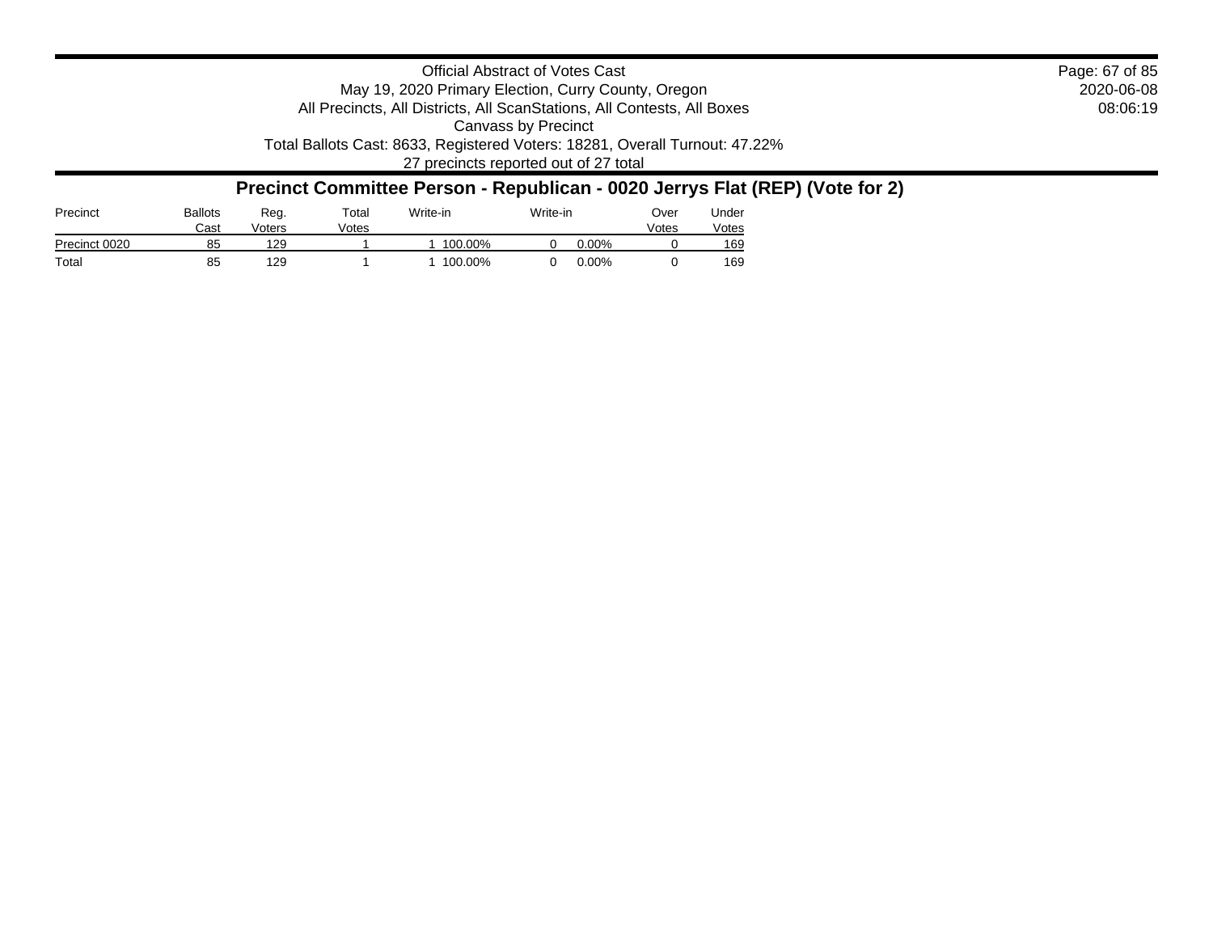Official Abstract of Votes Cast
May 19, 2020 Primary Election, Curry County, Oregon
All Precincts, All Districts, All ScanStations, All Contests, All Boxes
Canvass by Precinct
Total Ballots Cast: 8633, Registered Voters: 18281, Overall Turnout: 47.22%
27 precincts reported out of 27 total

2020-06-08
08:06:19

## Precinct Committee Person - Republican - 0020 Jerrys Flat (REP) (Vote for 2)

| Precinct | Ballots Cast | Reg. Voters | Total Votes | Write-in | | Write-in | | Over Votes | Under Votes |
|---|---|---|---|---|---|---|---|---|---|
| Precinct 0020 | 85 | 129 | 1 | 1 | 100.00% | 0 | 0.00% | 0 | 169 |
| Total | 85 | 129 | 1 | 1 | 100.00% | 0 | 0.00% | 0 | 169 |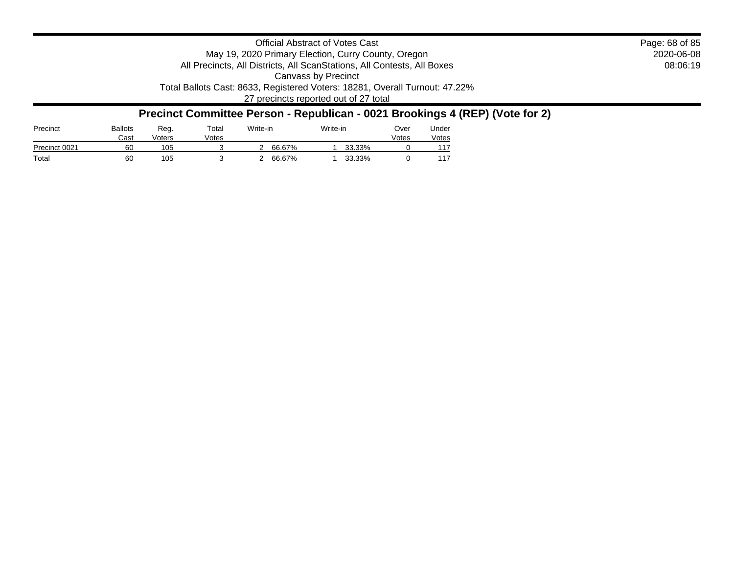Official Abstract of Votes Cast
May 19, 2020 Primary Election, Curry County, Oregon
All Precincts, All Districts, All ScanStations, All Contests, All Boxes
Canvass by Precinct
Total Ballots Cast: 8633, Registered Voters: 18281, Overall Turnout: 47.22%
27 precincts reported out of 27 total

2020-06-08
08:06:19

## Precinct Committee Person - Republican - 0021 Brookings 4 (REP) (Vote for 2)

| Precinct | Ballots Cast | Reg. Voters | Total Votes | Write-in | | Write-in | | Over Votes | Under Votes |
|---|---|---|---|---|---|---|---|---|---|
| Precinct 0021 | 60 | 105 | 3 | 2 | 66.67% | 1 | 33.33% | 0 | 117 |
| Total | 60 | 105 | 3 | 2 | 66.67% | 1 | 33.33% | 0 | 117 |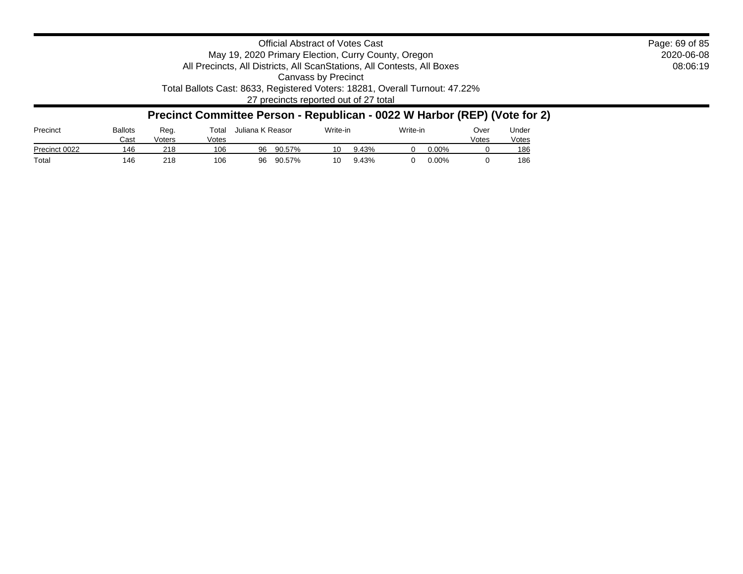Official Abstract of Votes Cast
May 19, 2020 Primary Election, Curry County, Oregon
All Precincts, All Districts, All ScanStations, All Contests, All Boxes
Canvass by Precinct
Total Ballots Cast: 8633, Registered Voters: 18281, Overall Turnout: 47.22%
27 precincts reported out of 27 total

2020-06-08
08:06:19

## Precinct Committee Person - Republican - 0022 W Harbor (REP) (Vote for 2)

| Precinct | Ballots Cast | Reg. Voters | Total Votes | Juliana K Reasor | | Write-in | | Write-in | | Over Votes | Under Votes |
|---|---|---|---|---|---|---|---|---|---|---|---|
| Precinct 0022 | 146 | 218 | 106 | 96 | 90.57% | 10 | 9.43% | 0 | 0.00% | 0 | 186 |
| Total | 146 | 218 | 106 | 96 | 90.57% | 10 | 9.43% | 0 | 0.00% | 0 | 186 |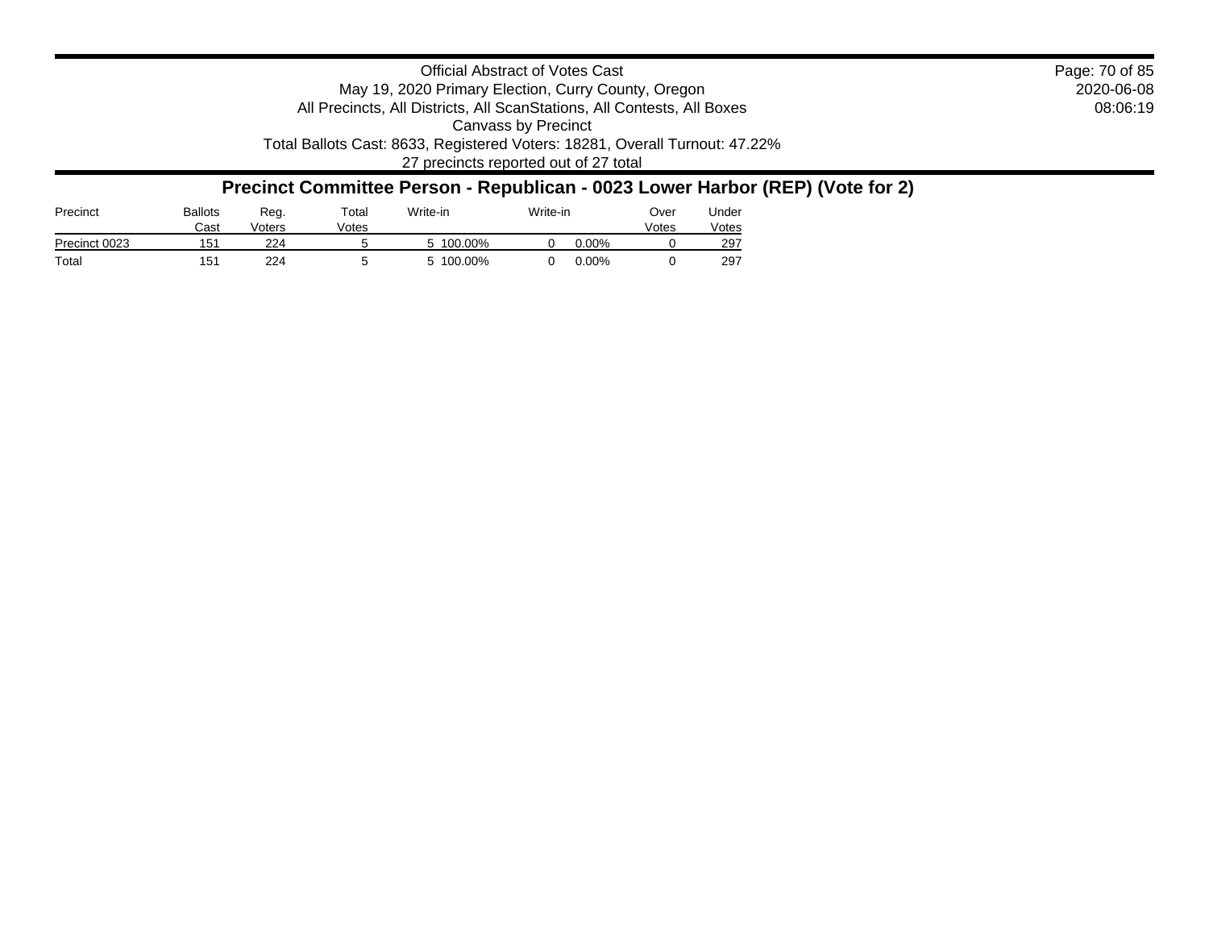Official Abstract of Votes Cast
May 19, 2020 Primary Election, Curry County, Oregon
All Precincts, All Districts, All ScanStations, All Contests, All Boxes
Canvass by Precinct
Total Ballots Cast: 8633, Registered Voters: 18281, Overall Turnout: 47.22%
27 precincts reported out of 27 total

2020-06-08
08:06:19

## Precinct Committee Person - Republican - 0023 Lower Harbor (REP) (Vote for 2)

| Precinct | Ballots Cast | Reg. Voters | Total Votes | Write-in | | Write-in | | Over Votes | Under Votes |
|---|---|---|---|---|---|---|---|---|---|
| Precinct 0023 | 151 | 224 | 5 | 5 | 100.00% | 0 | 0.00% | 0 | 297 |
| Total | 151 | 224 | 5 | 5 | 100.00% | 0 | 0.00% | 0 | 297 |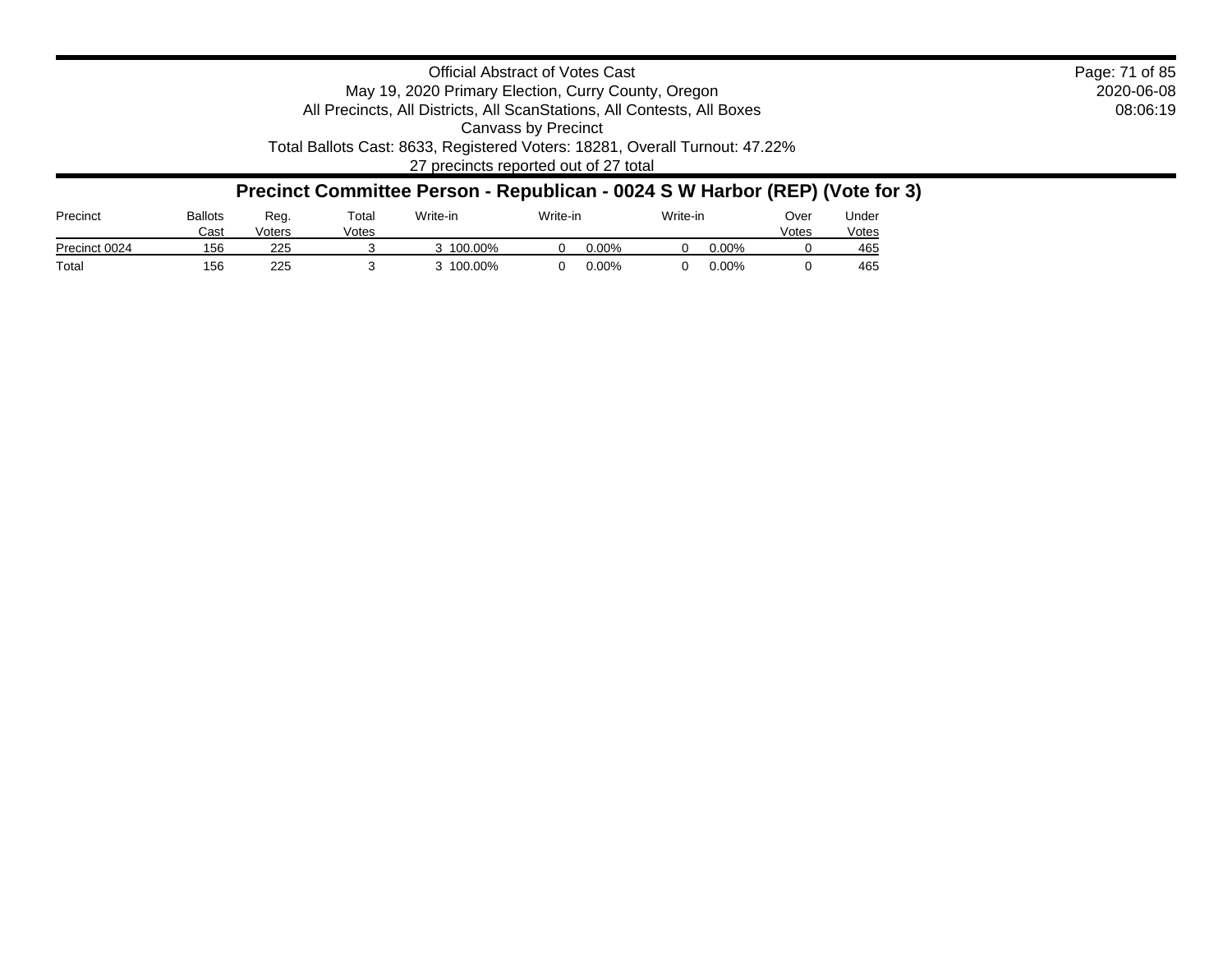Official Abstract of Votes Cast
May 19, 2020 Primary Election, Curry County, Oregon
All Precincts, All Districts, All ScanStations, All Contests, All Boxes
Canvass by Precinct
Total Ballots Cast: 8633, Registered Voters: 18281, Overall Turnout: 47.22%
27 precincts reported out of 27 total

2020-06-08
08:06:19

## Precinct Committee Person - Republican - 0024 S W Harbor (REP) (Vote for 3)

| Precinct | Ballots Cast | Reg. Voters | Total Votes | Write-in | | Write-in | | Write-in | | Over Votes | Under Votes |
|---|---|---|---|---|---|---|---|---|---|---|---|
| Precinct 0024 | 156 | 225 | 3 | 3 | 100.00% | 0 | 0.00% | 0 | 0.00% | 0 | 465 |
| Total | 156 | 225 | 3 | 3 | 100.00% | 0 | 0.00% | 0 | 0.00% | 0 | 465 |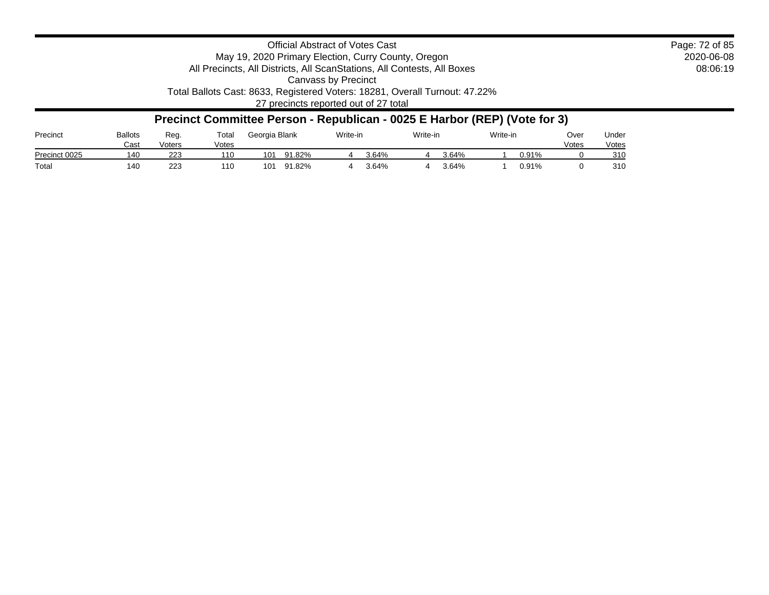Official Abstract of Votes Cast
May 19, 2020 Primary Election, Curry County, Oregon
All Precincts, All Districts, All ScanStations, All Contests, All Boxes
Canvass by Precinct
Total Ballots Cast: 8633, Registered Voters: 18281, Overall Turnout: 47.22%
27 precincts reported out of 27 total

2020-06-08
08:06:19

## Precinct Committee Person - Republican - 0025 E Harbor (REP) (Vote for 3)

| Precinct | Ballots Cast | Reg. Voters | Total Votes | Georgia Blank | | Write-in | | Write-in | | Write-in | | Over Votes | Under Votes |
|---|---|---|---|---|---|---|---|---|---|---|---|---|---|
| Precinct 0025 | 140 | 223 | 110 | 101 | 91.82% | 4 | 3.64% | 4 | 3.64% | 1 | 0.91% | 0 | 310 |
| Total | 140 | 223 | 110 | 101 | 91.82% | 4 | 3.64% | 4 | 3.64% | 1 | 0.91% | 0 | 310 |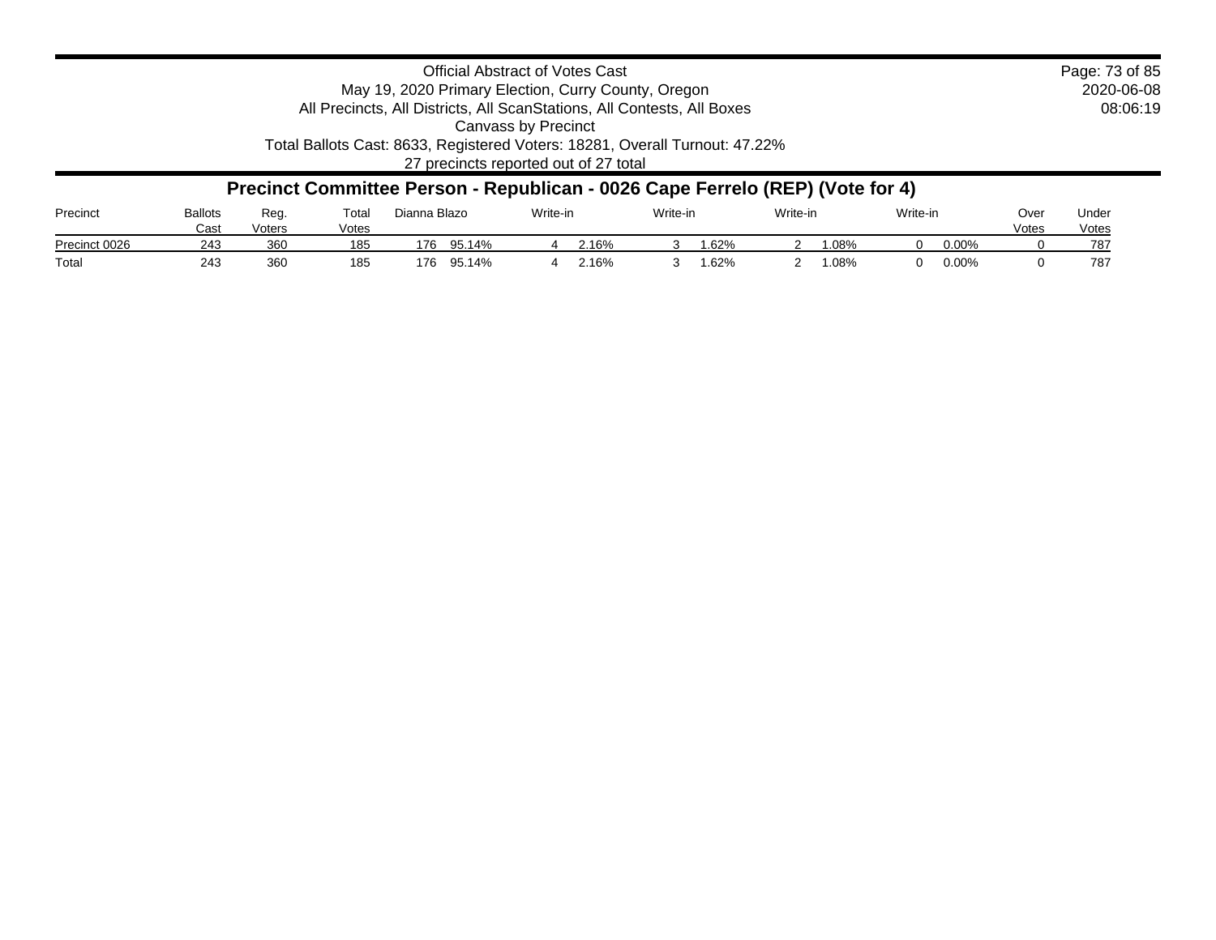Official Abstract of Votes Cast
May 19, 2020 Primary Election, Curry County, Oregon
All Precincts, All Districts, All ScanStations, All Contests, All Boxes
Canvass by Precinct
Total Ballots Cast: 8633, Registered Voters: 18281, Overall Turnout: 47.22%
27 precincts reported out of 27 total

2020-06-08
08:06:19

## Precinct Committee Person - Republican - 0026 Cape Ferrelo (REP) (Vote for 4)

| Precinct | Ballots Cast | Reg. Voters | Total Votes | Dianna Blazo | | Write-in | | Write-in | | Write-in | | Write-in | | Over Votes | Under Votes |
|---|---|---|---|---|---|---|---|---|---|---|---|---|---|---|---|
| Precinct 0026 | 243 | 360 | 185 | 176 | 95.14% | 4 | 2.16% | 3 | 1.62% | 2 | 1.08% | 0 | 0.00% | 0 | 787 |
| Total | 243 | 360 | 185 | 176 | 95.14% | 4 | 2.16% | 3 | 1.62% | 2 | 1.08% | 0 | 0.00% | 0 | 787 |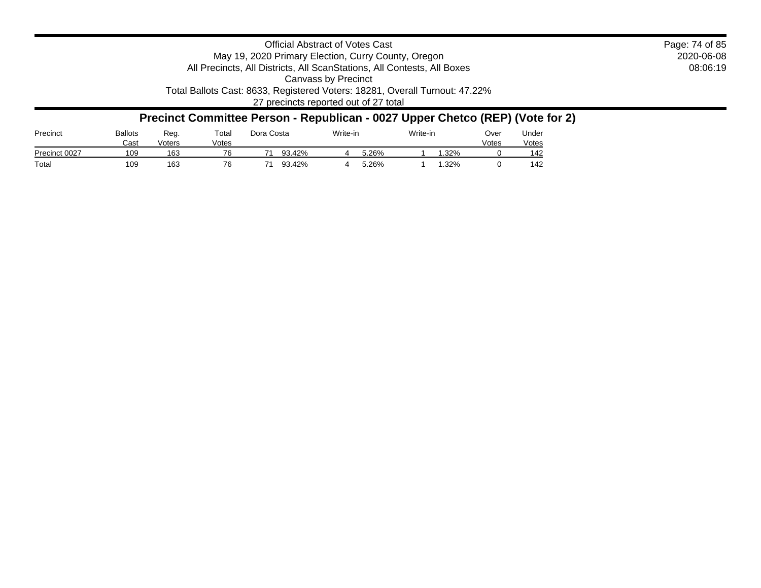Official Abstract of Votes Cast
May 19, 2020 Primary Election, Curry County, Oregon
All Precincts, All Districts, All ScanStations, All Contests, All Boxes
Canvass by Precinct
Total Ballots Cast: 8633, Registered Voters: 18281, Overall Turnout: 47.22%
27 precincts reported out of 27 total

2020-06-08
08:06:19

## Precinct Committee Person - Republican - 0027 Upper Chetco (REP) (Vote for 2)

| Precinct | Ballots Cast | Reg. Voters | Total Votes | Dora Costa | | Write-in | | Write-in | | Over Votes | Under Votes |
|---|---|---|---|---|---|---|---|---|---|---|---|
| Precinct 0027 | 109 | 163 | 76 | 71 | 93.42% | 4 | 5.26% | 1 | 1.32% | 0 | 142 |
| Total | 109 | 163 | 76 | 71 | 93.42% | 4 | 5.26% | 1 | 1.32% | 0 | 142 |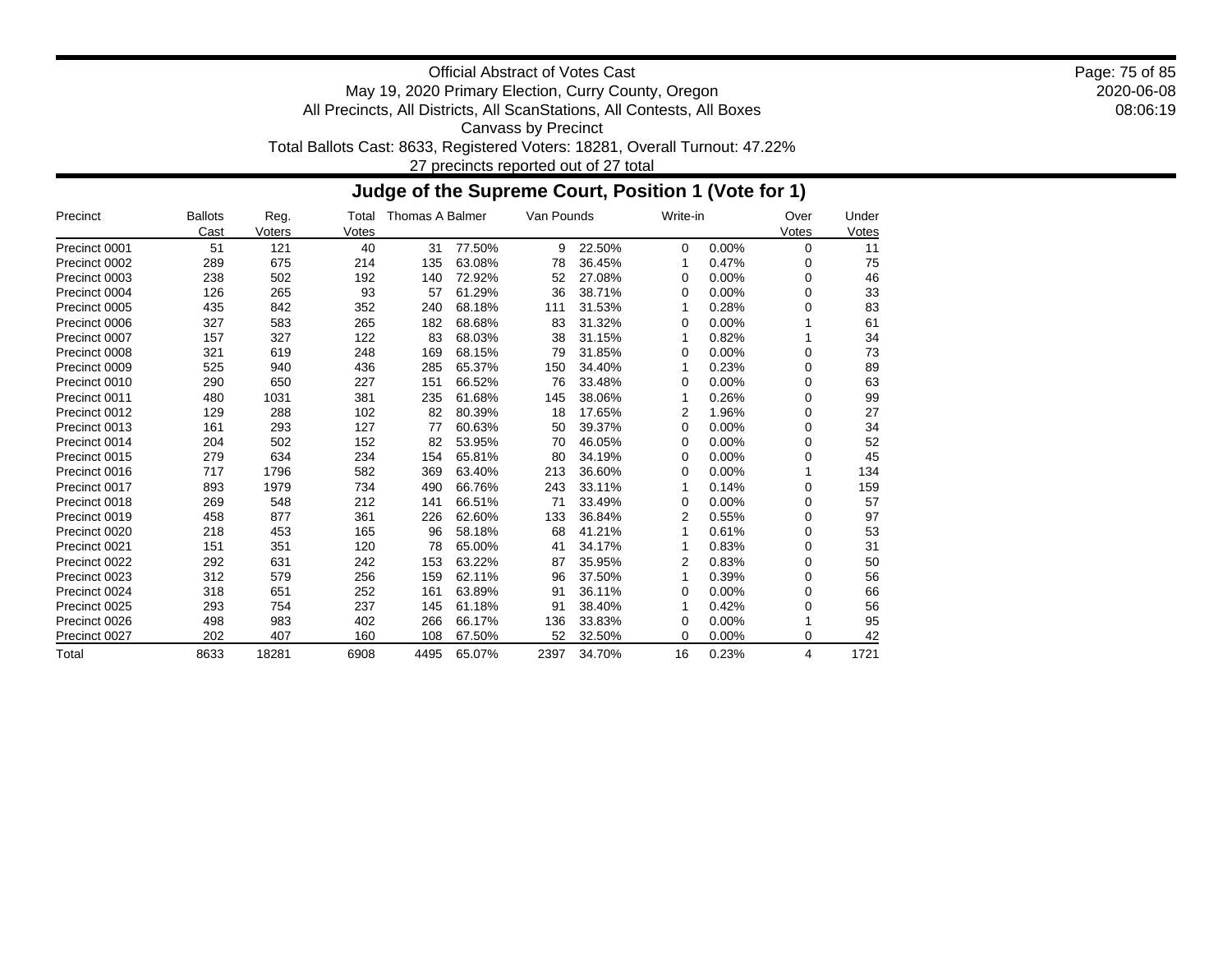Official Abstract of Votes Cast
May 19, 2020 Primary Election, Curry County, Oregon
All Precincts, All Districts, All ScanStations, All Contests, All Boxes
Canvass by Precinct
Total Ballots Cast: 8633, Registered Voters: 18281, Overall Turnout: 47.22%
27 precincts reported out of 27 total

## Judge of the Supreme Court, Position 1 (Vote for 1)

| Precinct | Ballots Cast | Reg. Voters | Total Votes | Thomas A Balmer | | Van Pounds | | Write-in | | Over Votes | Under Votes |
|---|---|---|---|---|---|---|---|---|---|---|---|
| Precinct 0001 | 51 | 121 | 40 | 31 | 77.50% | 9 | 22.50% | 0 | 0.00% | 0 | 11 |
| Precinct 0002 | 289 | 675 | 214 | 135 | 63.08% | 78 | 36.45% | 1 | 0.47% | 0 | 75 |
| Precinct 0003 | 238 | 502 | 192 | 140 | 72.92% | 52 | 27.08% | 0 | 0.00% | 0 | 46 |
| Precinct 0004 | 126 | 265 | 93 | 57 | 61.29% | 36 | 38.71% | 0 | 0.00% | 0 | 33 |
| Precinct 0005 | 435 | 842 | 352 | 240 | 68.18% | 111 | 31.53% | 1 | 0.28% | 0 | 83 |
| Precinct 0006 | 327 | 583 | 265 | 182 | 68.68% | 83 | 31.32% | 0 | 0.00% | 1 | 61 |
| Precinct 0007 | 157 | 327 | 122 | 83 | 68.03% | 38 | 31.15% | 1 | 0.82% | 1 | 34 |
| Precinct 0008 | 321 | 619 | 248 | 169 | 68.15% | 79 | 31.85% | 0 | 0.00% | 0 | 73 |
| Precinct 0009 | 525 | 940 | 436 | 285 | 65.37% | 150 | 34.40% | 1 | 0.23% | 0 | 89 |
| Precinct 0010 | 290 | 650 | 227 | 151 | 66.52% | 76 | 33.48% | 0 | 0.00% | 0 | 63 |
| Precinct 0011 | 480 | 1031 | 381 | 235 | 61.68% | 145 | 38.06% | 1 | 0.26% | 0 | 99 |
| Precinct 0012 | 129 | 288 | 102 | 82 | 80.39% | 18 | 17.65% | 2 | 1.96% | 0 | 27 |
| Precinct 0013 | 161 | 293 | 127 | 77 | 60.63% | 50 | 39.37% | 0 | 0.00% | 0 | 34 |
| Precinct 0014 | 204 | 502 | 152 | 82 | 53.95% | 70 | 46.05% | 0 | 0.00% | 0 | 52 |
| Precinct 0015 | 279 | 634 | 234 | 154 | 65.81% | 80 | 34.19% | 0 | 0.00% | 0 | 45 |
| Precinct 0016 | 717 | 1796 | 582 | 369 | 63.40% | 213 | 36.60% | 0 | 0.00% | 1 | 134 |
| Precinct 0017 | 893 | 1979 | 734 | 490 | 66.76% | 243 | 33.11% | 1 | 0.14% | 0 | 159 |
| Precinct 0018 | 269 | 548 | 212 | 141 | 66.51% | 71 | 33.49% | 0 | 0.00% | 0 | 57 |
| Precinct 0019 | 458 | 877 | 361 | 226 | 62.60% | 133 | 36.84% | 2 | 0.55% | 0 | 97 |
| Precinct 0020 | 218 | 453 | 165 | 96 | 58.18% | 68 | 41.21% | 1 | 0.61% | 0 | 53 |
| Precinct 0021 | 151 | 351 | 120 | 78 | 65.00% | 41 | 34.17% | 1 | 0.83% | 0 | 31 |
| Precinct 0022 | 292 | 631 | 242 | 153 | 63.22% | 87 | 35.95% | 2 | 0.83% | 0 | 50 |
| Precinct 0023 | 312 | 579 | 256 | 159 | 62.11% | 96 | 37.50% | 1 | 0.39% | 0 | 56 |
| Precinct 0024 | 318 | 651 | 252 | 161 | 63.89% | 91 | 36.11% | 0 | 0.00% | 0 | 66 |
| Precinct 0025 | 293 | 754 | 237 | 145 | 61.18% | 91 | 38.40% | 1 | 0.42% | 0 | 56 |
| Precinct 0026 | 498 | 983 | 402 | 266 | 66.17% | 136 | 33.83% | 0 | 0.00% | 1 | 95 |
| Precinct 0027 | 202 | 407 | 160 | 108 | 67.50% | 52 | 32.50% | 0 | 0.00% | 0 | 42 |
| Total | 8633 | 18281 | 6908 | 4495 | 65.07% | 2397 | 34.70% | 16 | 0.23% | 4 | 1721 |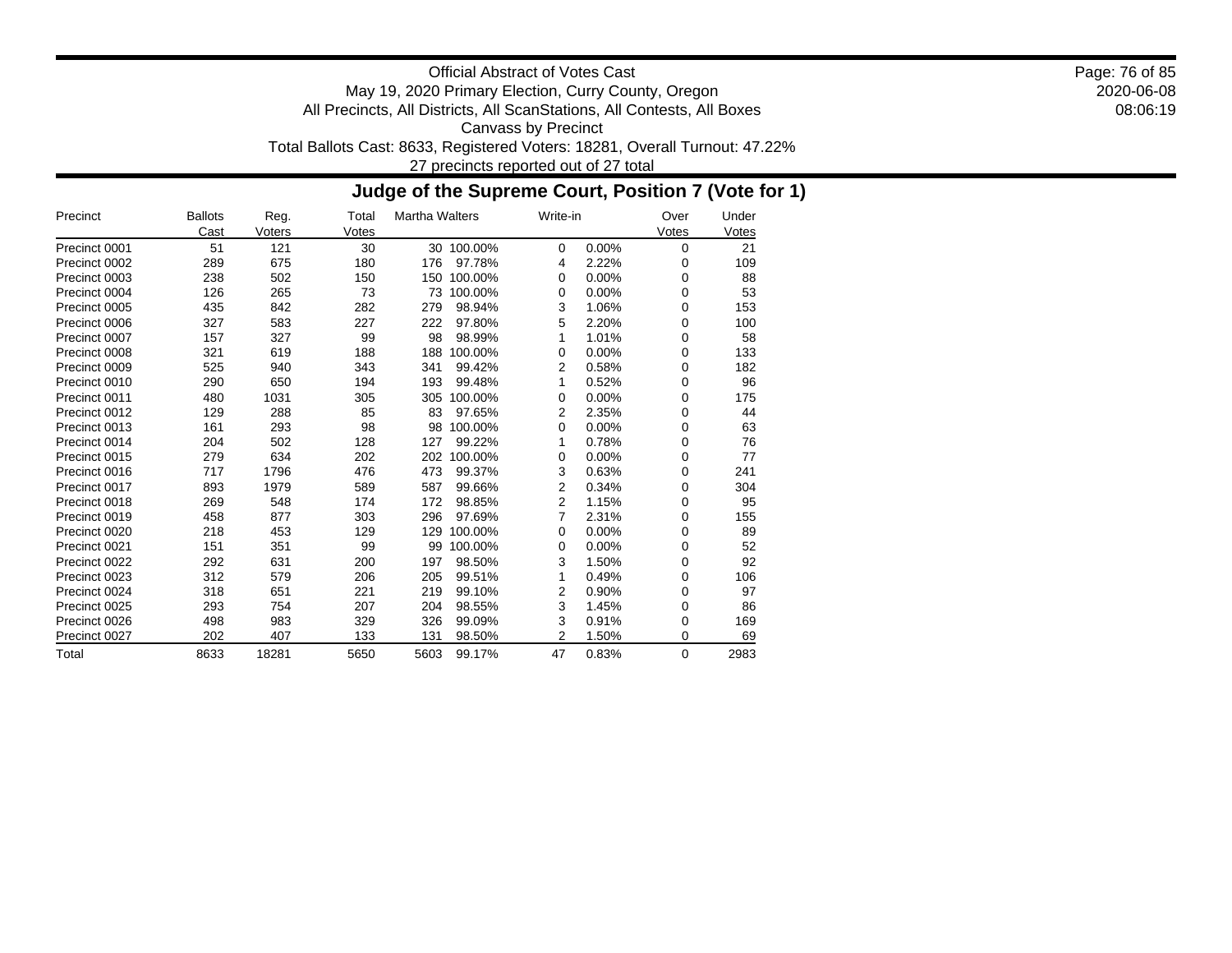Official Abstract of Votes Cast
May 19, 2020 Primary Election, Curry County, Oregon
All Precincts, All Districts, All ScanStations, All Contests, All Boxes
Canvass by Precinct
Total Ballots Cast: 8633, Registered Voters: 18281, Overall Turnout: 47.22%
27 precincts reported out of 27 total

2020-06-08
08:06:19

## Judge of the Supreme Court, Position 7 (Vote for 1)

| Precinct | Ballots Cast | Reg. Voters | Total Votes | Martha Walters | | Write-in | | Over Votes | Under Votes |
|---|---|---|---|---|---|---|---|---|---|
| Precinct 0001 | 51 | 121 | 30 | 30 | 100.00% | 0 | 0.00% | 0 | 21 |
| Precinct 0002 | 289 | 675 | 180 | 176 | 97.78% | 4 | 2.22% | 0 | 109 |
| Precinct 0003 | 238 | 502 | 150 | 150 | 100.00% | 0 | 0.00% | 0 | 88 |
| Precinct 0004 | 126 | 265 | 73 | 73 | 100.00% | 0 | 0.00% | 0 | 53 |
| Precinct 0005 | 435 | 842 | 282 | 279 | 98.94% | 3 | 1.06% | 0 | 153 |
| Precinct 0006 | 327 | 583 | 227 | 222 | 97.80% | 5 | 2.20% | 0 | 100 |
| Precinct 0007 | 157 | 327 | 99 | 98 | 98.99% | 1 | 1.01% | 0 | 58 |
| Precinct 0008 | 321 | 619 | 188 | 188 | 100.00% | 0 | 0.00% | 0 | 133 |
| Precinct 0009 | 525 | 940 | 343 | 341 | 99.42% | 2 | 0.58% | 0 | 182 |
| Precinct 0010 | 290 | 650 | 194 | 193 | 99.48% | 1 | 0.52% | 0 | 96 |
| Precinct 0011 | 480 | 1031 | 305 | 305 | 100.00% | 0 | 0.00% | 0 | 175 |
| Precinct 0012 | 129 | 288 | 85 | 83 | 97.65% | 2 | 2.35% | 0 | 44 |
| Precinct 0013 | 161 | 293 | 98 | 98 | 100.00% | 0 | 0.00% | 0 | 63 |
| Precinct 0014 | 204 | 502 | 128 | 127 | 99.22% | 1 | 0.78% | 0 | 76 |
| Precinct 0015 | 279 | 634 | 202 | 202 | 100.00% | 0 | 0.00% | 0 | 77 |
| Precinct 0016 | 717 | 1796 | 476 | 473 | 99.37% | 3 | 0.63% | 0 | 241 |
| Precinct 0017 | 893 | 1979 | 589 | 587 | 99.66% | 2 | 0.34% | 0 | 304 |
| Precinct 0018 | 269 | 548 | 174 | 172 | 98.85% | 2 | 1.15% | 0 | 95 |
| Precinct 0019 | 458 | 877 | 303 | 296 | 97.69% | 7 | 2.31% | 0 | 155 |
| Precinct 0020 | 218 | 453 | 129 | 129 | 100.00% | 0 | 0.00% | 0 | 89 |
| Precinct 0021 | 151 | 351 | 99 | 99 | 100.00% | 0 | 0.00% | 0 | 52 |
| Precinct 0022 | 292 | 631 | 200 | 197 | 98.50% | 3 | 1.50% | 0 | 92 |
| Precinct 0023 | 312 | 579 | 206 | 205 | 99.51% | 1 | 0.49% | 0 | 106 |
| Precinct 0024 | 318 | 651 | 221 | 219 | 99.10% | 2 | 0.90% | 0 | 97 |
| Precinct 0025 | 293 | 754 | 207 | 204 | 98.55% | 3 | 1.45% | 0 | 86 |
| Precinct 0026 | 498 | 983 | 329 | 326 | 99.09% | 3 | 0.91% | 0 | 169 |
| Precinct 0027 | 202 | 407 | 133 | 131 | 98.50% | 2 | 1.50% | 0 | 69 |
| Total | 8633 | 18281 | 5650 | 5603 | 99.17% | 47 | 0.83% | 0 | 2983 |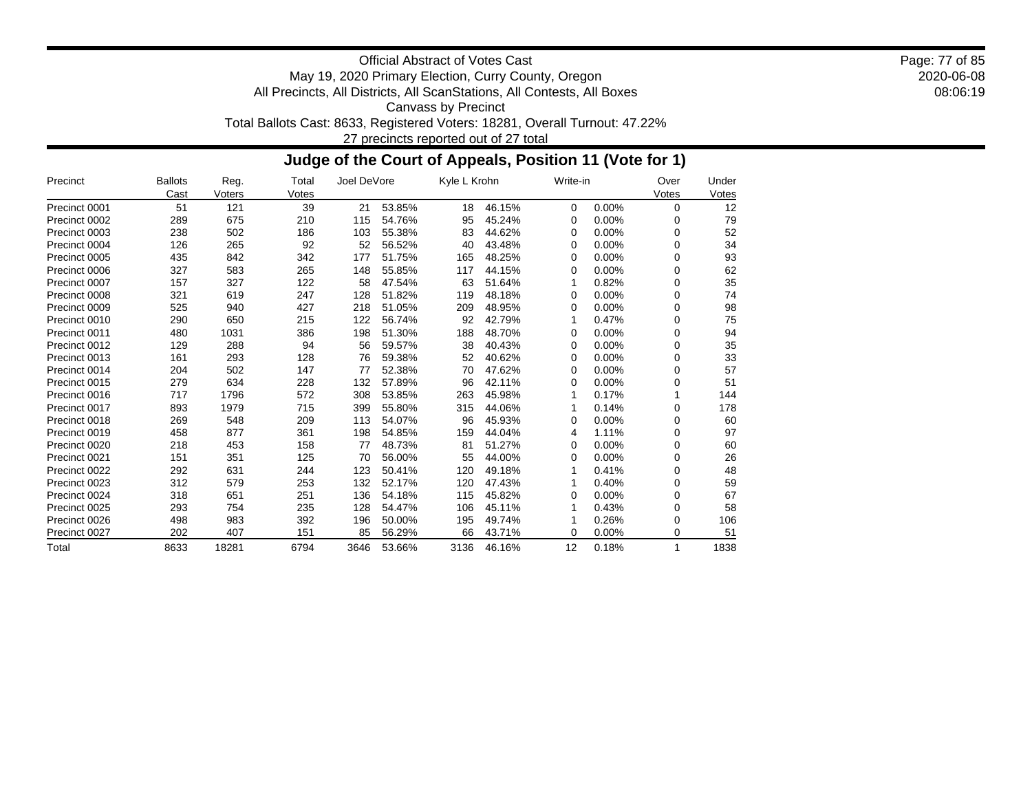Official Abstract of Votes Cast
May 19, 2020 Primary Election, Curry County, Oregon
All Precincts, All Districts, All ScanStations, All Contests, All Boxes
Canvass by Precinct
Total Ballots Cast: 8633, Registered Voters: 18281, Overall Turnout: 47.22%
27 precincts reported out of 27 total

## Judge of the Court of Appeals, Position 11 (Vote for 1)

| Precinct | Ballots Cast | Reg. Voters | Total Votes | Joel DeVore | | Kyle L Krohn | | Write-in | | Over Votes | Under Votes |
|---|---|---|---|---|---|---|---|---|---|---|---|
| Precinct 0001 | 51 | 121 | 39 | 21 | 53.85% | 18 | 46.15% | 0 | 0.00% | 0 | 12 |
| Precinct 0002 | 289 | 675 | 210 | 115 | 54.76% | 95 | 45.24% | 0 | 0.00% | 0 | 79 |
| Precinct 0003 | 238 | 502 | 186 | 103 | 55.38% | 83 | 44.62% | 0 | 0.00% | 0 | 52 |
| Precinct 0004 | 126 | 265 | 92 | 52 | 56.52% | 40 | 43.48% | 0 | 0.00% | 0 | 34 |
| Precinct 0005 | 435 | 842 | 342 | 177 | 51.75% | 165 | 48.25% | 0 | 0.00% | 0 | 93 |
| Precinct 0006 | 327 | 583 | 265 | 148 | 55.85% | 117 | 44.15% | 0 | 0.00% | 0 | 62 |
| Precinct 0007 | 157 | 327 | 122 | 58 | 47.54% | 63 | 51.64% | 1 | 0.82% | 0 | 35 |
| Precinct 0008 | 321 | 619 | 247 | 128 | 51.82% | 119 | 48.18% | 0 | 0.00% | 0 | 74 |
| Precinct 0009 | 525 | 940 | 427 | 218 | 51.05% | 209 | 48.95% | 0 | 0.00% | 0 | 98 |
| Precinct 0010 | 290 | 650 | 215 | 122 | 56.74% | 92 | 42.79% | 1 | 0.47% | 0 | 75 |
| Precinct 0011 | 480 | 1031 | 386 | 198 | 51.30% | 188 | 48.70% | 0 | 0.00% | 0 | 94 |
| Precinct 0012 | 129 | 288 | 94 | 56 | 59.57% | 38 | 40.43% | 0 | 0.00% | 0 | 35 |
| Precinct 0013 | 161 | 293 | 128 | 76 | 59.38% | 52 | 40.62% | 0 | 0.00% | 0 | 33 |
| Precinct 0014 | 204 | 502 | 147 | 77 | 52.38% | 70 | 47.62% | 0 | 0.00% | 0 | 57 |
| Precinct 0015 | 279 | 634 | 228 | 132 | 57.89% | 96 | 42.11% | 0 | 0.00% | 0 | 51 |
| Precinct 0016 | 717 | 1796 | 572 | 308 | 53.85% | 263 | 45.98% | 1 | 0.17% | 1 | 144 |
| Precinct 0017 | 893 | 1979 | 715 | 399 | 55.80% | 315 | 44.06% | 1 | 0.14% | 0 | 178 |
| Precinct 0018 | 269 | 548 | 209 | 113 | 54.07% | 96 | 45.93% | 0 | 0.00% | 0 | 60 |
| Precinct 0019 | 458 | 877 | 361 | 198 | 54.85% | 159 | 44.04% | 4 | 1.11% | 0 | 97 |
| Precinct 0020 | 218 | 453 | 158 | 77 | 48.73% | 81 | 51.27% | 0 | 0.00% | 0 | 60 |
| Precinct 0021 | 151 | 351 | 125 | 70 | 56.00% | 55 | 44.00% | 0 | 0.00% | 0 | 26 |
| Precinct 0022 | 292 | 631 | 244 | 123 | 50.41% | 120 | 49.18% | 1 | 0.41% | 0 | 48 |
| Precinct 0023 | 312 | 579 | 253 | 132 | 52.17% | 120 | 47.43% | 1 | 0.40% | 0 | 59 |
| Precinct 0024 | 318 | 651 | 251 | 136 | 54.18% | 115 | 45.82% | 0 | 0.00% | 0 | 67 |
| Precinct 0025 | 293 | 754 | 235 | 128 | 54.47% | 106 | 45.11% | 1 | 0.43% | 0 | 58 |
| Precinct 0026 | 498 | 983 | 392 | 196 | 50.00% | 195 | 49.74% | 1 | 0.26% | 0 | 106 |
| Precinct 0027 | 202 | 407 | 151 | 85 | 56.29% | 66 | 43.71% | 0 | 0.00% | 0 | 51 |
| Total | 8633 | 18281 | 6794 | 3646 | 53.66% | 3136 | 46.16% | 12 | 0.18% | 1 | 1838 |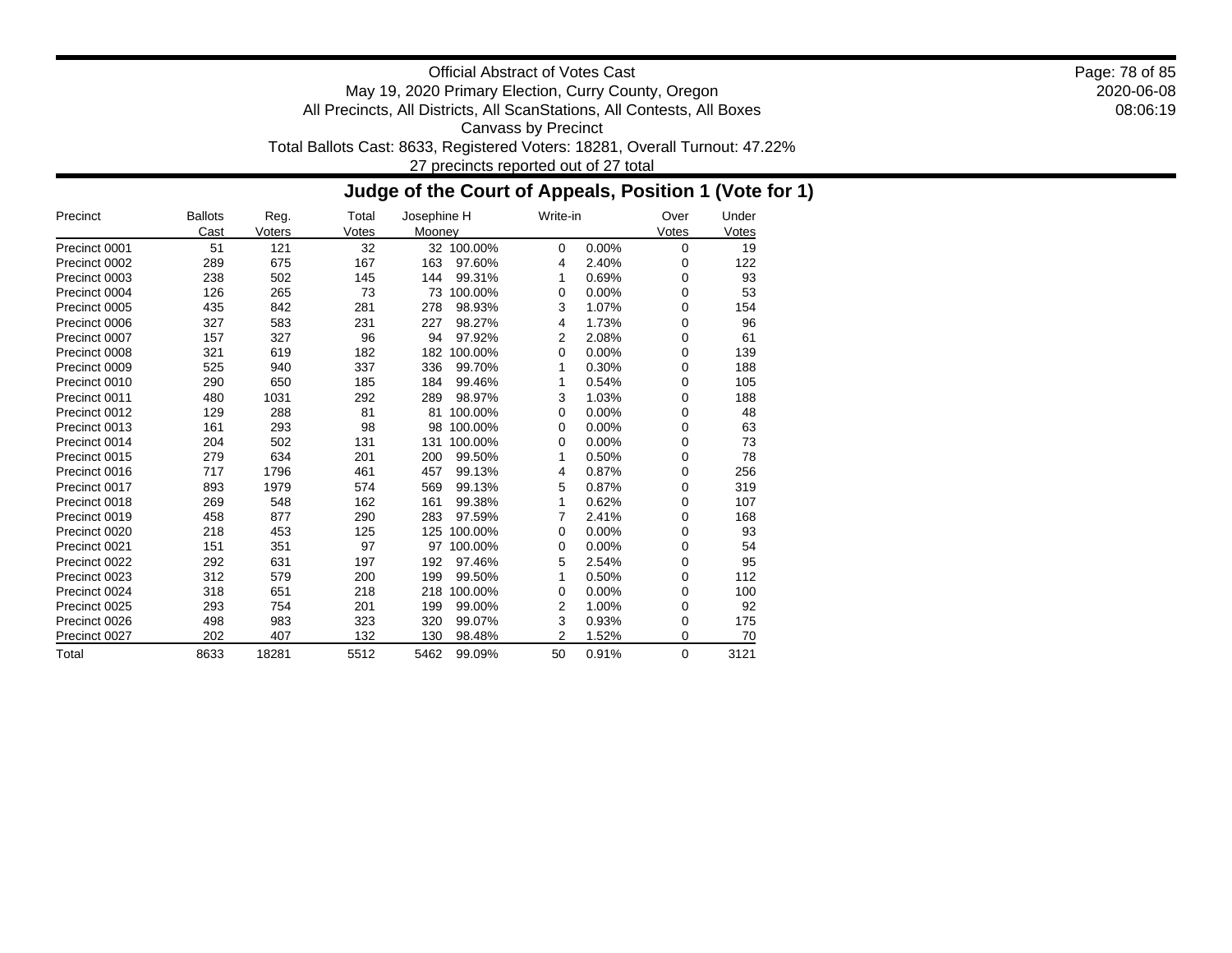Official Abstract of Votes Cast
May 19, 2020 Primary Election, Curry County, Oregon
All Precincts, All Districts, All ScanStations, All Contests, All Boxes
Canvass by Precinct
Total Ballots Cast: 8633, Registered Voters: 18281, Overall Turnout: 47.22%
27 precincts reported out of 27 total

## Judge of the Court of Appeals, Position 1 (Vote for 1)

| Precinct | Ballots Cast | Reg. Voters | Total Votes | Josephine H Mooney | | Write-in | | Over Votes | Under Votes |
|---|---|---|---|---|---|---|---|---|---|
| Precinct 0001 | 51 | 121 | 32 | 32 | 100.00% | 0 | 0.00% | 0 | 19 |
| Precinct 0002 | 289 | 675 | 167 | 163 | 97.60% | 4 | 2.40% | 0 | 122 |
| Precinct 0003 | 238 | 502 | 145 | 144 | 99.31% | 1 | 0.69% | 0 | 93 |
| Precinct 0004 | 126 | 265 | 73 | 73 | 100.00% | 0 | 0.00% | 0 | 53 |
| Precinct 0005 | 435 | 842 | 281 | 278 | 98.93% | 3 | 1.07% | 0 | 154 |
| Precinct 0006 | 327 | 583 | 231 | 227 | 98.27% | 4 | 1.73% | 0 | 96 |
| Precinct 0007 | 157 | 327 | 96 | 94 | 97.92% | 2 | 2.08% | 0 | 61 |
| Precinct 0008 | 321 | 619 | 182 | 182 | 100.00% | 0 | 0.00% | 0 | 139 |
| Precinct 0009 | 525 | 940 | 337 | 336 | 99.70% | 1 | 0.30% | 0 | 188 |
| Precinct 0010 | 290 | 650 | 185 | 184 | 99.46% | 1 | 0.54% | 0 | 105 |
| Precinct 0011 | 480 | 1031 | 292 | 289 | 98.97% | 3 | 1.03% | 0 | 188 |
| Precinct 0012 | 129 | 288 | 81 | 81 | 100.00% | 0 | 0.00% | 0 | 48 |
| Precinct 0013 | 161 | 293 | 98 | 98 | 100.00% | 0 | 0.00% | 0 | 63 |
| Precinct 0014 | 204 | 502 | 131 | 131 | 100.00% | 0 | 0.00% | 0 | 73 |
| Precinct 0015 | 279 | 634 | 201 | 200 | 99.50% | 1 | 0.50% | 0 | 78 |
| Precinct 0016 | 717 | 1796 | 461 | 457 | 99.13% | 4 | 0.87% | 0 | 256 |
| Precinct 0017 | 893 | 1979 | 574 | 569 | 99.13% | 5 | 0.87% | 0 | 319 |
| Precinct 0018 | 269 | 548 | 162 | 161 | 99.38% | 1 | 0.62% | 0 | 107 |
| Precinct 0019 | 458 | 877 | 290 | 283 | 97.59% | 7 | 2.41% | 0 | 168 |
| Precinct 0020 | 218 | 453 | 125 | 125 | 100.00% | 0 | 0.00% | 0 | 93 |
| Precinct 0021 | 151 | 351 | 97 | 97 | 100.00% | 0 | 0.00% | 0 | 54 |
| Precinct 0022 | 292 | 631 | 197 | 192 | 97.46% | 5 | 2.54% | 0 | 95 |
| Precinct 0023 | 312 | 579 | 200 | 199 | 99.50% | 1 | 0.50% | 0 | 112 |
| Precinct 0024 | 318 | 651 | 218 | 218 | 100.00% | 0 | 0.00% | 0 | 100 |
| Precinct 0025 | 293 | 754 | 201 | 199 | 99.00% | 2 | 1.00% | 0 | 92 |
| Precinct 0026 | 498 | 983 | 323 | 320 | 99.07% | 3 | 0.93% | 0 | 175 |
| Precinct 0027 | 202 | 407 | 132 | 130 | 98.48% | 2 | 1.52% | 0 | 70 |
| Total | 8633 | 18281 | 5512 | 5462 | 99.09% | 50 | 0.91% | 0 | 3121 |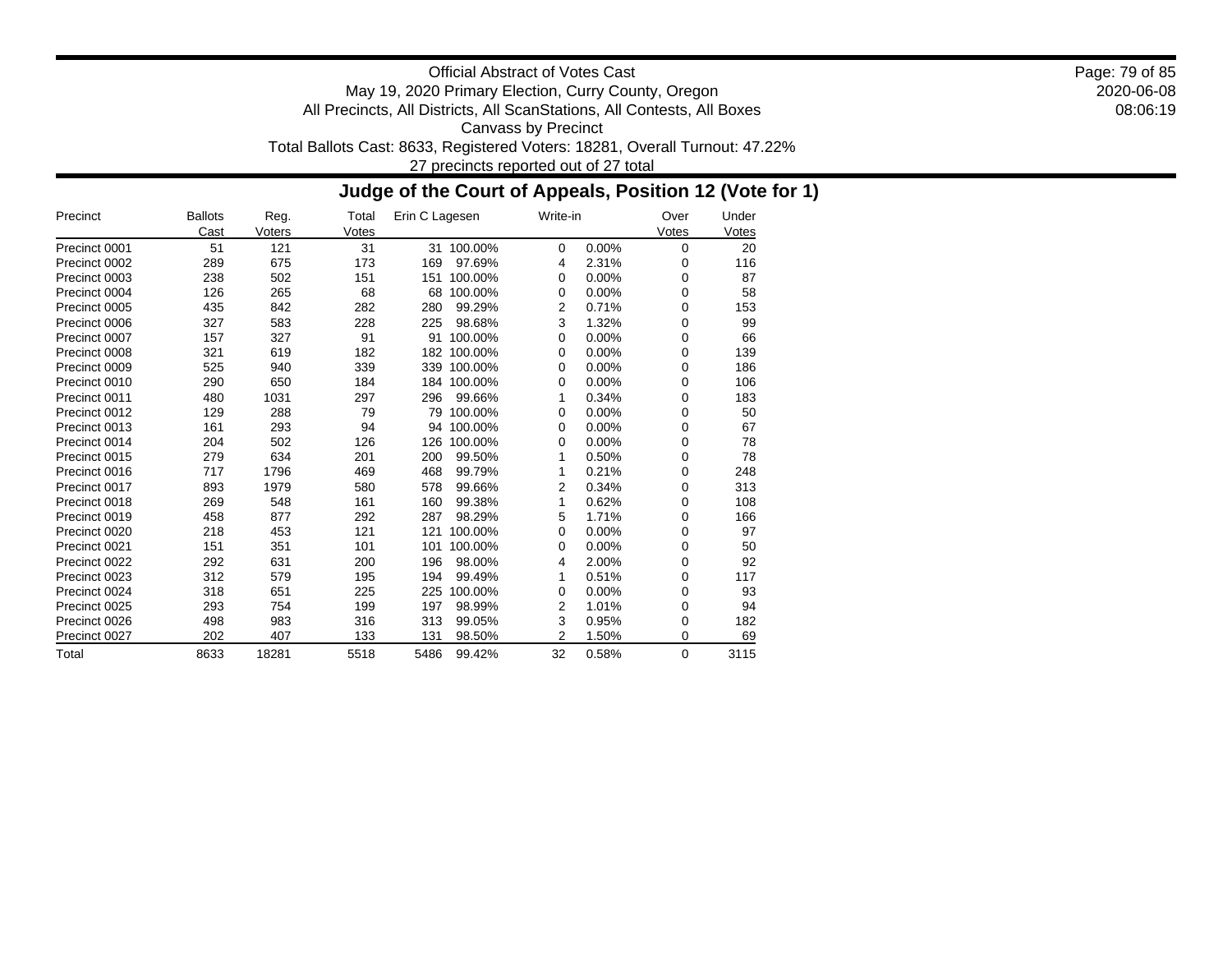Official Abstract of Votes Cast
May 19, 2020 Primary Election, Curry County, Oregon
All Precincts, All Districts, All ScanStations, All Contests, All Boxes
Canvass by Precinct
Total Ballots Cast: 8633, Registered Voters: 18281, Overall Turnout: 47.22%
27 precincts reported out of 27 total

## Judge of the Court of Appeals, Position 12 (Vote for 1)

| Precinct | Ballots Cast | Reg. Voters | Total Votes | Erin C Lagesen | | Write-in | | Over Votes | Under Votes |
|---|---|---|---|---|---|---|---|---|---|
| Precinct 0001 | 51 | 121 | 31 | 31 | 100.00% | 0 | 0.00% | 0 | 20 |
| Precinct 0002 | 289 | 675 | 173 | 169 | 97.69% | 4 | 2.31% | 0 | 116 |
| Precinct 0003 | 238 | 502 | 151 | 151 | 100.00% | 0 | 0.00% | 0 | 87 |
| Precinct 0004 | 126 | 265 | 68 | 68 | 100.00% | 0 | 0.00% | 0 | 58 |
| Precinct 0005 | 435 | 842 | 282 | 280 | 99.29% | 2 | 0.71% | 0 | 153 |
| Precinct 0006 | 327 | 583 | 228 | 225 | 98.68% | 3 | 1.32% | 0 | 99 |
| Precinct 0007 | 157 | 327 | 91 | 91 | 100.00% | 0 | 0.00% | 0 | 66 |
| Precinct 0008 | 321 | 619 | 182 | 182 | 100.00% | 0 | 0.00% | 0 | 139 |
| Precinct 0009 | 525 | 940 | 339 | 339 | 100.00% | 0 | 0.00% | 0 | 186 |
| Precinct 0010 | 290 | 650 | 184 | 184 | 100.00% | 0 | 0.00% | 0 | 106 |
| Precinct 0011 | 480 | 1031 | 297 | 296 | 99.66% | 1 | 0.34% | 0 | 183 |
| Precinct 0012 | 129 | 288 | 79 | 79 | 100.00% | 0 | 0.00% | 0 | 50 |
| Precinct 0013 | 161 | 293 | 94 | 94 | 100.00% | 0 | 0.00% | 0 | 67 |
| Precinct 0014 | 204 | 502 | 126 | 126 | 100.00% | 0 | 0.00% | 0 | 78 |
| Precinct 0015 | 279 | 634 | 201 | 200 | 99.50% | 1 | 0.50% | 0 | 78 |
| Precinct 0016 | 717 | 1796 | 469 | 468 | 99.79% | 1 | 0.21% | 0 | 248 |
| Precinct 0017 | 893 | 1979 | 580 | 578 | 99.66% | 2 | 0.34% | 0 | 313 |
| Precinct 0018 | 269 | 548 | 161 | 160 | 99.38% | 1 | 0.62% | 0 | 108 |
| Precinct 0019 | 458 | 877 | 292 | 287 | 98.29% | 5 | 1.71% | 0 | 166 |
| Precinct 0020 | 218 | 453 | 121 | 121 | 100.00% | 0 | 0.00% | 0 | 97 |
| Precinct 0021 | 151 | 351 | 101 | 101 | 100.00% | 0 | 0.00% | 0 | 50 |
| Precinct 0022 | 292 | 631 | 200 | 196 | 98.00% | 4 | 2.00% | 0 | 92 |
| Precinct 0023 | 312 | 579 | 195 | 194 | 99.49% | 1 | 0.51% | 0 | 117 |
| Precinct 0024 | 318 | 651 | 225 | 225 | 100.00% | 0 | 0.00% | 0 | 93 |
| Precinct 0025 | 293 | 754 | 199 | 197 | 98.99% | 2 | 1.01% | 0 | 94 |
| Precinct 0026 | 498 | 983 | 316 | 313 | 99.05% | 3 | 0.95% | 0 | 182 |
| Precinct 0027 | 202 | 407 | 133 | 131 | 98.50% | 2 | 1.50% | 0 | 69 |
| Total | 8633 | 18281 | 5518 | 5486 | 99.42% | 32 | 0.58% | 0 | 3115 |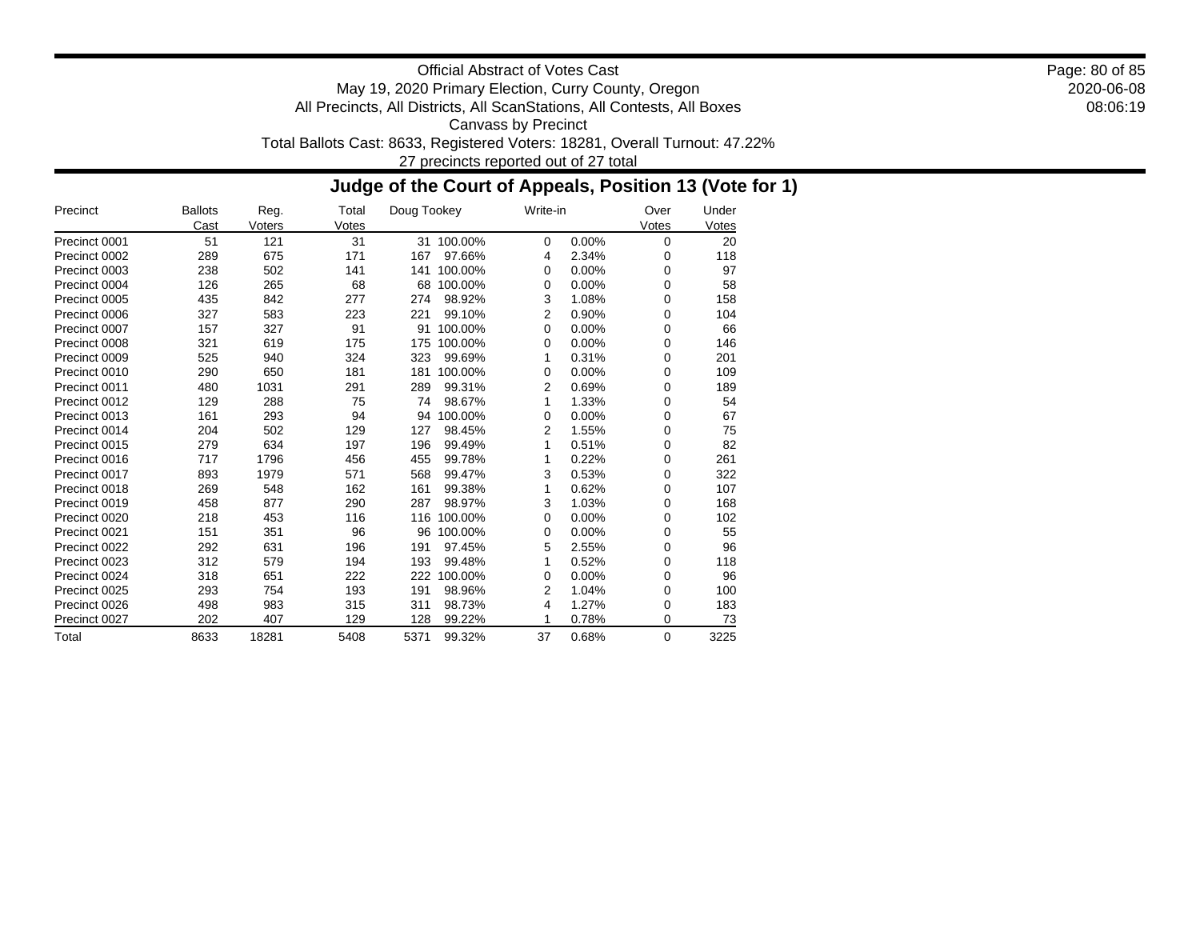Official Abstract of Votes Cast
May 19, 2020 Primary Election, Curry County, Oregon
All Precincts, All Districts, All ScanStations, All Contests, All Boxes
Canvass by Precinct
Total Ballots Cast: 8633, Registered Voters: 18281, Overall Turnout: 47.22%
27 precincts reported out of 27 total

## Judge of the Court of Appeals, Position 13 (Vote for 1)

| Precinct | Ballots Cast | Reg. Voters | Total Votes | Doug Tookey | | Write-in | | Over Votes | Under Votes |
|---|---|---|---|---|---|---|---|---|---|
| Precinct 0001 | 51 | 121 | 31 | 31 | 100.00% | 0 | 0.00% | 0 | 20 |
| Precinct 0002 | 289 | 675 | 171 | 167 | 97.66% | 4 | 2.34% | 0 | 118 |
| Precinct 0003 | 238 | 502 | 141 | 141 | 100.00% | 0 | 0.00% | 0 | 97 |
| Precinct 0004 | 126 | 265 | 68 | 68 | 100.00% | 0 | 0.00% | 0 | 58 |
| Precinct 0005 | 435 | 842 | 277 | 274 | 98.92% | 3 | 1.08% | 0 | 158 |
| Precinct 0006 | 327 | 583 | 223 | 221 | 99.10% | 2 | 0.90% | 0 | 104 |
| Precinct 0007 | 157 | 327 | 91 | 91 | 100.00% | 0 | 0.00% | 0 | 66 |
| Precinct 0008 | 321 | 619 | 175 | 175 | 100.00% | 0 | 0.00% | 0 | 146 |
| Precinct 0009 | 525 | 940 | 324 | 323 | 99.69% | 1 | 0.31% | 0 | 201 |
| Precinct 0010 | 290 | 650 | 181 | 181 | 100.00% | 0 | 0.00% | 0 | 109 |
| Precinct 0011 | 480 | 1031 | 291 | 289 | 99.31% | 2 | 0.69% | 0 | 189 |
| Precinct 0012 | 129 | 288 | 75 | 74 | 98.67% | 1 | 1.33% | 0 | 54 |
| Precinct 0013 | 161 | 293 | 94 | 94 | 100.00% | 0 | 0.00% | 0 | 67 |
| Precinct 0014 | 204 | 502 | 129 | 127 | 98.45% | 2 | 1.55% | 0 | 75 |
| Precinct 0015 | 279 | 634 | 197 | 196 | 99.49% | 1 | 0.51% | 0 | 82 |
| Precinct 0016 | 717 | 1796 | 456 | 455 | 99.78% | 1 | 0.22% | 0 | 261 |
| Precinct 0017 | 893 | 1979 | 571 | 568 | 99.47% | 3 | 0.53% | 0 | 322 |
| Precinct 0018 | 269 | 548 | 162 | 161 | 99.38% | 1 | 0.62% | 0 | 107 |
| Precinct 0019 | 458 | 877 | 290 | 287 | 98.97% | 3 | 1.03% | 0 | 168 |
| Precinct 0020 | 218 | 453 | 116 | 116 | 100.00% | 0 | 0.00% | 0 | 102 |
| Precinct 0021 | 151 | 351 | 96 | 96 | 100.00% | 0 | 0.00% | 0 | 55 |
| Precinct 0022 | 292 | 631 | 196 | 191 | 97.45% | 5 | 2.55% | 0 | 96 |
| Precinct 0023 | 312 | 579 | 194 | 193 | 99.48% | 1 | 0.52% | 0 | 118 |
| Precinct 0024 | 318 | 651 | 222 | 222 | 100.00% | 0 | 0.00% | 0 | 96 |
| Precinct 0025 | 293 | 754 | 193 | 191 | 98.96% | 2 | 1.04% | 0 | 100 |
| Precinct 0026 | 498 | 983 | 315 | 311 | 98.73% | 4 | 1.27% | 0 | 183 |
| Precinct 0027 | 202 | 407 | 129 | 128 | 99.22% | 1 | 0.78% | 0 | 73 |
| Total | 8633 | 18281 | 5408 | 5371 | 99.32% | 37 | 0.68% | 0 | 3225 |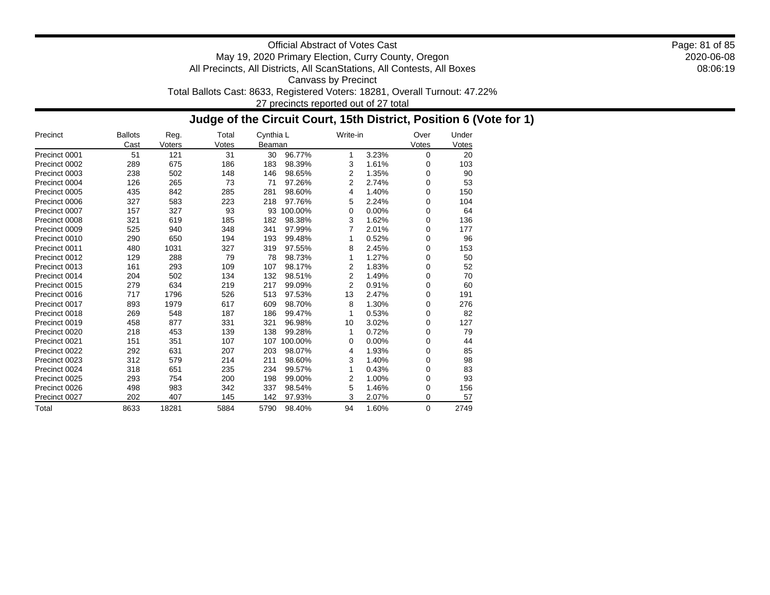Official Abstract of Votes Cast
May 19, 2020 Primary Election, Curry County, Oregon
All Precincts, All Districts, All ScanStations, All Contests, All Boxes
Canvass by Precinct
Total Ballots Cast: 8633, Registered Voters: 18281, Overall Turnout: 47.22%
27 precincts reported out of 27 total

## Judge of the Circuit Court, 15th District, Position 6 (Vote for 1)

| Precinct | Ballots Cast | Reg. Voters | Total Votes | Cynthia L Beaman | | Write-in | | Over Votes | Under Votes |
|---|---|---|---|---|---|---|---|---|---|
| Precinct 0001 | 51 | 121 | 31 | 30 | 96.77% | 1 | 3.23% | 0 | 20 |
| Precinct 0002 | 289 | 675 | 186 | 183 | 98.39% | 3 | 1.61% | 0 | 103 |
| Precinct 0003 | 238 | 502 | 148 | 146 | 98.65% | 2 | 1.35% | 0 | 90 |
| Precinct 0004 | 126 | 265 | 73 | 71 | 97.26% | 2 | 2.74% | 0 | 53 |
| Precinct 0005 | 435 | 842 | 285 | 281 | 98.60% | 4 | 1.40% | 0 | 150 |
| Precinct 0006 | 327 | 583 | 223 | 218 | 97.76% | 5 | 2.24% | 0 | 104 |
| Precinct 0007 | 157 | 327 | 93 | 93 | 100.00% | 0 | 0.00% | 0 | 64 |
| Precinct 0008 | 321 | 619 | 185 | 182 | 98.38% | 3 | 1.62% | 0 | 136 |
| Precinct 0009 | 525 | 940 | 348 | 341 | 97.99% | 7 | 2.01% | 0 | 177 |
| Precinct 0010 | 290 | 650 | 194 | 193 | 99.48% | 1 | 0.52% | 0 | 96 |
| Precinct 0011 | 480 | 1031 | 327 | 319 | 97.55% | 8 | 2.45% | 0 | 153 |
| Precinct 0012 | 129 | 288 | 79 | 78 | 98.73% | 1 | 1.27% | 0 | 50 |
| Precinct 0013 | 161 | 293 | 109 | 107 | 98.17% | 2 | 1.83% | 0 | 52 |
| Precinct 0014 | 204 | 502 | 134 | 132 | 98.51% | 2 | 1.49% | 0 | 70 |
| Precinct 0015 | 279 | 634 | 219 | 217 | 99.09% | 2 | 0.91% | 0 | 60 |
| Precinct 0016 | 717 | 1796 | 526 | 513 | 97.53% | 13 | 2.47% | 0 | 191 |
| Precinct 0017 | 893 | 1979 | 617 | 609 | 98.70% | 8 | 1.30% | 0 | 276 |
| Precinct 0018 | 269 | 548 | 187 | 186 | 99.47% | 1 | 0.53% | 0 | 82 |
| Precinct 0019 | 458 | 877 | 331 | 321 | 96.98% | 10 | 3.02% | 0 | 127 |
| Precinct 0020 | 218 | 453 | 139 | 138 | 99.28% | 1 | 0.72% | 0 | 79 |
| Precinct 0021 | 151 | 351 | 107 | 107 | 100.00% | 0 | 0.00% | 0 | 44 |
| Precinct 0022 | 292 | 631 | 207 | 203 | 98.07% | 4 | 1.93% | 0 | 85 |
| Precinct 0023 | 312 | 579 | 214 | 211 | 98.60% | 3 | 1.40% | 0 | 98 |
| Precinct 0024 | 318 | 651 | 235 | 234 | 99.57% | 1 | 0.43% | 0 | 83 |
| Precinct 0025 | 293 | 754 | 200 | 198 | 99.00% | 2 | 1.00% | 0 | 93 |
| Precinct 0026 | 498 | 983 | 342 | 337 | 98.54% | 5 | 1.46% | 0 | 156 |
| Precinct 0027 | 202 | 407 | 145 | 142 | 97.93% | 3 | 2.07% | 0 | 57 |
| Total | 8633 | 18281 | 5884 | 5790 | 98.40% | 94 | 1.60% | 0 | 2749 |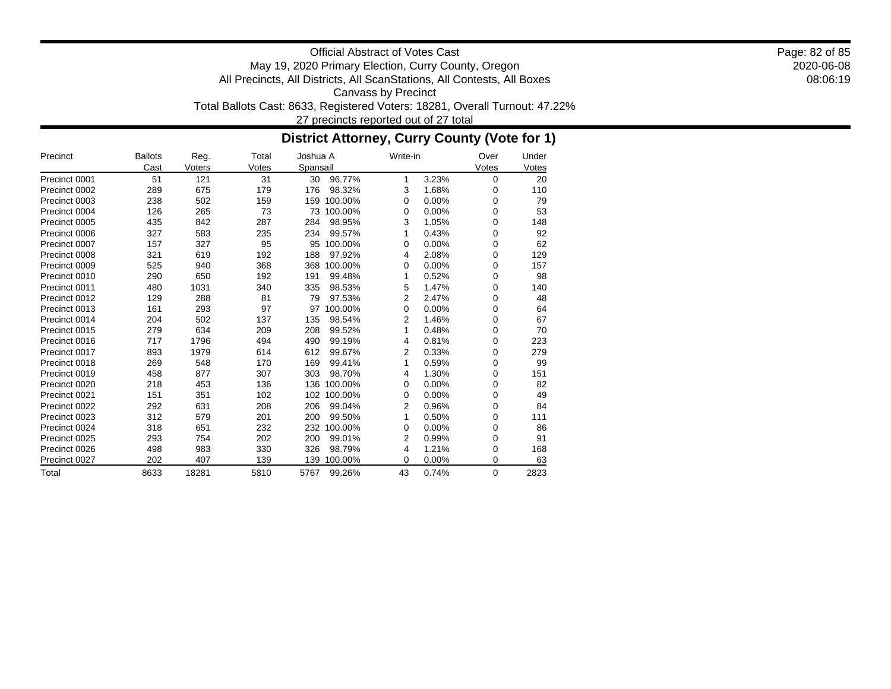Official Abstract of Votes Cast
May 19, 2020 Primary Election, Curry County, Oregon
All Precincts, All Districts, All ScanStations, All Contests, All Boxes
Canvass by Precinct
Total Ballots Cast: 8633, Registered Voters: 18281, Overall Turnout: 47.22%
27 precincts reported out of 27 total

## District Attorney, Curry County (Vote for 1)

| Precinct | Ballots Cast | Reg. Voters | Total Votes | Joshua A Spansail | | Write-in | | Over Votes | Under Votes |
|---|---|---|---|---|---|---|---|---|---|
| Precinct 0001 | 51 | 121 | 31 | 30 | 96.77% | 1 | 3.23% | 0 | 20 |
| Precinct 0002 | 289 | 675 | 179 | 176 | 98.32% | 3 | 1.68% | 0 | 110 |
| Precinct 0003 | 238 | 502 | 159 | 159 | 100.00% | 0 | 0.00% | 0 | 79 |
| Precinct 0004 | 126 | 265 | 73 | 73 | 100.00% | 0 | 0.00% | 0 | 53 |
| Precinct 0005 | 435 | 842 | 287 | 284 | 98.95% | 3 | 1.05% | 0 | 148 |
| Precinct 0006 | 327 | 583 | 235 | 234 | 99.57% | 1 | 0.43% | 0 | 92 |
| Precinct 0007 | 157 | 327 | 95 | 95 | 100.00% | 0 | 0.00% | 0 | 62 |
| Precinct 0008 | 321 | 619 | 192 | 188 | 97.92% | 4 | 2.08% | 0 | 129 |
| Precinct 0009 | 525 | 940 | 368 | 368 | 100.00% | 0 | 0.00% | 0 | 157 |
| Precinct 0010 | 290 | 650 | 192 | 191 | 99.48% | 1 | 0.52% | 0 | 98 |
| Precinct 0011 | 480 | 1031 | 340 | 335 | 98.53% | 5 | 1.47% | 0 | 140 |
| Precinct 0012 | 129 | 288 | 81 | 79 | 97.53% | 2 | 2.47% | 0 | 48 |
| Precinct 0013 | 161 | 293 | 97 | 97 | 100.00% | 0 | 0.00% | 0 | 64 |
| Precinct 0014 | 204 | 502 | 137 | 135 | 98.54% | 2 | 1.46% | 0 | 67 |
| Precinct 0015 | 279 | 634 | 209 | 208 | 99.52% | 1 | 0.48% | 0 | 70 |
| Precinct 0016 | 717 | 1796 | 494 | 490 | 99.19% | 4 | 0.81% | 0 | 223 |
| Precinct 0017 | 893 | 1979 | 614 | 612 | 99.67% | 2 | 0.33% | 0 | 279 |
| Precinct 0018 | 269 | 548 | 170 | 169 | 99.41% | 1 | 0.59% | 0 | 99 |
| Precinct 0019 | 458 | 877 | 307 | 303 | 98.70% | 4 | 1.30% | 0 | 151 |
| Precinct 0020 | 218 | 453 | 136 | 136 | 100.00% | 0 | 0.00% | 0 | 82 |
| Precinct 0021 | 151 | 351 | 102 | 102 | 100.00% | 0 | 0.00% | 0 | 49 |
| Precinct 0022 | 292 | 631 | 208 | 206 | 99.04% | 2 | 0.96% | 0 | 84 |
| Precinct 0023 | 312 | 579 | 201 | 200 | 99.50% | 1 | 0.50% | 0 | 111 |
| Precinct 0024 | 318 | 651 | 232 | 232 | 100.00% | 0 | 0.00% | 0 | 86 |
| Precinct 0025 | 293 | 754 | 202 | 200 | 99.01% | 2 | 0.99% | 0 | 91 |
| Precinct 0026 | 498 | 983 | 330 | 326 | 98.79% | 4 | 1.21% | 0 | 168 |
| Precinct 0027 | 202 | 407 | 139 | 139 | 100.00% | 0 | 0.00% | 0 | 63 |
| Total | 8633 | 18281 | 5810 | 5767 | 99.26% | 43 | 0.74% | 0 | 2823 |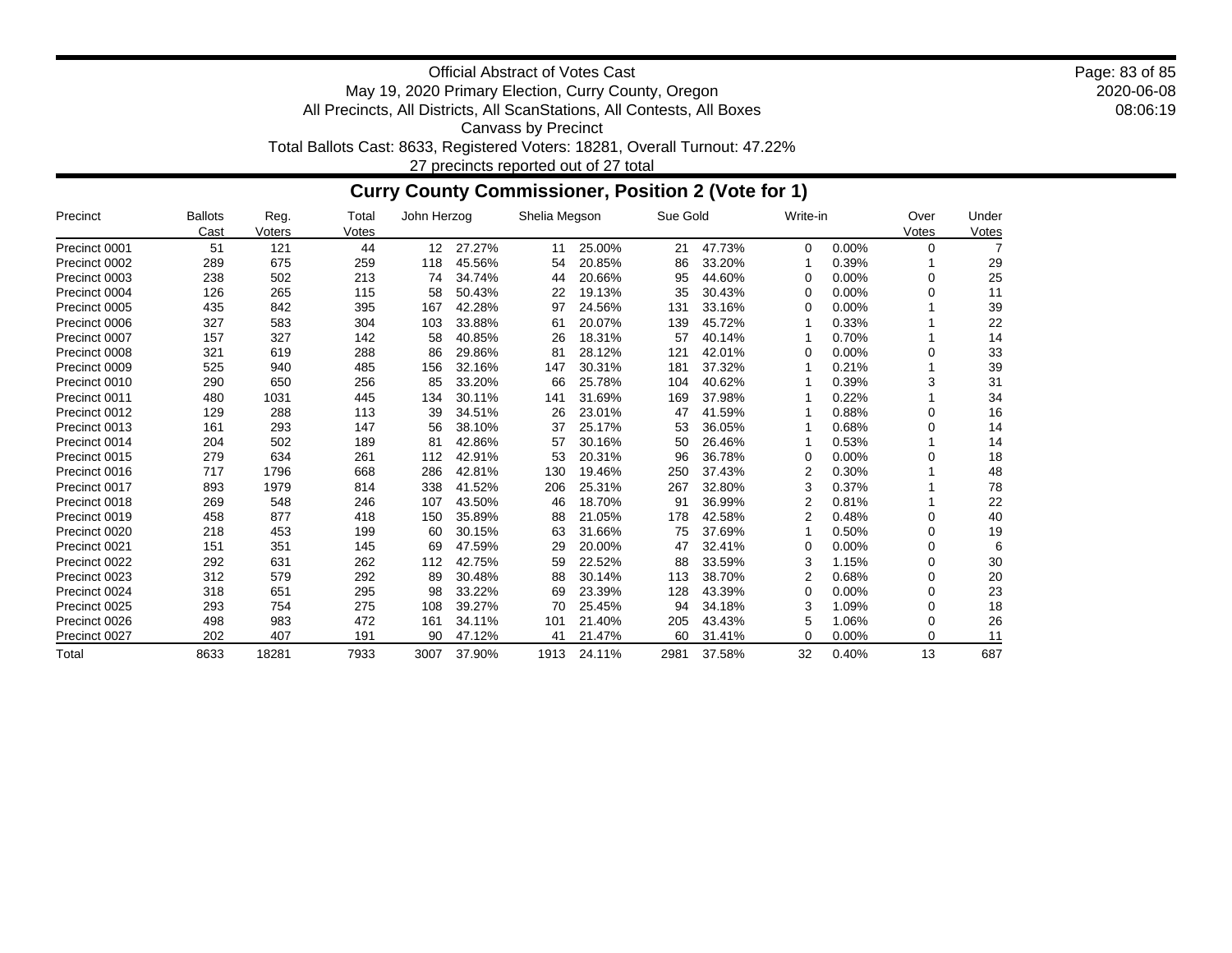Official Abstract of Votes Cast
May 19, 2020 Primary Election, Curry County, Oregon
All Precincts, All Districts, All ScanStations, All Contests, All Boxes
Canvass by Precinct
Total Ballots Cast: 8633, Registered Voters: 18281, Overall Turnout: 47.22%
27 precincts reported out of 27 total

## Curry County Commissioner, Position 2 (Vote for 1)

| Precinct | Ballots Cast | Reg. Voters | Total Votes | John Herzog | | Shelia Megson | | Sue Gold | | Write-in | | Over Votes | Under Votes |
|---|---|---|---|---|---|---|---|---|---|---|---|---|---|
| Precinct 0001 | 51 | 121 | 44 | 12 | 27.27% | 11 | 25.00% | 21 | 47.73% | 0 | 0.00% | 0 | 7 |
| Precinct 0002 | 289 | 675 | 259 | 118 | 45.56% | 54 | 20.85% | 86 | 33.20% | 1 | 0.39% | 1 | 29 |
| Precinct 0003 | 238 | 502 | 213 | 74 | 34.74% | 44 | 20.66% | 95 | 44.60% | 0 | 0.00% | 0 | 25 |
| Precinct 0004 | 126 | 265 | 115 | 58 | 50.43% | 22 | 19.13% | 35 | 30.43% | 0 | 0.00% | 0 | 11 |
| Precinct 0005 | 435 | 842 | 395 | 167 | 42.28% | 97 | 24.56% | 131 | 33.16% | 0 | 0.00% | 1 | 39 |
| Precinct 0006 | 327 | 583 | 304 | 103 | 33.88% | 61 | 20.07% | 139 | 45.72% | 1 | 0.33% | 1 | 22 |
| Precinct 0007 | 157 | 327 | 142 | 58 | 40.85% | 26 | 18.31% | 57 | 40.14% | 1 | 0.70% | 1 | 14 |
| Precinct 0008 | 321 | 619 | 288 | 86 | 29.86% | 81 | 28.12% | 121 | 42.01% | 0 | 0.00% | 0 | 33 |
| Precinct 0009 | 525 | 940 | 485 | 156 | 32.16% | 147 | 30.31% | 181 | 37.32% | 1 | 0.21% | 1 | 39 |
| Precinct 0010 | 290 | 650 | 256 | 85 | 33.20% | 66 | 25.78% | 104 | 40.62% | 1 | 0.39% | 3 | 31 |
| Precinct 0011 | 480 | 1031 | 445 | 134 | 30.11% | 141 | 31.69% | 169 | 37.98% | 1 | 0.22% | 1 | 34 |
| Precinct 0012 | 129 | 288 | 113 | 39 | 34.51% | 26 | 23.01% | 47 | 41.59% | 1 | 0.88% | 0 | 16 |
| Precinct 0013 | 161 | 293 | 147 | 56 | 38.10% | 37 | 25.17% | 53 | 36.05% | 1 | 0.68% | 0 | 14 |
| Precinct 0014 | 204 | 502 | 189 | 81 | 42.86% | 57 | 30.16% | 50 | 26.46% | 1 | 0.53% | 1 | 14 |
| Precinct 0015 | 279 | 634 | 261 | 112 | 42.91% | 53 | 20.31% | 96 | 36.78% | 0 | 0.00% | 0 | 18 |
| Precinct 0016 | 717 | 1796 | 668 | 286 | 42.81% | 130 | 19.46% | 250 | 37.43% | 2 | 0.30% | 1 | 48 |
| Precinct 0017 | 893 | 1979 | 814 | 338 | 41.52% | 206 | 25.31% | 267 | 32.80% | 3 | 0.37% | 1 | 78 |
| Precinct 0018 | 269 | 548 | 246 | 107 | 43.50% | 46 | 18.70% | 91 | 36.99% | 2 | 0.81% | 1 | 22 |
| Precinct 0019 | 458 | 877 | 418 | 150 | 35.89% | 88 | 21.05% | 178 | 42.58% | 2 | 0.48% | 0 | 40 |
| Precinct 0020 | 218 | 453 | 199 | 60 | 30.15% | 63 | 31.66% | 75 | 37.69% | 1 | 0.50% | 0 | 19 |
| Precinct 0021 | 151 | 351 | 145 | 69 | 47.59% | 29 | 20.00% | 47 | 32.41% | 0 | 0.00% | 0 | 6 |
| Precinct 0022 | 292 | 631 | 262 | 112 | 42.75% | 59 | 22.52% | 88 | 33.59% | 3 | 1.15% | 0 | 30 |
| Precinct 0023 | 312 | 579 | 292 | 89 | 30.48% | 88 | 30.14% | 113 | 38.70% | 2 | 0.68% | 0 | 20 |
| Precinct 0024 | 318 | 651 | 295 | 98 | 33.22% | 69 | 23.39% | 128 | 43.39% | 0 | 0.00% | 0 | 23 |
| Precinct 0025 | 293 | 754 | 275 | 108 | 39.27% | 70 | 25.45% | 94 | 34.18% | 3 | 1.09% | 0 | 18 |
| Precinct 0026 | 498 | 983 | 472 | 161 | 34.11% | 101 | 21.40% | 205 | 43.43% | 5 | 1.06% | 0 | 26 |
| Precinct 0027 | 202 | 407 | 191 | 90 | 47.12% | 41 | 21.47% | 60 | 31.41% | 0 | 0.00% | 0 | 11 |
| Total | 8633 | 18281 | 7933 | 3007 | 37.90% | 1913 | 24.11% | 2981 | 37.58% | 32 | 0.40% | 13 | 687 |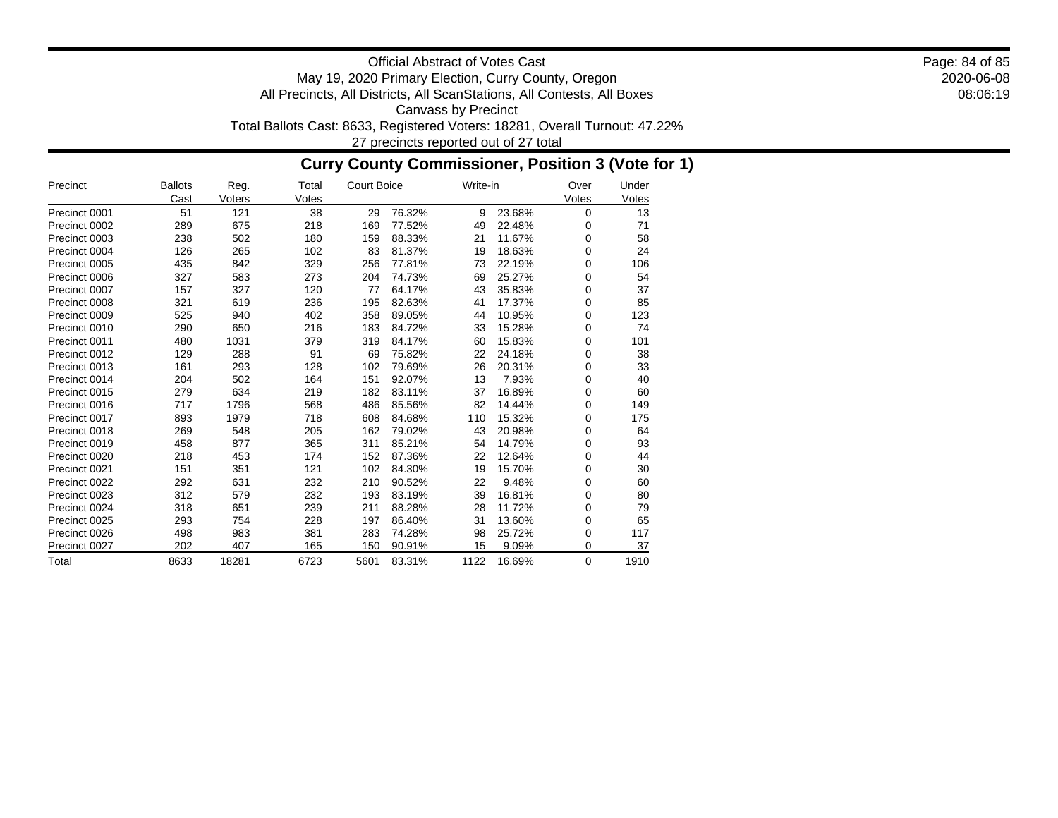Official Abstract of Votes Cast
May 19, 2020 Primary Election, Curry County, Oregon
All Precincts, All Districts, All ScanStations, All Contests, All Boxes
Canvass by Precinct
Total Ballots Cast: 8633, Registered Voters: 18281, Overall Turnout: 47.22%
27 precincts reported out of 27 total

## Curry County Commissioner, Position 3 (Vote for 1)

| Precinct | Ballots Cast | Reg. Voters | Total Votes | Court Boice | | Write-in | | Over Votes | Under Votes |
|---|---|---|---|---|---|---|---|---|---|
| Precinct 0001 | 51 | 121 | 38 | 29 | 76.32% | 9 | 23.68% | 0 | 13 |
| Precinct 0002 | 289 | 675 | 218 | 169 | 77.52% | 49 | 22.48% | 0 | 71 |
| Precinct 0003 | 238 | 502 | 180 | 159 | 88.33% | 21 | 11.67% | 0 | 58 |
| Precinct 0004 | 126 | 265 | 102 | 83 | 81.37% | 19 | 18.63% | 0 | 24 |
| Precinct 0005 | 435 | 842 | 329 | 256 | 77.81% | 73 | 22.19% | 0 | 106 |
| Precinct 0006 | 327 | 583 | 273 | 204 | 74.73% | 69 | 25.27% | 0 | 54 |
| Precinct 0007 | 157 | 327 | 120 | 77 | 64.17% | 43 | 35.83% | 0 | 37 |
| Precinct 0008 | 321 | 619 | 236 | 195 | 82.63% | 41 | 17.37% | 0 | 85 |
| Precinct 0009 | 525 | 940 | 402 | 358 | 89.05% | 44 | 10.95% | 0 | 123 |
| Precinct 0010 | 290 | 650 | 216 | 183 | 84.72% | 33 | 15.28% | 0 | 74 |
| Precinct 0011 | 480 | 1031 | 379 | 319 | 84.17% | 60 | 15.83% | 0 | 101 |
| Precinct 0012 | 129 | 288 | 91 | 69 | 75.82% | 22 | 24.18% | 0 | 38 |
| Precinct 0013 | 161 | 293 | 128 | 102 | 79.69% | 26 | 20.31% | 0 | 33 |
| Precinct 0014 | 204 | 502 | 164 | 151 | 92.07% | 13 | 7.93% | 0 | 40 |
| Precinct 0015 | 279 | 634 | 219 | 182 | 83.11% | 37 | 16.89% | 0 | 60 |
| Precinct 0016 | 717 | 1796 | 568 | 486 | 85.56% | 82 | 14.44% | 0 | 149 |
| Precinct 0017 | 893 | 1979 | 718 | 608 | 84.68% | 110 | 15.32% | 0 | 175 |
| Precinct 0018 | 269 | 548 | 205 | 162 | 79.02% | 43 | 20.98% | 0 | 64 |
| Precinct 0019 | 458 | 877 | 365 | 311 | 85.21% | 54 | 14.79% | 0 | 93 |
| Precinct 0020 | 218 | 453 | 174 | 152 | 87.36% | 22 | 12.64% | 0 | 44 |
| Precinct 0021 | 151 | 351 | 121 | 102 | 84.30% | 19 | 15.70% | 0 | 30 |
| Precinct 0022 | 292 | 631 | 232 | 210 | 90.52% | 22 | 9.48% | 0 | 60 |
| Precinct 0023 | 312 | 579 | 232 | 193 | 83.19% | 39 | 16.81% | 0 | 80 |
| Precinct 0024 | 318 | 651 | 239 | 211 | 88.28% | 28 | 11.72% | 0 | 79 |
| Precinct 0025 | 293 | 754 | 228 | 197 | 86.40% | 31 | 13.60% | 0 | 65 |
| Precinct 0026 | 498 | 983 | 381 | 283 | 74.28% | 98 | 25.72% | 0 | 117 |
| Precinct 0027 | 202 | 407 | 165 | 150 | 90.91% | 15 | 9.09% | 0 | 37 |
| Total | 8633 | 18281 | 6723 | 5601 | 83.31% | 1122 | 16.69% | 0 | 1910 |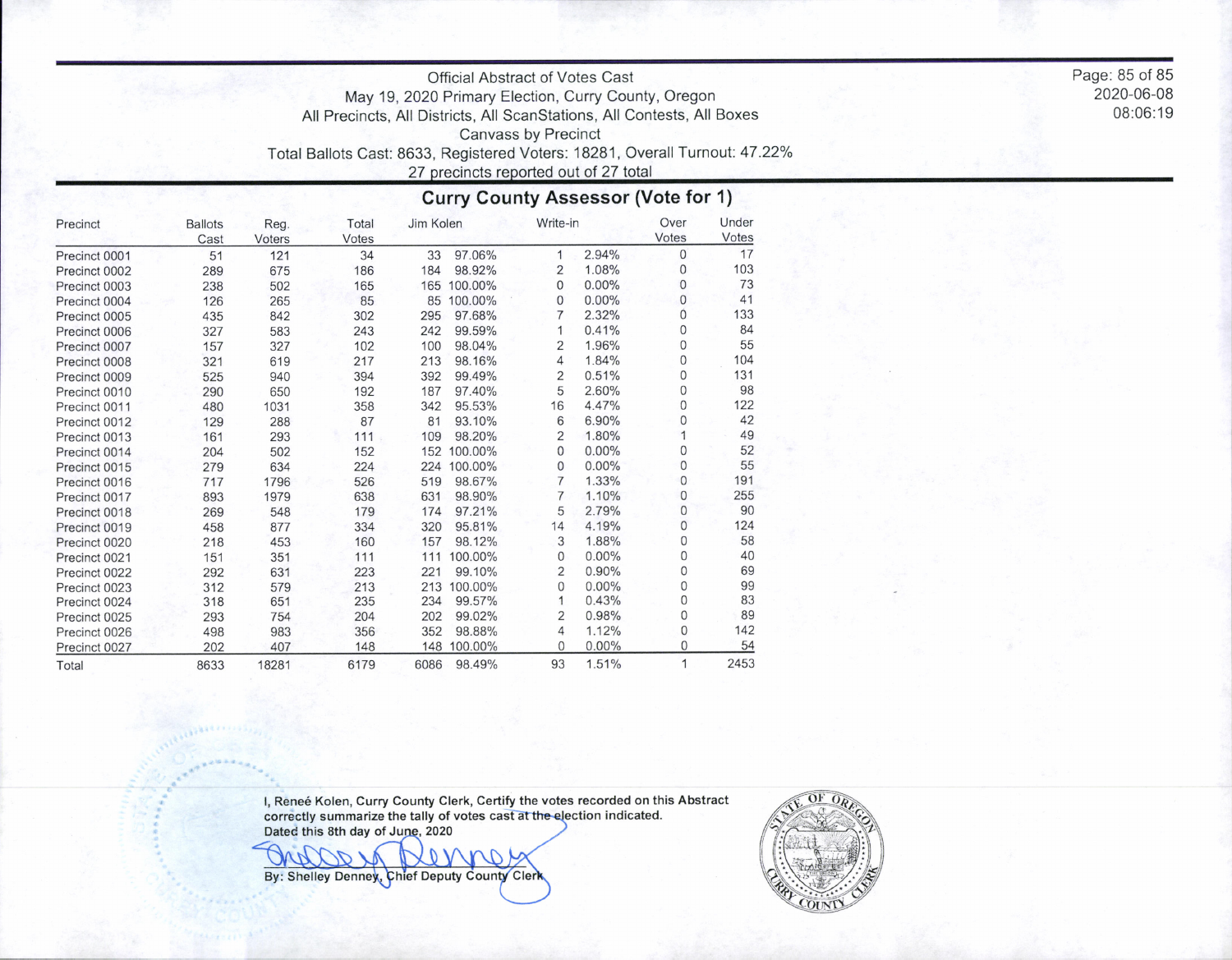Official Abstract of Votes Cast
May 19, 2020 Primary Election, Curry County, Oregon
All Precincts, All Districts, All ScanStations, All Contests, All Boxes
Canvass by Precinct
Total Ballots Cast: 8633, Registered Voters: 18281, Overall Turnout: 47.22%
27 precincts reported out of 27 total

## Curry County Assessor (Vote for 1)

| Precinct | Ballots Cast | Reg. Voters | Total Votes | Jim Kolen | | Write-in | | Over Votes | Under Votes |
|---|---|---|---|---|---|---|---|---|---|
| Precinct 0001 | 51 | 121 | 34 | 33 | 97.06% | 1 | 2.94% | 0 | 17 |
| Precinct 0002 | 289 | 675 | 186 | 184 | 98.92% | 2 | 1.08% | 0 | 103 |
| Precinct 0003 | 238 | 502 | 165 | 165 | 100.00% | 0 | 0.00% | 0 | 73 |
| Precinct 0004 | 126 | 265 | 85 | 85 | 100.00% | 0 | 0.00% | 0 | 41 |
| Precinct 0005 | 435 | 842 | 302 | 295 | 97.68% | 7 | 2.32% | 0 | 133 |
| Precinct 0006 | 327 | 583 | 243 | 242 | 99.59% | 1 | 0.41% | 0 | 84 |
| Precinct 0007 | 157 | 327 | 102 | 100 | 98.04% | 2 | 1.96% | 0 | 55 |
| Precinct 0008 | 321 | 619 | 217 | 213 | 98.16% | 4 | 1.84% | 0 | 104 |
| Precinct 0009 | 525 | 940 | 394 | 392 | 99.49% | 2 | 0.51% | 0 | 131 |
| Precinct 0010 | 290 | 650 | 192 | 187 | 97.40% | 5 | 2.60% | 0 | 98 |
| Precinct 0011 | 480 | 1031 | 358 | 342 | 95.53% | 16 | 4.47% | 0 | 122 |
| Precinct 0012 | 129 | 288 | 87 | 81 | 93.10% | 6 | 6.90% | 0 | 42 |
| Precinct 0013 | 161 | 293 | 111 | 109 | 98.20% | 2 | 1.80% | 1 | 49 |
| Precinct 0014 | 204 | 502 | 152 | 152 | 100.00% | 0 | 0.00% | 0 | 52 |
| Precinct 0015 | 279 | 634 | 224 | 224 | 100.00% | 0 | 0.00% | 0 | 55 |
| Precinct 0016 | 717 | 1796 | 526 | 519 | 98.67% | 7 | 1.33% | 0 | 191 |
| Precinct 0017 | 893 | 1979 | 638 | 631 | 98.90% | 7 | 1.10% | 0 | 255 |
| Precinct 0018 | 269 | 548 | 179 | 174 | 97.21% | 5 | 2.79% | 0 | 90 |
| Precinct 0019 | 458 | 877 | 334 | 320 | 95.81% | 14 | 4.19% | 0 | 124 |
| Precinct 0020 | 218 | 453 | 160 | 157 | 98.12% | 3 | 1.88% | 0 | 58 |
| Precinct 0021 | 151 | 351 | 111 | 111 | 100.00% | 0 | 0.00% | 0 | 40 |
| Precinct 0022 | 292 | 631 | 223 | 221 | 99.10% | 2 | 0.90% | 0 | 69 |
| Precinct 0023 | 312 | 579 | 213 | 213 | 100.00% | 0 | 0.00% | 0 | 99 |
| Precinct 0024 | 318 | 651 | 235 | 234 | 99.57% | 1 | 0.43% | 0 | 83 |
| Precinct 0025 | 293 | 754 | 204 | 202 | 99.02% | 2 | 0.98% | 0 | 89 |
| Precinct 0026 | 498 | 983 | 356 | 352 | 98.88% | 4 | 1.12% | 0 | 142 |
| Precinct 0027 | 202 | 407 | 148 | 148 | 100.00% | 0 | 0.00% | 0 | 54 |
| Total | 8633 | 18281 | 6179 | 6086 | 98.49% | 93 | 1.51% | 1 | 2453 |

I, Reneé Kolen, Curry County Clerk, Certify the votes recorded on this Abstract correctly summarize the tally of votes cast at the election indicated.
Dated this 8th day of June, 2020

By: Shelley Denney, Chief Deputy County Clerk